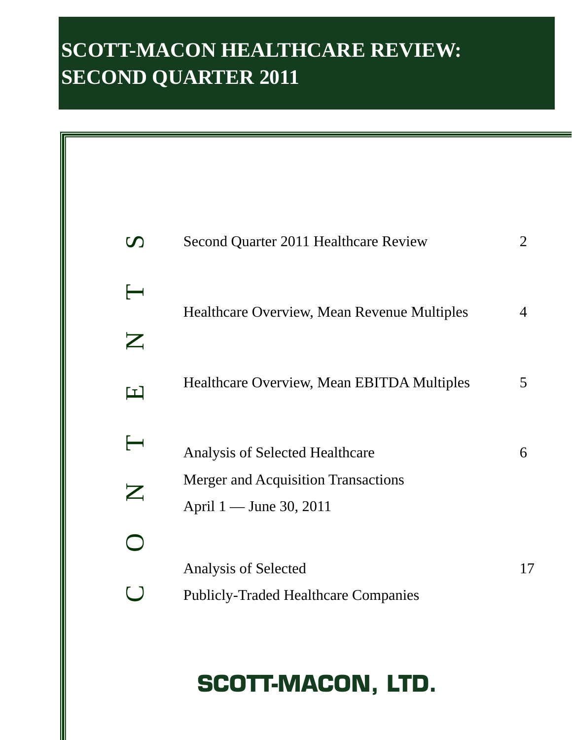# SCOTT-MACON HEALTHCARE REVIEW: SECOND QUARTER 2011

## CONTENTS

| | |
|---|---|
| Second Quarter 2011 Healthcare Review | 2 |
| Healthcare Overview, Mean Revenue Multiples | 4 |
| Healthcare Overview, Mean EBITDA Multiples | 5 |
| Analysis of Selected Healthcare Merger and Acquisition Transactions April 1 — June 30, 2011 | 6 |
| Analysis of Selected Publicly-Traded Healthcare Companies | 17 |

**SCOTT-MACON, LTD.**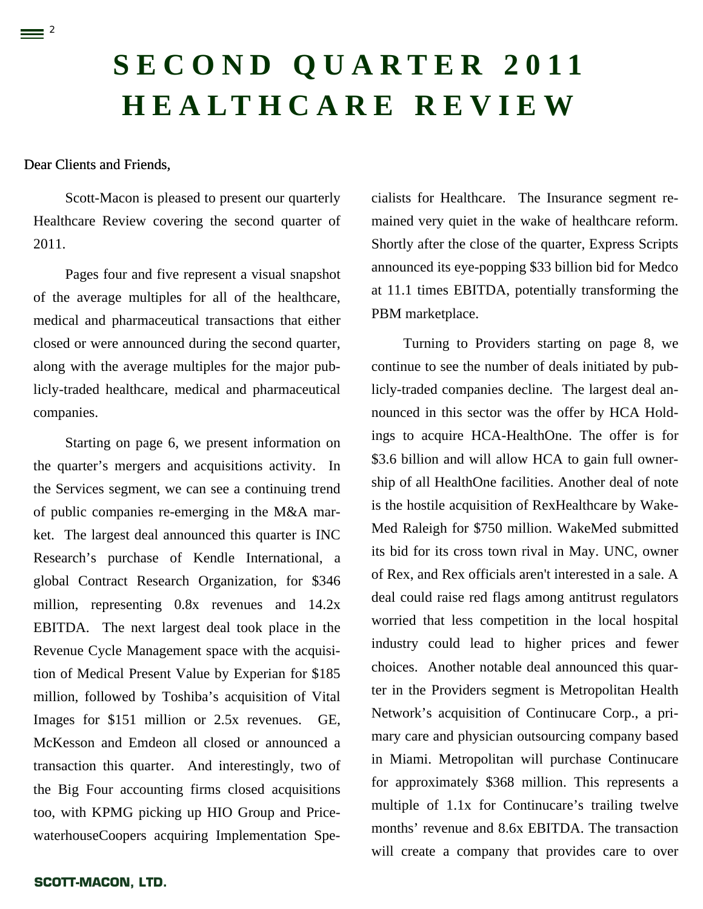# SECOND QUARTER 2011 HEALTHCARE REVIEW

Dear Clients and Friends,

Scott-Macon is pleased to present our quarterly Healthcare Review covering the second quarter of 2011.

Pages four and five represent a visual snapshot of the average multiples for all of the healthcare, medical and pharmaceutical transactions that either closed or were announced during the second quarter, along with the average multiples for the major publicly-traded healthcare, medical and pharmaceutical companies.

Starting on page 6, we present information on the quarter's mergers and acquisitions activity. In the Services segment, we can see a continuing trend of public companies re-emerging in the M&A market. The largest deal announced this quarter is INC Research's purchase of Kendle International, a global Contract Research Organization, for $346 million, representing 0.8x revenues and 14.2x EBITDA. The next largest deal took place in the Revenue Cycle Management space with the acquisition of Medical Present Value by Experian for $185 million, followed by Toshiba's acquisition of Vital Images for $151 million or 2.5x revenues. GE, McKesson and Emdeon all closed or announced a transaction this quarter. And interestingly, two of the Big Four accounting firms closed acquisitions too, with KPMG picking up HIO Group and PricewaterhouseCoopers acquiring Implementation Specialists for Healthcare. The Insurance segment remained very quiet in the wake of healthcare reform. Shortly after the close of the quarter, Express Scripts announced its eye-popping $33 billion bid for Medco at 11.1 times EBITDA, potentially transforming the PBM marketplace.

Turning to Providers starting on page 8, we continue to see the number of deals initiated by publicly-traded companies decline. The largest deal announced in this sector was the offer by HCA Holdings to acquire HCA-HealthOne. The offer is for $3.6 billion and will allow HCA to gain full ownership of all HealthOne facilities. Another deal of note is the hostile acquisition of RexHealthcare by WakeMed Raleigh for $750 million. WakeMed submitted its bid for its cross town rival in May. UNC, owner of Rex, and Rex officials aren't interested in a sale. A deal could raise red flags among antitrust regulators worried that less competition in the local hospital industry could lead to higher prices and fewer choices. Another notable deal announced this quarter in the Providers segment is Metropolitan Health Network's acquisition of Continucare Corp., a primary care and physician outsourcing company based in Miami. Metropolitan will purchase Continucare for approximately $368 million. This represents a multiple of 1.1x for Continucare's trailing twelve months' revenue and 8.6x EBITDA. The transaction will create a company that provides care to over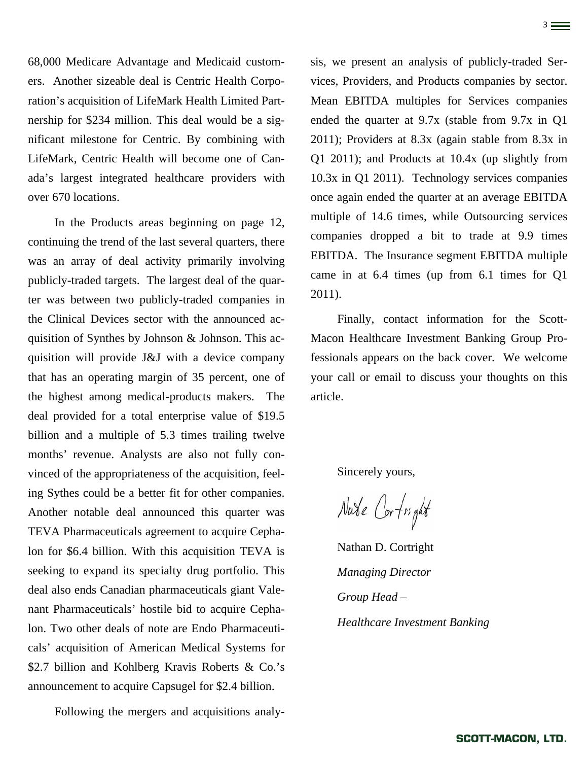68,000 Medicare Advantage and Medicaid customers. Another sizeable deal is Centric Health Corporation's acquisition of LifeMark Health Limited Partnership for $234 million. This deal would be a significant milestone for Centric. By combining with LifeMark, Centric Health will become one of Canada's largest integrated healthcare providers with over 670 locations.

In the Products areas beginning on page 12, continuing the trend of the last several quarters, there was an array of deal activity primarily involving publicly-traded targets. The largest deal of the quarter was between two publicly-traded companies in the Clinical Devices sector with the announced acquisition of Synthes by Johnson & Johnson. This acquisition will provide J&J with a device company that has an operating margin of 35 percent, one of the highest among medical-products makers. The deal provided for a total enterprise value of $19.5 billion and a multiple of 5.3 times trailing twelve months' revenue. Analysts are also not fully convinced of the appropriateness of the acquisition, feeling Sythes could be a better fit for other companies. Another notable deal announced this quarter was TEVA Pharmaceuticals agreement to acquire Cephalon for $6.4 billion. With this acquisition TEVA is seeking to expand its specialty drug portfolio. This deal also ends Canadian pharmaceuticals giant Valenant Pharmaceuticals' hostile bid to acquire Cephalon. Two other deals of note are Endo Pharmaceuticals' acquisition of American Medical Systems for $2.7 billion and Kohlberg Kravis Roberts & Co.'s announcement to acquire Capsugel for $2.4 billion.

Following the mergers and acquisitions analysis, we present an analysis of publicly-traded Services, Providers, and Products companies by sector. Mean EBITDA multiples for Services companies ended the quarter at 9.7x (stable from 9.7x in Q1 2011); Providers at 8.3x (again stable from 8.3x in Q1 2011); and Products at 10.4x (up slightly from 10.3x in Q1 2011). Technology services companies once again ended the quarter at an average EBITDA multiple of 14.6 times, while Outsourcing services companies dropped a bit to trade at 9.9 times EBITDA. The Insurance segment EBITDA multiple came in at 6.4 times (up from 6.1 times for Q1 2011).

Finally, contact information for the Scott-Macon Healthcare Investment Banking Group Professionals appears on the back cover. We welcome your call or email to discuss your thoughts on this article.

Sincerely yours,

Nate Cortright

Nathan D. Cortright

*Managing Director*

*Group Head –*

*Healthcare Investment Banking*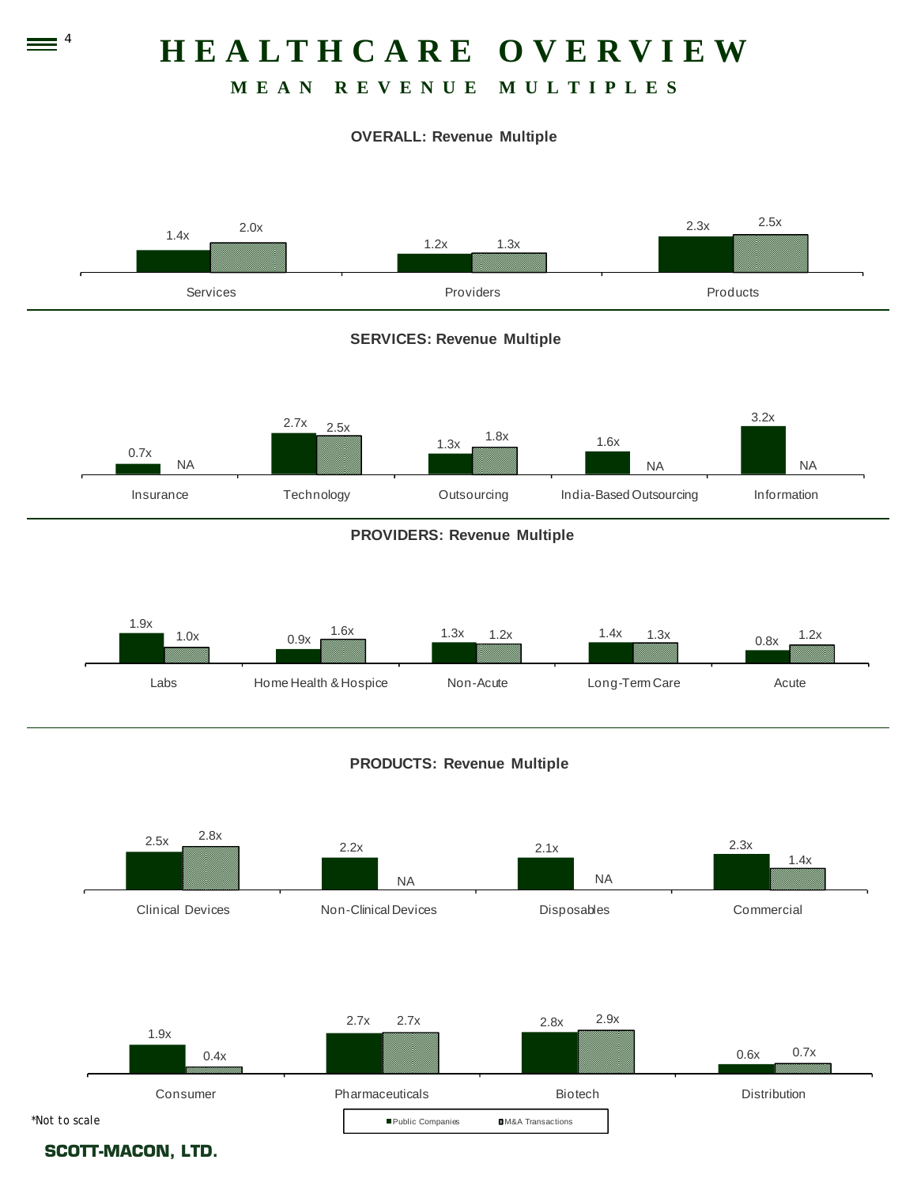# HEALTHCARE OVERVIEW

## MEAN REVENUE MULTIPLES

### OVERALL: Revenue Multiple

| | Public Companies | M&A Transactions |
|---|---|---|
| Services | 1.4x | 2.0x |
| Providers | 1.2x | 1.3x |
| Products | 2.3x | 2.5x |

### SERVICES: Revenue Multiple

| | Public Companies | M&A Transactions |
|---|---|---|
| Insurance | 0.7x | NA |
| Technology | 2.7x | 2.5x |
| Outsourcing | 1.3x | 1.8x |
| India-Based Outsourcing | 1.6x | NA |
| Information | 3.2x | NA |

### PROVIDERS: Revenue Multiple

| | Public Companies | M&A Transactions |
|---|---|---|
| Labs | 1.9x | 1.0x |
| Home Health & Hospice | 0.9x | 1.6x |
| Non-Acute | 1.3x | 1.2x |
| Long-Term Care | 1.4x | 1.3x |
| Acute | 0.8x | 1.2x |

### PRODUCTS: Revenue Multiple

| | Public Companies | M&A Transactions |
|---|---|---|
| Clinical Devices | 2.5x | 2.8x |
| Non-Clinical Devices | 2.2x | NA |
| Disposables | 2.1x | NA |
| Commercial | 2.3x | 1.4x |
| Consumer | 1.9x | 0.4x |
| Pharmaceuticals | 2.7x | 2.7x |
| Biotech | 2.8x | 2.9x |
| Distribution | 0.6x | 0.7x |

*Not to scale

SCOTT-MACON, LTD.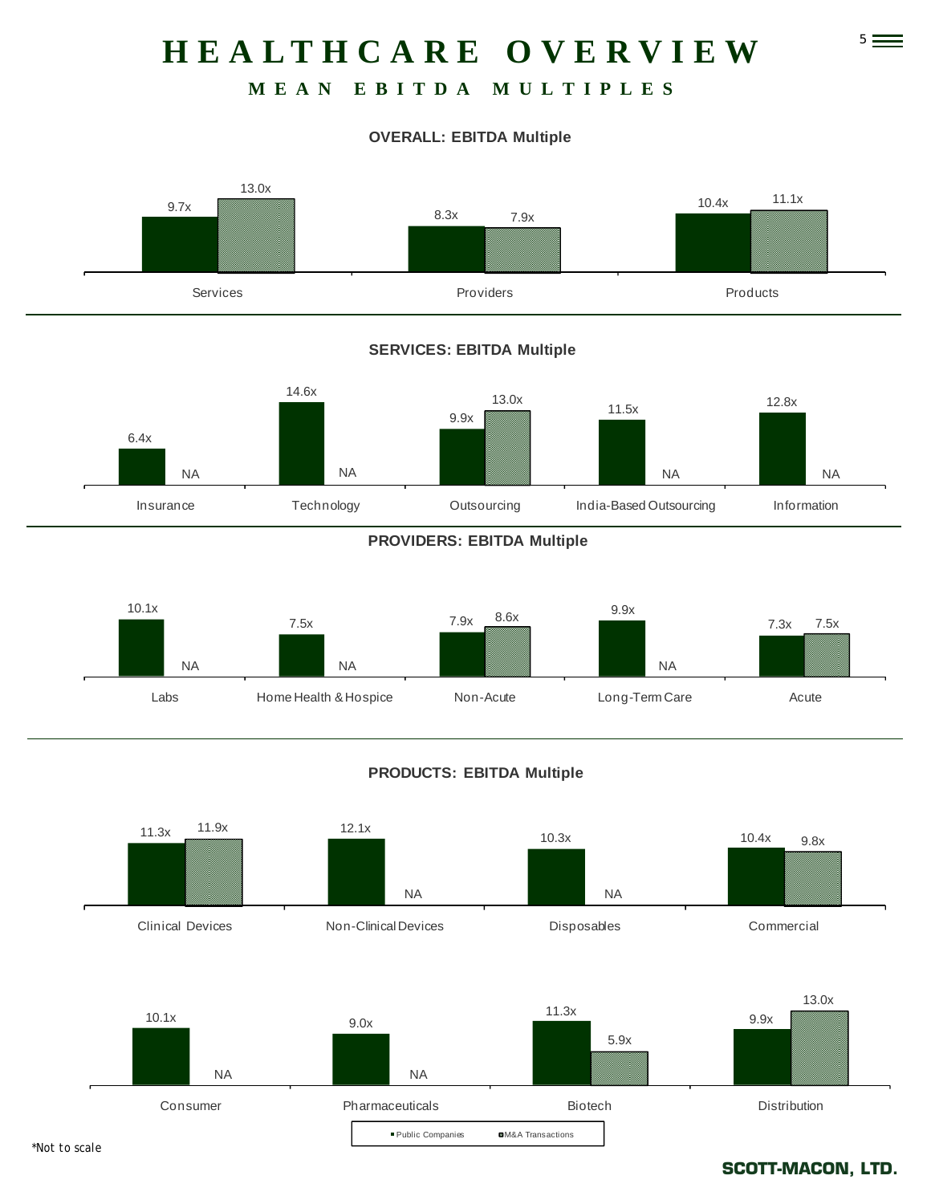# HEALTHCARE OVERVIEW

## MEAN EBITDA MULTIPLES

### OVERALL: EBITDA Multiple

| | Public Companies | M&A Transactions |
|---|---|---|
| Services | 9.7x | 13.0x |
| Providers | 8.3x | 7.9x |
| Products | 10.4x | 11.1x |

### SERVICES: EBITDA Multiple

| | Public Companies | M&A Transactions |
|---|---|---|
| Insurance | 6.4x | NA |
| Technology | 14.6x | NA |
| Outsourcing | 9.9x | 13.0x |
| India-Based Outsourcing | 11.5x | NA |
| Information | 12.8x | NA |

### PROVIDERS: EBITDA Multiple

| | Public Companies | M&A Transactions |
|---|---|---|
| Labs | 10.1x | NA |
| Home Health & Hospice | 7.5x | NA |
| Non-Acute | 7.9x | 8.6x |
| Long-Term Care | 9.9x | NA |
| Acute | 7.3x | 7.5x |

### PRODUCTS: EBITDA Multiple

| | Public Companies | M&A Transactions |
|---|---|---|
| Clinical Devices | 11.3x | 11.9x |
| Non-Clinical Devices | 12.1x | NA |
| Disposables | 10.3x | NA |
| Commercial | 10.4x | 9.8x |
| Consumer | 10.1x | NA |
| Pharmaceuticals | 9.0x | NA |
| Biotech | 11.3x | 5.9x |
| Distribution | 9.9x | 13.0x |

*Not to scale

SCOTT-MACON, LTD.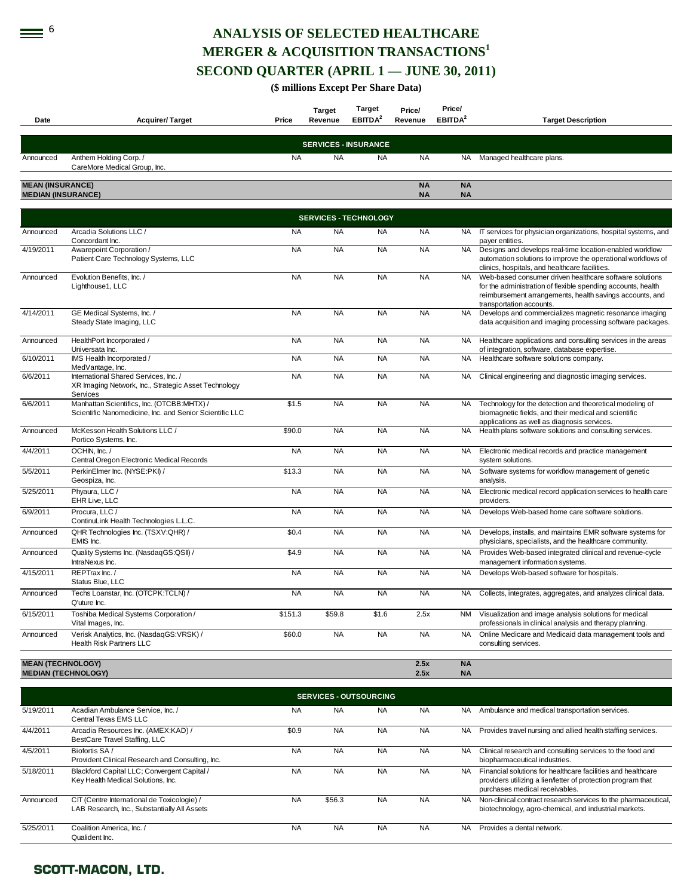# ANALYSIS OF SELECTED HEALTHCARE MERGER & ACQUISITION TRANSACTIONS[1]
## SECOND QUARTER (APRIL 1 — JUNE 30, 2011)
### ($ millions Except Per Share Data)

| Date | Acquirer/ Target | Price | Target Revenue | Target EBITDA[2] | Price/ Revenue | Price/ EBITDA[2] | Target Description |
|---|---|---|---|---|---|---|---|
| | | | **SERVICES - INSURANCE** | | | | |
| Announced | Anthem Holding Corp. / CareMore Medical Group, Inc. | NA | NA | NA | NA | NA | Managed healthcare plans. |
| **MEAN (INSURANCE)** | | | | | **NA** | **NA** | |
| **MEDIAN (INSURANCE)** | | | | | **NA** | **NA** | |
| | | | **SERVICES - TECHNOLOGY** | | | | |
| Announced | Arcadia Solutions LLC / Concordant Inc. | NA | NA | NA | NA | NA | IT services for physician organizations, hospital systems, and payer entities. |
| 4/19/2011 | Awarepoint Corporation / Patient Care Technology Systems, LLC | NA | NA | NA | NA | NA | Designs and develops real-time location-enabled workflow automation solutions to improve the operational workflows of clinics, hospitals, and healthcare facilities. |
| Announced | Evolution Benefits, Inc. / Lighthouse1, LLC | NA | NA | NA | NA | NA | Web-based consumer driven healthcare software solutions for the administration of flexible spending accounts, health reimbursement arrangements, health savings accounts, and transportation accounts. |
| 4/14/2011 | GE Medical Systems, Inc. / Steady State Imaging, LLC | NA | NA | NA | NA | NA | Develops and commercializes magnetic resonance imaging data acquisition and imaging processing software packages. |
| Announced | HealthPort Incorporated / Universata Inc. | NA | NA | NA | NA | NA | Healthcare applications and consulting services in the areas of integration, software, database expertise. |
| 6/10/2011 | IMS Health Incorporated / MedVantage, Inc. | NA | NA | NA | NA | NA | Healthcare software solutions company. |
| 6/6/2011 | International Shared Services, Inc. / XR Imaging Network, Inc., Strategic Asset Technology Services | NA | NA | NA | NA | NA | Clinical engineering and diagnostic imaging services. |
| 6/6/2011 | Manhattan Scientifics, Inc. (OTCBB:MHTX) / Scientific Nanomedicine, Inc. and Senior Scientific LLC | $1.5 | NA | NA | NA | NA | Technology for the detection and theoretical modeling of biomagnetic fields, and their medical and scientific applications as well as diagnosis services. |
| Announced | McKesson Health Solutions LLC / Portico Systems, Inc. | $90.0 | NA | NA | NA | NA | Health plans software solutions and consulting services. |
| 4/4/2011 | OCHIN, Inc. / Central Oregon Electronic Medical Records | NA | NA | NA | NA | NA | Electronic medical records and practice management system solutions. |
| 5/5/2011 | PerkinElmer Inc. (NYSE:PKI) / Geospiza, Inc. | $13.3 | NA | NA | NA | NA | Software systems for workflow management of genetic analysis. |
| 5/25/2011 | Phyaura, LLC / EHR Live, LLC | NA | NA | NA | NA | NA | Electronic medical record application services to health care providers. |
| 6/9/2011 | Procura, LLC / ContinuLink Health Technologies L.L.C. | NA | NA | NA | NA | NA | Develops Web-based home care software solutions. |
| Announced | QHR Technologies Inc. (TSXV:QHR) / EMIS Inc. | $0.4 | NA | NA | NA | NA | Develops, installs, and maintains EMR software systems for physicians, specialists, and the healthcare community. |
| Announced | Quality Systems Inc. (NasdaqGS:QSII) / IntraNexus Inc. | $4.9 | NA | NA | NA | NA | Provides Web-based integrated clinical and revenue-cycle management information systems. |
| 4/15/2011 | REPTrax Inc. / Status Blue, LLC | NA | NA | NA | NA | NA | Develops Web-based software for hospitals. |
| Announced | Techs Loanstar, Inc. (OTCPK:TCLN) / Q'uture Inc. | NA | NA | NA | NA | NA | Collects, integrates, aggregates, and analyzes clinical data. |
| 6/15/2011 | Toshiba Medical Systems Corporation / Vital Images, Inc. | $151.3 | $59.8 | $1.6 | 2.5x | NM | Visualization and image analysis solutions for medical professionals in clinical analysis and therapy planning. |
| Announced | Verisk Analytics, Inc. (NasdaqGS:VRSK) / Health Risk Partners LLC | $60.0 | NA | NA | NA | NA | Online Medicare and Medicaid data management tools and consulting services. |
| **MEAN (TECHNOLOGY)** | | | | | **2.5x** | **NA** | |
| **MEDIAN (TECHNOLOGY)** | | | | | **2.5x** | **NA** | |
| | | | **SERVICES - OUTSOURCING** | | | | |
| 5/19/2011 | Acadian Ambulance Service, Inc. / Central Texas EMS LLC | NA | NA | NA | NA | NA | Ambulance and medical transportation services. |
| 4/4/2011 | Arcadia Resources Inc. (AMEX:KAD) / BestCare Travel Staffing, LLC | $0.9 | NA | NA | NA | NA | Provides travel nursing and allied health staffing services. |
| 4/5/2011 | Biofortis SA / Provident Clinical Research and Consulting, Inc. | NA | NA | NA | NA | NA | Clinical research and consulting services to the food and biopharmaceutical industries. |
| 5/18/2011 | Blackford Capital LLC; Convergent Capital / Key Health Medical Solutions, Inc. | NA | NA | NA | NA | NA | Financial solutions for healthcare facilities and healthcare providers utilizing a lien/letter of protection program that purchases medical receivables. |
| Announced | CIT (Centre International de Toxicologie) / LAB Research, Inc., Substantially All Assets | NA | $56.3 | NA | NA | NA | Non-clinical contract research services to the pharmaceutical, biotechnology, agro-chemical, and industrial markets. |
| 5/25/2011 | Coalition America, Inc. / Qualident Inc. | NA | NA | NA | NA | NA | Provides a dental network. |

**SCOTT-MACON, LTD.**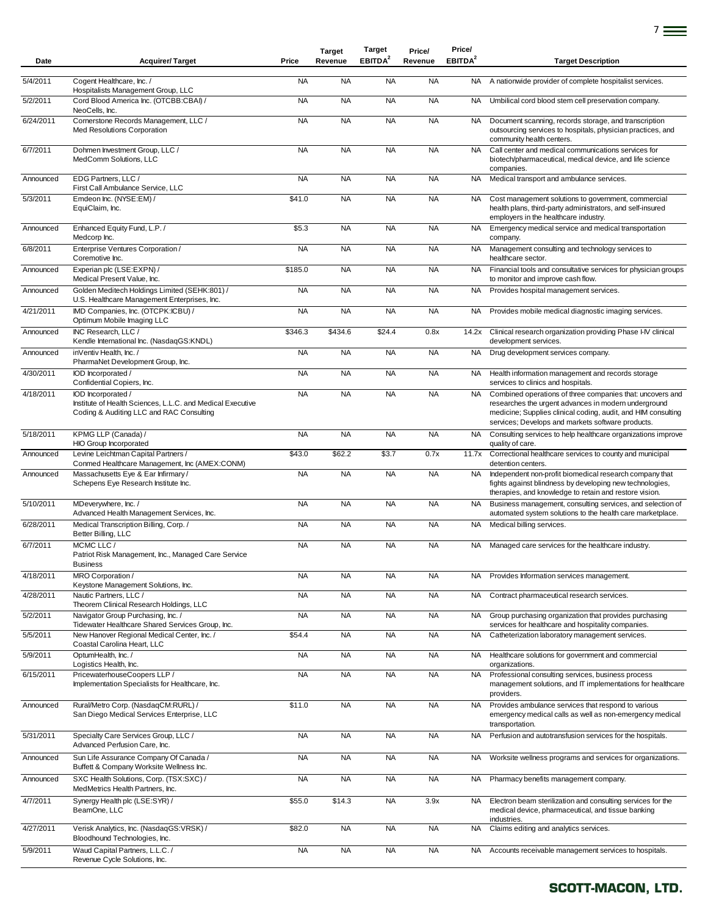| Date | Acquirer/ Target | Price | Target Revenue | Target EBITDA[2] | Price/ Revenue | Price/ EBITDA[2] | Target Description |
|---|---|---|---|---|---|---|---|
| 5/4/2011 | Cogent Healthcare, Inc. / Hospitalists Management Group, LLC | NA | NA | NA | NA | NA | A nationwide provider of complete hospitalist services. |
| 5/2/2011 | Cord Blood America Inc. (OTCBB:CBAI) / NeoCells, Inc. | NA | NA | NA | NA | NA | Umbilical cord blood stem cell preservation company. |
| 6/24/2011 | Cornerstone Records Management, LLC / Med Resolutions Corporation | NA | NA | NA | NA | NA | Document scanning, records storage, and transcription outsourcing services to hospitals, physician practices, and community health centers. |
| 6/7/2011 | Dohmen Investment Group, LLC / MedComm Solutions, LLC | NA | NA | NA | NA | NA | Call center and medical communications services for biotech/pharmaceutical, medical device, and life science companies. |
| Announced | EDG Partners, LLC / First Call Ambulance Service, LLC | NA | NA | NA | NA | NA | Medical transport and ambulance services. |
| 5/3/2011 | Emdeon Inc. (NYSE:EM) / EquiClaim, Inc. | $41.0 | NA | NA | NA | NA | Cost management solutions to government, commercial health plans, third-party administrators, and self-insured employers in the healthcare industry. |
| Announced | Enhanced Equity Fund, L.P. / Medcorp Inc. | $5.3 | NA | NA | NA | NA | Emergency medical service and medical transportation company. |
| 6/8/2011 | Enterprise Ventures Corporation / Coremotive Inc. | NA | NA | NA | NA | NA | Management consulting and technology services to healthcare sector. |
| Announced | Experian plc (LSE:EXPN) / Medical Present Value, Inc. | $185.0 | NA | NA | NA | NA | Financial tools and consultative services for physician groups to monitor and improve cash flow. |
| Announced | Golden Meditech Holdings Limited (SEHK:801) / U.S. Healthcare Management Enterprises, Inc. | NA | NA | NA | NA | NA | Provides hospital management services. |
| 4/21/2011 | IMD Companies, Inc. (OTCPK:ICBU) / Optimum Mobile Imaging LLC | NA | NA | NA | NA | NA | Provides mobile medical diagnostic imaging services. |
| Announced | INC Research, LLC / Kendle International Inc. (NasdaqGS:KNDL) | $346.3 | $434.6 | $24.4 | 0.8x | 14.2x | Clinical research organization providing Phase I-IV clinical development services. |
| Announced | inVentiv Health, Inc. / PharmaNet Development Group, Inc. | NA | NA | NA | NA | NA | Drug development services company. |
| 4/30/2011 | IOD Incorporated / Confidential Copiers, Inc. | NA | NA | NA | NA | NA | Health information management and records storage services to clinics and hospitals. |
| 4/18/2011 | IOD Incorporated / Institute of Health Sciences, L.L.C. and Medical Executive Coding & Auditing LLC and RAC Consulting | NA | NA | NA | NA | NA | Combined operations of three companies that: uncovers and researches the urgent advances in modern underground medicine; Supplies clinical coding, audit, and HIM consulting services; Develops and markets software products. |
| 5/18/2011 | KPMG LLP (Canada) / HIO Group Incorporated | NA | NA | NA | NA | NA | Consulting services to help healthcare organizations improve quality of care. |
| Announced | Levine Leichtman Capital Partners / Conmed Healthcare Management, Inc (AMEX:CONM) | $43.0 | $62.2 | $3.7 | 0.7x | 11.7x | Correctional healthcare services to county and municipal detention centers. |
| Announced | Massachusetts Eye & Ear Infirmary / Schepens Eye Research Institute Inc. | NA | NA | NA | NA | NA | Independent non-profit biomedical research company that fights against blindness by developing new technologies, therapies, and knowledge to retain and restore vision. |
| 5/10/2011 | MDeverywhere, Inc. / Advanced Health Management Services, Inc. | NA | NA | NA | NA | NA | Business management, consulting services, and selection of automated system solutions to the health care marketplace. |
| 6/28/2011 | Medical Transcription Billing, Corp. / Better Billing, LLC | NA | NA | NA | NA | NA | Medical billing services. |
| 6/7/2011 | MCMC LLC / Patriot Risk Management, Inc., Managed Care Service Business | NA | NA | NA | NA | NA | Managed care services for the healthcare industry. |
| 4/18/2011 | MRO Corporation / Keystone Management Solutions, Inc. | NA | NA | NA | NA | NA | Provides Information services management. |
| 4/28/2011 | Nautic Partners, LLC / Theorem Clinical Research Holdings, LLC | NA | NA | NA | NA | NA | Contract pharmaceutical research services. |
| 5/2/2011 | Navigator Group Purchasing, Inc. / Tidewater Healthcare Shared Services Group, Inc. | NA | NA | NA | NA | NA | Group purchasing organization that provides purchasing services for healthcare and hospitality companies. |
| 5/5/2011 | New Hanover Regional Medical Center, Inc. / Coastal Carolina Heart, LLC | $54.4 | NA | NA | NA | NA | Catheterization laboratory management services. |
| 5/9/2011 | OptumHealth, Inc. / Logistics Health, Inc. | NA | NA | NA | NA | NA | Healthcare solutions for government and commercial organizations. |
| 6/15/2011 | PricewaterhouseCoopers LLP / Implementation Specialists for Healthcare, Inc. | NA | NA | NA | NA | NA | Professional consulting services, business process management solutions, and IT implementations for healthcare providers. |
| Announced | Rural/Metro Corp. (NasdaqCM:RURL) / San Diego Medical Services Enterprise, LLC | $11.0 | NA | NA | NA | NA | Provides ambulance services that respond to various emergency medical calls as well as non-emergency medical transportation. |
| 5/31/2011 | Specialty Care Services Group, LLC / Advanced Perfusion Care, Inc. | NA | NA | NA | NA | NA | Perfusion and autotransfusion services for the hospitals. |
| Announced | Sun Life Assurance Company Of Canada / Buffett & Company Worksite Wellness Inc. | NA | NA | NA | NA | NA | Worksite wellness programs and services for organizations. |
| Announced | SXC Health Solutions, Corp. (TSX:SXC) / MedMetrics Health Partners, Inc. | NA | NA | NA | NA | NA | Pharmacy benefits management company. |
| 4/7/2011 | Synergy Health plc (LSE:SYR) / BeamOne, LLC | $55.0 | $14.3 | NA | 3.9x | NA | Electron beam sterilization and consulting services for the medical device, pharmaceutical, and tissue banking industries. |
| 4/27/2011 | Verisk Analytics, Inc. (NasdaqGS:VRSK) / Bloodhound Technologies, Inc. | $82.0 | NA | NA | NA | NA | Claims editing and analytics services. |
| 5/9/2011 | Waud Capital Partners, L.L.C. / Revenue Cycle Solutions, Inc. | NA | NA | NA | NA | NA | Accounts receivable management services to hospitals. |

**SCOTT-MACON, LTD.**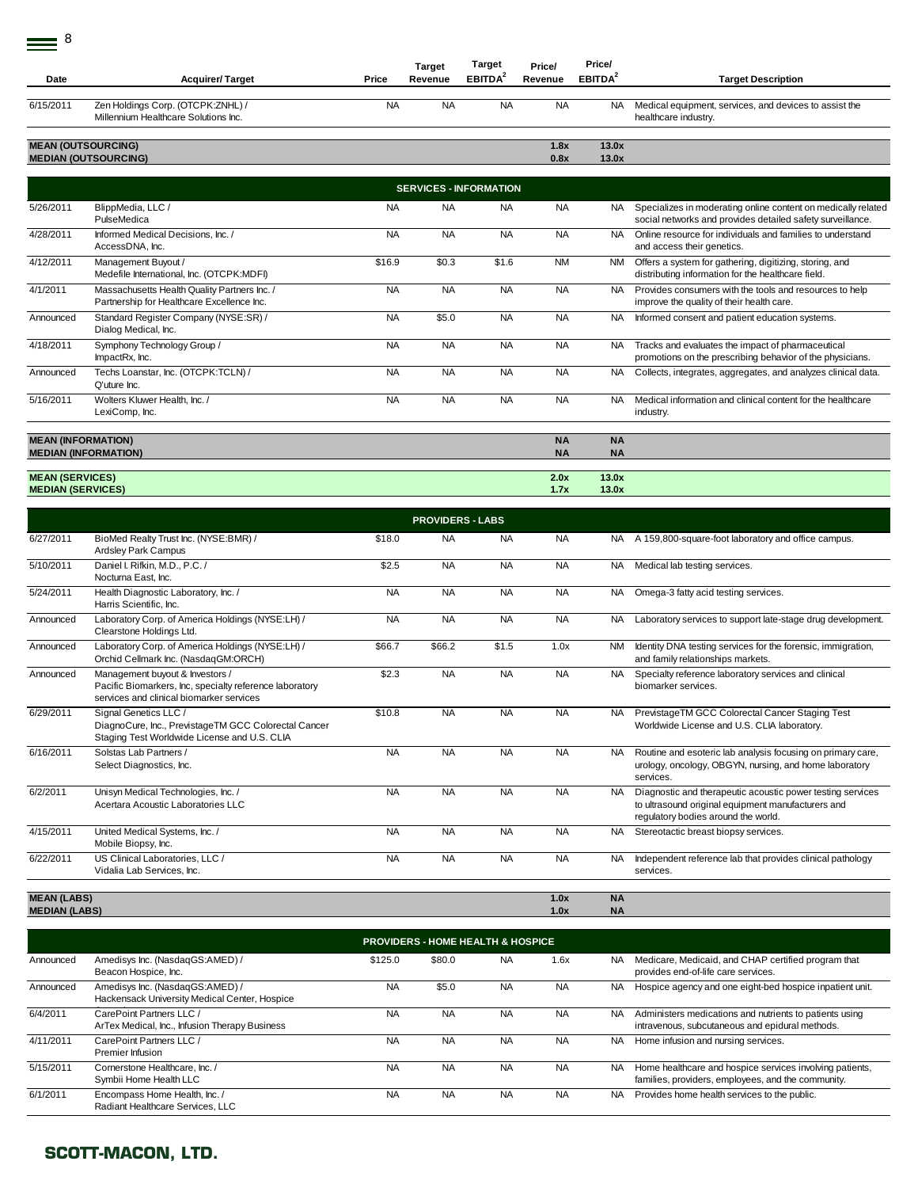| Date | Acquirer/ Target | Price | Target Revenue | Target EBITDA[2] | Price/ Revenue | Price/ EBITDA[2] | Target Description |
|---|---|---|---|---|---|---|---|
| 6/15/2011 | Zen Holdings Corp. (OTCPK:ZNHL) / Millennium Healthcare Solutions Inc. | NA | NA | NA | NA | NA | Medical equipment, services, and devices to assist the healthcare industry. |
| **MEAN (OUTSOURCING)** | | | | | **1.8x** | **13.0x** | |
| **MEDIAN (OUTSOURCING)** | | | | | **0.8x** | **13.0x** | |
| | | | **SERVICES - INFORMATION** | | | | |
| 5/26/2011 | BlippMedia, LLC / PulseMedica | NA | NA | NA | NA | NA | Specializes in moderating online content on medically related social networks and provides detailed safety surveillance. |
| 4/28/2011 | Informed Medical Decisions, Inc. / AccessDNA, Inc. | NA | NA | NA | NA | NA | Online resource for individuals and families to understand and access their genetics. |
| 4/12/2011 | Management Buyout / Medefile International, Inc. (OTCPK:MDFI) | $16.9 | $0.3 | $1.6 | NM | NM | Offers a system for gathering, digitizing, storing, and distributing information for the healthcare field. |
| 4/1/2011 | Massachusetts Health Quality Partners Inc. / Partnership for Healthcare Excellence Inc. | NA | NA | NA | NA | NA | Provides consumers with the tools and resources to help improve the quality of their health care. |
| Announced | Standard Register Company (NYSE:SR) / Dialog Medical, Inc. | NA | $5.0 | NA | NA | NA | Informed consent and patient education systems. |
| 4/18/2011 | Symphony Technology Group / ImpactRx, Inc. | NA | NA | NA | NA | NA | Tracks and evaluates the impact of pharmaceutical promotions on the prescribing behavior of the physicians. |
| Announced | Techs Loanstar, Inc. (OTCPK:TCLN) / Q'uture Inc. | NA | NA | NA | NA | NA | Collects, integrates, aggregates, and analyzes clinical data. |
| 5/16/2011 | Wolters Kluwer Health, Inc. / LexiComp, Inc. | NA | NA | NA | NA | NA | Medical information and clinical content for the healthcare industry. |
| **MEAN (INFORMATION)** | | | | | **NA** | **NA** | |
| **MEDIAN (INFORMATION)** | | | | | **NA** | **NA** | |
| **MEAN (SERVICES)** | | | | | **2.0x** | **13.0x** | |
| **MEDIAN (SERVICES)** | | | | | **1.7x** | **13.0x** | |
| | | | **PROVIDERS - LABS** | | | | |
| 6/27/2011 | BioMed Realty Trust Inc. (NYSE:BMR) / Ardsley Park Campus | $18.0 | NA | NA | NA | NA | A 159,800-square-foot laboratory and office campus. |
| 5/10/2011 | Daniel I. Rifkin, M.D., P.C. / Nocturna East, Inc. | $2.5 | NA | NA | NA | NA | Medical lab testing services. |
| 5/24/2011 | Health Diagnostic Laboratory, Inc. / Harris Scientific, Inc. | NA | NA | NA | NA | NA | Omega-3 fatty acid testing services. |
| Announced | Laboratory Corp. of America Holdings (NYSE:LH) / Clearstone Holdings Ltd. | NA | NA | NA | NA | NA | Laboratory services to support late-stage drug development. |
| Announced | Laboratory Corp. of America Holdings (NYSE:LH) / Orchid Cellmark Inc. (NasdaqGM:ORCH) | $66.7 | $66.2 | $1.5 | 1.0x | NM | Identity DNA testing services for the forensic, immigration, and family relationships markets. |
| Announced | Management buyout & Investors / Pacific Biomarkers, Inc, specialty reference laboratory services and clinical biomarker services | $2.3 | NA | NA | NA | NA | Specialty reference laboratory services and clinical biomarker services. |
| 6/29/2011 | Signal Genetics LLC / DiagnoCure, Inc., PrevistageTM GCC Colorectal Cancer Staging Test Worldwide License and U.S. CLIA | $10.8 | NA | NA | NA | NA | PrevistageTM GCC Colorectal Cancer Staging Test Worldwide License and U.S. CLIA laboratory. |
| 6/16/2011 | Solstas Lab Partners / Select Diagnostics, Inc. | NA | NA | NA | NA | NA | Routine and esoteric lab analysis focusing on primary care, urology, oncology, OBGYN, nursing, and home laboratory services. |
| 6/2/2011 | Unisyn Medical Technologies, Inc. / Acertara Acoustic Laboratories LLC | NA | NA | NA | NA | NA | Diagnostic and therapeutic acoustic power testing services to ultrasound original equipment manufacturers and regulatory bodies around the world. |
| 4/15/2011 | United Medical Systems, Inc. / Mobile Biopsy, Inc. | NA | NA | NA | NA | NA | Stereotactic breast biopsy services. |
| 6/22/2011 | US Clinical Laboratories, LLC / Vidalia Lab Services, Inc. | NA | NA | NA | NA | NA | Independent reference lab that provides clinical pathology services. |
| **MEAN (LABS)** | | | | | **1.0x** | **NA** | |
| **MEDIAN (LABS)** | | | | | **1.0x** | **NA** | |
| | | | **PROVIDERS - HOME HEALTH & HOSPICE** | | | | |
| Announced | Amedisys Inc. (NasdaqGS:AMED) / Beacon Hospice, Inc. | $125.0 | $80.0 | NA | 1.6x | NA | Medicare, Medicaid, and CHAP certified program that provides end-of-life care services. |
| Announced | Amedisys Inc. (NasdaqGS:AMED) / Hackensack University Medical Center, Hospice | NA | $5.0 | NA | NA | NA | Hospice agency and one eight-bed hospice inpatient unit. |
| 6/4/2011 | CarePoint Partners LLC / ArTex Medical, Inc., Infusion Therapy Business | NA | NA | NA | NA | NA | Administers medications and nutrients to patients using intravenous, subcutaneous and epidural methods. |
| 4/11/2011 | CarePoint Partners LLC / Premier Infusion | NA | NA | NA | NA | NA | Home infusion and nursing services. |
| 5/15/2011 | Cornerstone Healthcare, Inc. / Symbii Home Health LLC | NA | NA | NA | NA | NA | Home healthcare and hospice services involving patients, families, providers, employees, and the community. |
| 6/1/2011 | Encompass Home Health, Inc. / Radiant Healthcare Services, LLC | NA | NA | NA | NA | NA | Provides home health services to the public. |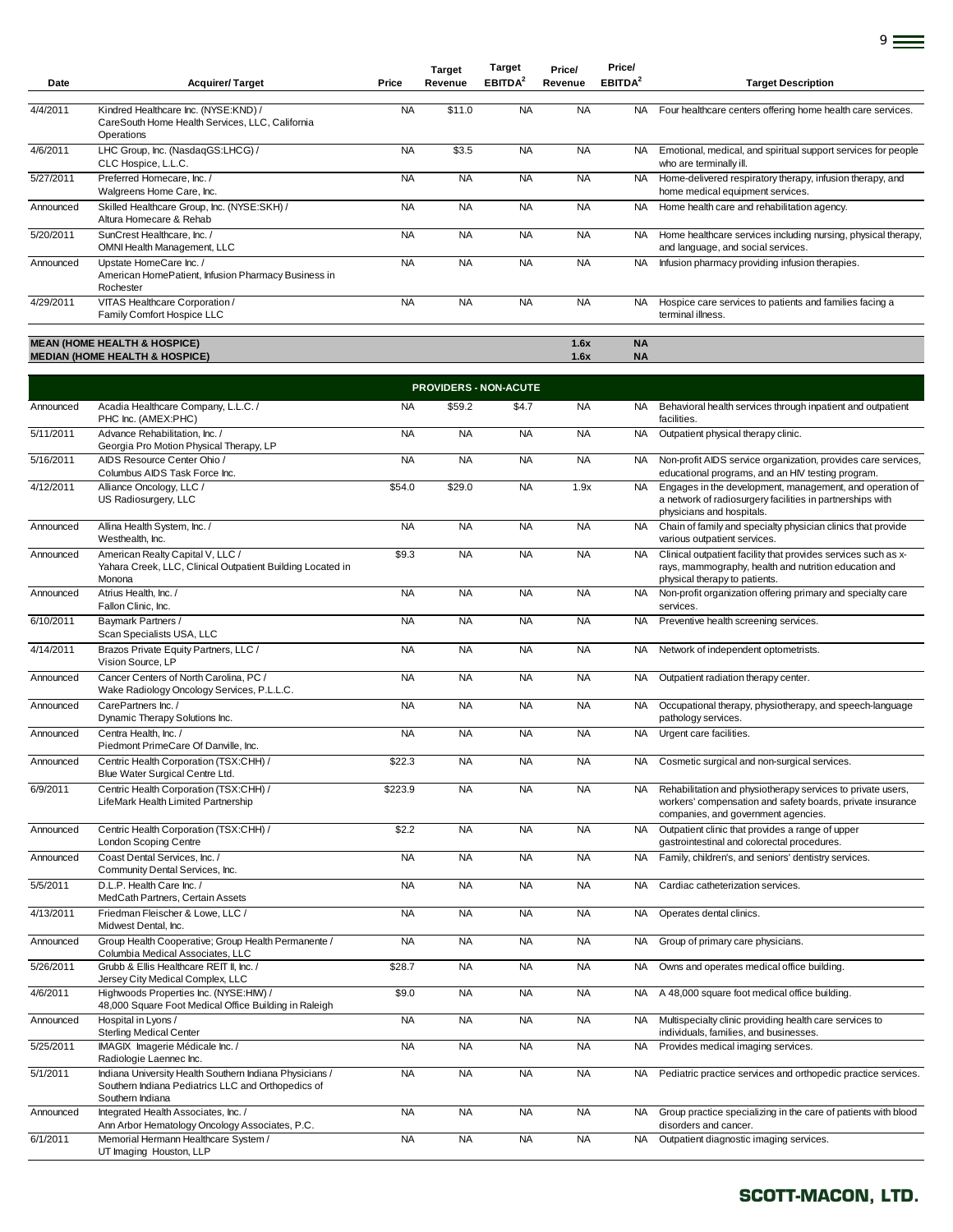| Date | Acquirer/ Target | Price | Target Revenue | Target EBITDA[2] | Price/ Revenue | Price/ EBITDA[2] | Target Description |
|---|---|---|---|---|---|---|---|
| 4/4/2011 | Kindred Healthcare Inc. (NYSE:KND) / CareSouth Home Health Services, LLC, California Operations | NA | $11.0 | NA | NA | NA | Four healthcare centers offering home health care services. |
| 4/6/2011 | LHC Group, Inc. (NasdaqGS:LHCG) / CLC Hospice, L.L.C. | NA | $3.5 | NA | NA | NA | Emotional, medical, and spiritual support services for people who are terminally ill. |
| 5/27/2011 | Preferred Homecare, Inc. / Walgreens Home Care, Inc. | NA | NA | NA | NA | NA | Home-delivered respiratory therapy, infusion therapy, and home medical equipment services. |
| Announced | Skilled Healthcare Group, Inc. (NYSE:SKH) / Altura Homecare & Rehab | NA | NA | NA | NA | NA | Home health care and rehabilitation agency. |
| 5/20/2011 | SunCrest Healthcare, Inc. / OMNI Health Management, LLC | NA | NA | NA | NA | NA | Home healthcare services including nursing, physical therapy, and language, and social services. |
| Announced | Upstate HomeCare Inc. / American HomePatient, Infusion Pharmacy Business in Rochester | NA | NA | NA | NA | NA | Infusion pharmacy providing infusion therapies. |
| 4/29/2011 | VITAS Healthcare Corporation / Family Comfort Hospice LLC | NA | NA | NA | NA | NA | Hospice care services to patients and families facing a terminal illness. |
| **MEAN (HOME HEALTH & HOSPICE)** | | | | | **1.6x** | **NA** | |
| **MEDIAN (HOME HEALTH & HOSPICE)** | | | | | **1.6x** | **NA** | |
| | | | | **PROVIDERS - NON-ACUTE** | | | |
| Announced | Acadia Healthcare Company, L.L.C. / PHC Inc. (AMEX:PHC) | NA | $59.2 | $4.7 | NA | NA | Behavioral health services through inpatient and outpatient facilities. |
| 5/11/2011 | Advance Rehabilitation, Inc. / Georgia Pro Motion Physical Therapy, LP | NA | NA | NA | NA | NA | Outpatient physical therapy clinic. |
| 5/16/2011 | AIDS Resource Center Ohio / Columbus AIDS Task Force Inc. | NA | NA | NA | NA | NA | Non-profit AIDS service organization, provides care services, educational programs, and an HIV testing program. |
| 4/12/2011 | Alliance Oncology, LLC / US Radiosurgery, LLC | $54.0 | $29.0 | NA | 1.9x | NA | Engages in the development, management, and operation of a network of radiosurgery facilities in partnerships with physicians and hospitals. |
| Announced | Allina Health System, Inc. / Westhealth, Inc. | NA | NA | NA | NA | NA | Chain of family and specialty physician clinics that provide various outpatient services. |
| Announced | American Realty Capital V, LLC / Yahara Creek, LLC, Clinical Outpatient Building Located in Monona | $9.3 | NA | NA | NA | NA | Clinical outpatient facility that provides services such as x-rays, mammography, health and nutrition education and physical therapy to patients. |
| Announced | Atrius Health, Inc. / Fallon Clinic, Inc. | NA | NA | NA | NA | NA | Non-profit organization offering primary and specialty care services. |
| 6/10/2011 | Baymark Partners / Scan Specialists USA, LLC | NA | NA | NA | NA | NA | Preventive health screening services. |
| 4/14/2011 | Brazos Private Equity Partners, LLC / Vision Source, LP | NA | NA | NA | NA | NA | Network of independent optometrists. |
| Announced | Cancer Centers of North Carolina, PC / Wake Radiology Oncology Services, P.L.L.C. | NA | NA | NA | NA | NA | Outpatient radiation therapy center. |
| Announced | CarePartners Inc. / Dynamic Therapy Solutions Inc. | NA | NA | NA | NA | NA | Occupational therapy, physiotherapy, and speech-language pathology services. |
| Announced | Centra Health, Inc. / Piedmont PrimeCare Of Danville, Inc. | NA | NA | NA | NA | NA | Urgent care facilities. |
| Announced | Centric Health Corporation (TSX:CHH) / Blue Water Surgical Centre Ltd. | $22.3 | NA | NA | NA | NA | Cosmetic surgical and non-surgical services. |
| 6/9/2011 | Centric Health Corporation (TSX:CHH) / LifeMark Health Limited Partnership | $223.9 | NA | NA | NA | NA | Rehabilitation and physiotherapy services to private users, workers' compensation and safety boards, private insurance companies, and government agencies. |
| Announced | Centric Health Corporation (TSX:CHH) / London Scoping Centre | $2.2 | NA | NA | NA | NA | Outpatient clinic that provides a range of upper gastrointestinal and colorectal procedures. |
| Announced | Coast Dental Services, Inc. / Community Dental Services, Inc. | NA | NA | NA | NA | NA | Family, children's, and seniors' dentistry services. |
| 5/5/2011 | D.L.P. Health Care Inc. / MedCath Partners, Certain Assets | NA | NA | NA | NA | NA | Cardiac catheterization services. |
| 4/13/2011 | Friedman Fleischer & Lowe, LLC / Midwest Dental, Inc. | NA | NA | NA | NA | NA | Operates dental clinics. |
| Announced | Group Health Cooperative; Group Health Permanente / Columbia Medical Associates, LLC | NA | NA | NA | NA | NA | Group of primary care physicians. |
| 5/26/2011 | Grubb & Ellis Healthcare REIT II, Inc. / Jersey City Medical Complex, LLC | $28.7 | NA | NA | NA | NA | Owns and operates medical office building. |
| 4/6/2011 | Highwoods Properties Inc. (NYSE:HIW) / 48,000 Square Foot Medical Office Building in Raleigh | $9.0 | NA | NA | NA | NA | A 48,000 square foot medical office building. |
| Announced | Hospital in Lyons / Sterling Medical Center | NA | NA | NA | NA | NA | Multispecialty clinic providing health care services to individuals, families, and businesses. |
| 5/25/2011 | IMAGIX Imagerie Médicale Inc. / Radiologie Laennec Inc. | NA | NA | NA | NA | NA | Provides medical imaging services. |
| 5/1/2011 | Indiana University Health Southern Indiana Physicians / Southern Indiana Pediatrics LLC and Orthopedics of Southern Indiana | NA | NA | NA | NA | NA | Pediatric practice services and orthopedic practice services. |
| Announced | Integrated Health Associates, Inc. / Ann Arbor Hematology Oncology Associates, P.C. | NA | NA | NA | NA | NA | Group practice specializing in the care of patients with blood disorders and cancer. |
| 6/1/2011 | Memorial Hermann Healthcare System / UT Imaging Houston, LLP | NA | NA | NA | NA | NA | Outpatient diagnostic imaging services. |

**SCOTT-MACON, LTD.**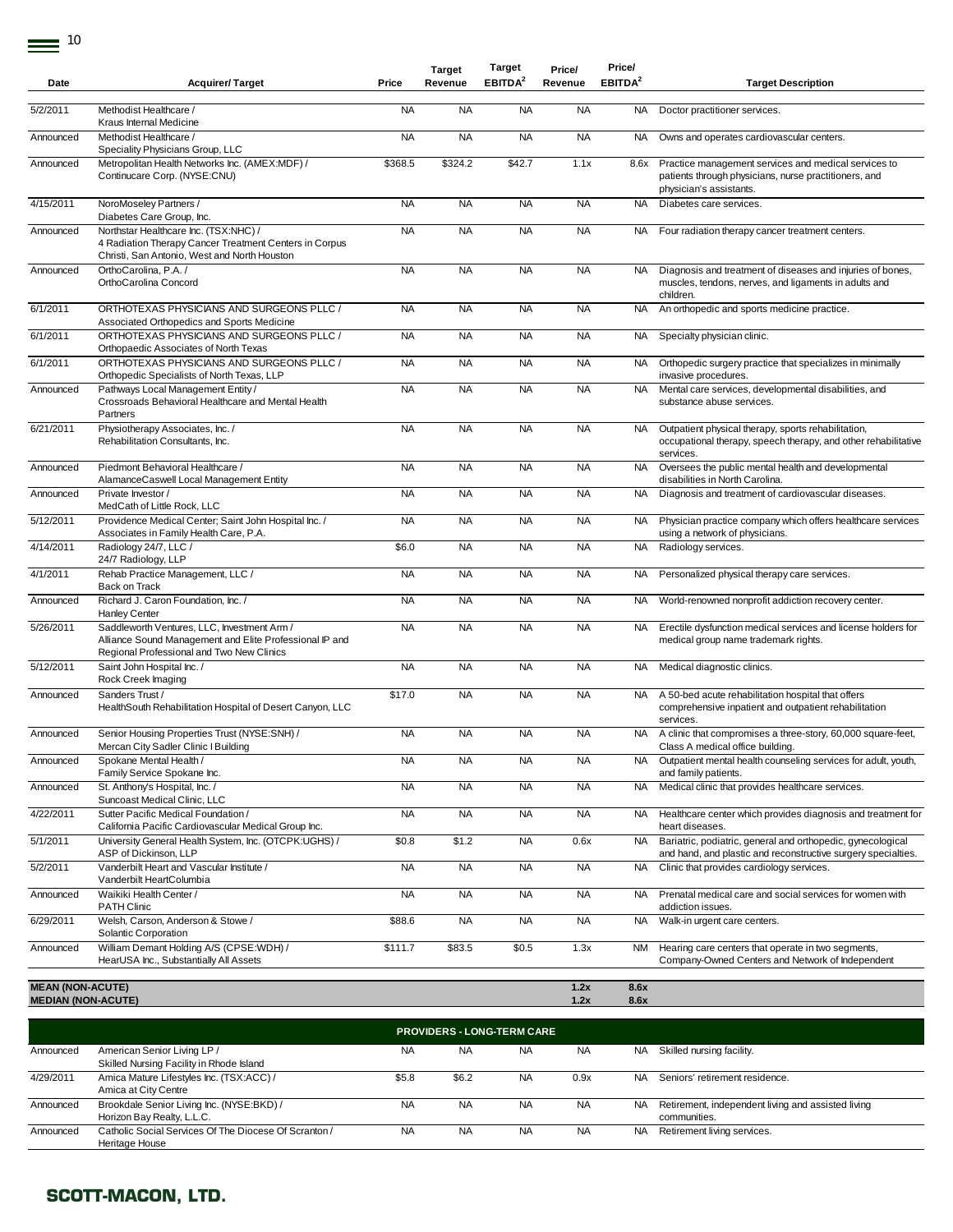| Date | Acquirer/ Target | Price | Target Revenue | Target EBITDA[2] | Price/ Revenue | Price/ EBITDA[2] | Target Description |
|---|---|---|---|---|---|---|---|
| 5/2/2011 | Methodist Healthcare / Kraus Internal Medicine | NA | NA | NA | NA | NA | Doctor practitioner services. |
| Announced | Methodist Healthcare / Speciality Physicians Group, LLC | NA | NA | NA | NA | NA | Owns and operates cardiovascular centers. |
| Announced | Metropolitan Health Networks Inc. (AMEX:MDF) / Continucare Corp. (NYSE:CNU) | $368.5 | $324.2 | $42.7 | 1.1x | 8.6x | Practice management services and medical services to patients through physicians, nurse practitioners, and physician's assistants. |
| 4/15/2011 | NoroMoseley Partners / Diabetes Care Group, Inc. | NA | NA | NA | NA | NA | Diabetes care services. |
| Announced | Northstar Healthcare Inc. (TSX:NHC) / 4 Radiation Therapy Cancer Treatment Centers in Corpus Christi, San Antonio, West and North Houston | NA | NA | NA | NA | NA | Four radiation therapy cancer treatment centers. |
| Announced | OrthoCarolina, P.A. / OrthoCarolina Concord | NA | NA | NA | NA | NA | Diagnosis and treatment of diseases and injuries of bones, muscles, tendons, nerves, and ligaments in adults and children. |
| 6/1/2011 | ORTHOTEXAS PHYSICIANS AND SURGEONS PLLC / Associated Orthopedics and Sports Medicine | NA | NA | NA | NA | NA | An orthopedic and sports medicine practice. |
| 6/1/2011 | ORTHOTEXAS PHYSICIANS AND SURGEONS PLLC / Orthopaedic Associates of North Texas | NA | NA | NA | NA | NA | Specialty physician clinic. |
| 6/1/2011 | ORTHOTEXAS PHYSICIANS AND SURGEONS PLLC / Orthopedic Specialists of North Texas, LLP | NA | NA | NA | NA | NA | Orthopedic surgery practice that specializes in minimally invasive procedures. |
| Announced | Pathways Local Management Entity / Crossroads Behavioral Healthcare and Mental Health Partners | NA | NA | NA | NA | NA | Mental care services, developmental disabilities, and substance abuse services. |
| 6/21/2011 | Physiotherapy Associates, Inc. / Rehabilitation Consultants, Inc. | NA | NA | NA | NA | NA | Outpatient physical therapy, sports rehabilitation, occupational therapy, speech therapy, and other rehabilitative services. |
| Announced | Piedmont Behavioral Healthcare / AlamanceCaswell Local Management Entity | NA | NA | NA | NA | NA | Oversees the public mental health and developmental disabilities in North Carolina. |
| Announced | Private Investor / MedCath of Little Rock, LLC | NA | NA | NA | NA | NA | Diagnosis and treatment of cardiovascular diseases. |
| 5/12/2011 | Providence Medical Center; Saint John Hospital Inc. / Associates in Family Health Care, P.A. | NA | NA | NA | NA | NA | Physician practice company which offers healthcare services using a network of physicians. |
| 4/14/2011 | Radiology 24/7, LLC / 24/7 Radiology, LLP | $6.0 | NA | NA | NA | NA | Radiology services. |
| 4/1/2011 | Rehab Practice Management, LLC / Back on Track | NA | NA | NA | NA | NA | Personalized physical therapy care services. |
| Announced | Richard J. Caron Foundation, Inc. / Hanley Center | NA | NA | NA | NA | NA | World-renowned nonprofit addiction recovery center. |
| 5/26/2011 | Saddleworth Ventures, LLC, Investment Arm / Alliance Sound Management and Elite Professional IP and Regional Professional and Two New Clinics | NA | NA | NA | NA | NA | Erectile dysfunction medical services and license holders for medical group name trademark rights. |
| 5/12/2011 | Saint John Hospital Inc. / Rock Creek Imaging | NA | NA | NA | NA | NA | Medical diagnostic clinics. |
| Announced | Sanders Trust / HealthSouth Rehabilitation Hospital of Desert Canyon, LLC | $17.0 | NA | NA | NA | NA | A 50-bed acute rehabilitation hospital that offers comprehensive inpatient and outpatient rehabilitation services. |
| Announced | Senior Housing Properties Trust (NYSE:SNH) / Mercan City Sadler Clinic I Building | NA | NA | NA | NA | NA | A clinic that compromises a three-story, 60,000 square-feet, Class A medical office building. |
| Announced | Spokane Mental Health / Family Service Spokane Inc. | NA | NA | NA | NA | NA | Outpatient mental health counseling services for adult, youth, and family patients. |
| Announced | St. Anthony's Hospital, Inc. / Suncoast Medical Clinic, LLC | NA | NA | NA | NA | NA | Medical clinic that provides healthcare services. |
| 4/22/2011 | Sutter Pacific Medical Foundation / California Pacific Cardiovascular Medical Group Inc. | NA | NA | NA | NA | NA | Healthcare center which provides diagnosis and treatment for heart diseases. |
| 5/1/2011 | University General Health System, Inc. (OTCPK:UGHS) / ASP of Dickinson, LLP | $0.8 | $1.2 | NA | 0.6x | NA | Bariatric, podiatric, general and orthopedic, gynecological and hand, and plastic and reconstructive surgery specialties. |
| 5/2/2011 | Vanderbilt Heart and Vascular Institute / Vanderbilt HeartColumbia | NA | NA | NA | NA | NA | Clinic that provides cardiology services. |
| Announced | Waikiki Health Center / PATH Clinic | NA | NA | NA | NA | NA | Prenatal medical care and social services for women with addiction issues. |
| 6/29/2011 | Welsh, Carson, Anderson & Stowe / Solantic Corporation | $88.6 | NA | NA | NA | NA | Walk-in urgent care centers. |
| Announced | William Demant Holding A/S (CPSE:WDH) / HearUSA Inc., Substantially All Assets | $111.7 | $83.5 | $0.5 | 1.3x | NM | Hearing care centers that operate in two segments, Company-Owned Centers and Network of Independent |
| **MEAN (NON-ACUTE)** | | | | | **1.2x** | **8.6x** | |
| **MEDIAN (NON-ACUTE)** | | | | | **1.2x** | **8.6x** | |
| | | | | **PROVIDERS - LONG-TERM CARE** | | | |
| Announced | American Senior Living LP / Skilled Nursing Facility in Rhode Island | NA | NA | NA | NA | NA | Skilled nursing facility. |
| 4/29/2011 | Amica Mature Lifestyles Inc. (TSX:ACC) / Amica at City Centre | $5.8 | $6.2 | NA | 0.9x | NA | Seniors' retirement residence. |
| Announced | Brookdale Senior Living Inc. (NYSE:BKD) / Horizon Bay Realty, L.L.C. | NA | NA | NA | NA | NA | Retirement, independent living and assisted living communities. |
| Announced | Catholic Social Services Of The Diocese Of Scranton / Heritage House | NA | NA | NA | NA | NA | Retirement living services. |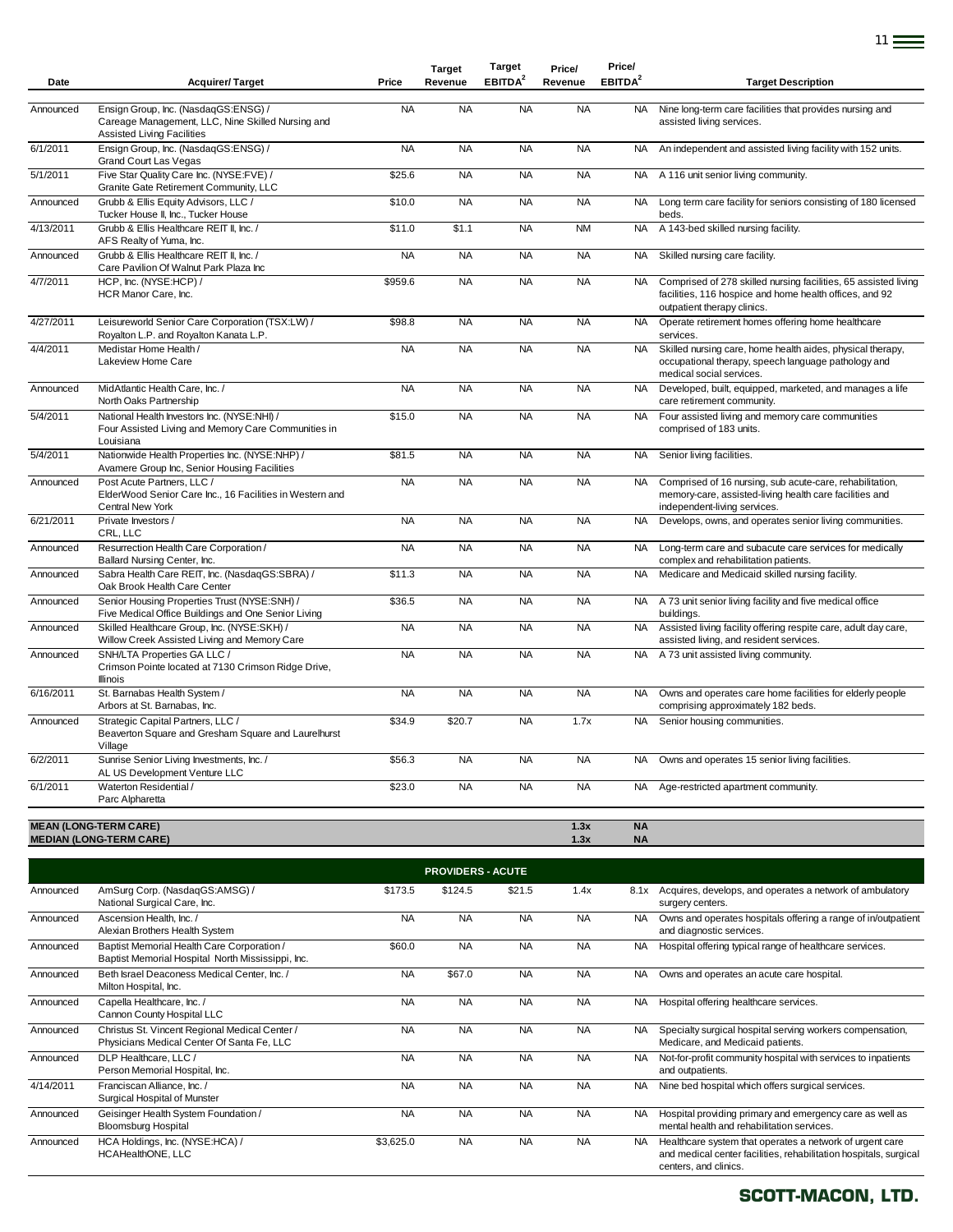| Date | Acquirer/ Target | Price | Target Revenue | Target EBITDA[2] | Price/ Revenue | Price/ EBITDA[2] | Target Description |
|---|---|---|---|---|---|---|---|
| Announced | Ensign Group, Inc. (NasdaqGS:ENSG) / Careage Management, LLC, Nine Skilled Nursing and Assisted Living Facilities | NA | NA | NA | NA | NA | Nine long-term care facilities that provides nursing and assisted living services. |
| 6/1/2011 | Ensign Group, Inc. (NasdaqGS:ENSG) / Grand Court Las Vegas | NA | NA | NA | NA | NA | An independent and assisted living facility with 152 units. |
| 5/1/2011 | Five Star Quality Care Inc. (NYSE:FVE) / Granite Gate Retirement Community, LLC | $25.6 | NA | NA | NA | NA | A 116 unit senior living community. |
| Announced | Grubb & Ellis Equity Advisors, LLC / Tucker House II, Inc., Tucker House | $10.0 | NA | NA | NA | NA | Long term care facility for seniors consisting of 180 licensed beds. |
| 4/13/2011 | Grubb & Ellis Healthcare REIT II, Inc. / AFS Realty of Yuma, Inc. | $11.0 | $1.1 | NA | NM | NA | A 143-bed skilled nursing facility. |
| Announced | Grubb & Ellis Healthcare REIT II, Inc. / Care Pavilion Of Walnut Park Plaza Inc | NA | NA | NA | NA | NA | Skilled nursing care facility. |
| 4/7/2011 | HCP, Inc. (NYSE:HCP) / HCR Manor Care, Inc. | $959.6 | NA | NA | NA | NA | Comprised of 278 skilled nursing facilities, 65 assisted living facilities, 116 hospice and home health offices, and 92 outpatient therapy clinics. |
| 4/27/2011 | Leisureworld Senior Care Corporation (TSX:LW) / Royalton L.P. and Royalton Kanata L.P. | $98.8 | NA | NA | NA | NA | Operate retirement homes offering home healthcare services. |
| 4/4/2011 | Medistar Home Health / Lakeview Home Care | NA | NA | NA | NA | NA | Skilled nursing care, home health aides, physical therapy, occupational therapy, speech language pathology and medical social services. |
| Announced | MidAtlantic Health Care, Inc. / North Oaks Partnership | NA | NA | NA | NA | NA | Developed, built, equipped, marketed, and manages a life care retirement community. |
| 5/4/2011 | National Health Investors Inc. (NYSE:NHI) / Four Assisted Living and Memory Care Communities in Louisiana | $15.0 | NA | NA | NA | NA | Four assisted living and memory care communities comprised of 183 units. |
| 5/4/2011 | Nationwide Health Properties Inc. (NYSE:NHP) / Avamere Group Inc, Senior Housing Facilities | $81.5 | NA | NA | NA | NA | Senior living facilities. |
| Announced | Post Acute Partners, LLC / ElderWood Senior Care Inc., 16 Facilities in Western and Central New York | NA | NA | NA | NA | NA | Comprised of 16 nursing, sub acute-care, rehabilitation, memory-care, assisted-living health care facilities and independent-living services. |
| 6/21/2011 | Private Investors / CRL, LLC | NA | NA | NA | NA | NA | Develops, owns, and operates senior living communities. |
| Announced | Resurrection Health Care Corporation / Ballard Nursing Center, Inc. | NA | NA | NA | NA | NA | Long-term care and subacute care services for medically complex and rehabilitation patients. |
| Announced | Sabra Health Care REIT, Inc. (NasdaqGS:SBRA) / Oak Brook Health Care Center | $11.3 | NA | NA | NA | NA | Medicare and Medicaid skilled nursing facility. |
| Announced | Senior Housing Properties Trust (NYSE:SNH) / Five Medical Office Buildings and One Senior Living | $36.5 | NA | NA | NA | NA | A 73 unit senior living facility and five medical office buildings. |
| Announced | Skilled Healthcare Group, Inc. (NYSE:SKH) / Willow Creek Assisted Living and Memory Care | NA | NA | NA | NA | NA | Assisted living facility offering respite care, adult day care, assisted living, and resident services. |
| Announced | SNH/LTA Properties GA LLC / Crimson Pointe located at 7130 Crimson Ridge Drive, Illinois | NA | NA | NA | NA | NA | A 73 unit assisted living community. |
| 6/16/2011 | St. Barnabas Health System / Arbors at St. Barnabas, Inc. | NA | NA | NA | NA | NA | Owns and operates care home facilities for elderly people comprising approximately 182 beds. |
| Announced | Strategic Capital Partners, LLC / Beaverton Square and Gresham Square and Laurelhurst Village | $34.9 | $20.7 | NA | 1.7x | NA | Senior housing communities. |
| 6/2/2011 | Sunrise Senior Living Investments, Inc. / AL US Development Venture LLC | $56.3 | NA | NA | NA | NA | Owns and operates 15 senior living facilities. |
| 6/1/2011 | Waterton Residential / Parc Alpharetta | $23.0 | NA | NA | NA | NA | Age-restricted apartment community. |
| **MEAN (LONG-TERM CARE)** | | | | | **1.3x** | **NA** | |
| **MEDIAN (LONG-TERM CARE)** | | | | | **1.3x** | **NA** | |
| | | | **PROVIDERS - ACUTE** | | | | |
| Announced | AmSurg Corp. (NasdaqGS:AMSG) / National Surgical Care, Inc. | $173.5 | $124.5 | $21.5 | 1.4x | 8.1x | Acquires, develops, and operates a network of ambulatory surgery centers. |
| Announced | Ascension Health, Inc. / Alexian Brothers Health System | NA | NA | NA | NA | NA | Owns and operates hospitals offering a range of in/outpatient and diagnostic services. |
| Announced | Baptist Memorial Health Care Corporation / Baptist Memorial Hospital North Mississippi, Inc. | $60.0 | NA | NA | NA | NA | Hospital offering typical range of healthcare services. |
| Announced | Beth Israel Deaconess Medical Center, Inc. / Milton Hospital, Inc. | NA | $67.0 | NA | NA | NA | Owns and operates an acute care hospital. |
| Announced | Capella Healthcare, Inc. / Cannon County Hospital LLC | NA | NA | NA | NA | NA | Hospital offering healthcare services. |
| Announced | Christus St. Vincent Regional Medical Center / Physicians Medical Center Of Santa Fe, LLC | NA | NA | NA | NA | NA | Specialty surgical hospital serving workers compensation, Medicare, and Medicaid patients. |
| Announced | DLP Healthcare, LLC / Person Memorial Hospital, Inc. | NA | NA | NA | NA | NA | Not-for-profit community hospital with services to inpatients and outpatients. |
| 4/14/2011 | Franciscan Alliance, Inc. / Surgical Hospital of Munster | NA | NA | NA | NA | NA | Nine bed hospital which offers surgical services. |
| Announced | Geisinger Health System Foundation / Bloomsburg Hospital | NA | NA | NA | NA | NA | Hospital providing primary and emergency care as well as mental health and rehabilitation services. |
| Announced | HCA Holdings, Inc. (NYSE:HCA) / HCAHealthONE, LLC | $3,625.0 | NA | NA | NA | NA | Healthcare system that operates a network of urgent care and medical center facilities, rehabilitation hospitals, surgical centers, and clinics. |

**SCOTT-MACON, LTD.**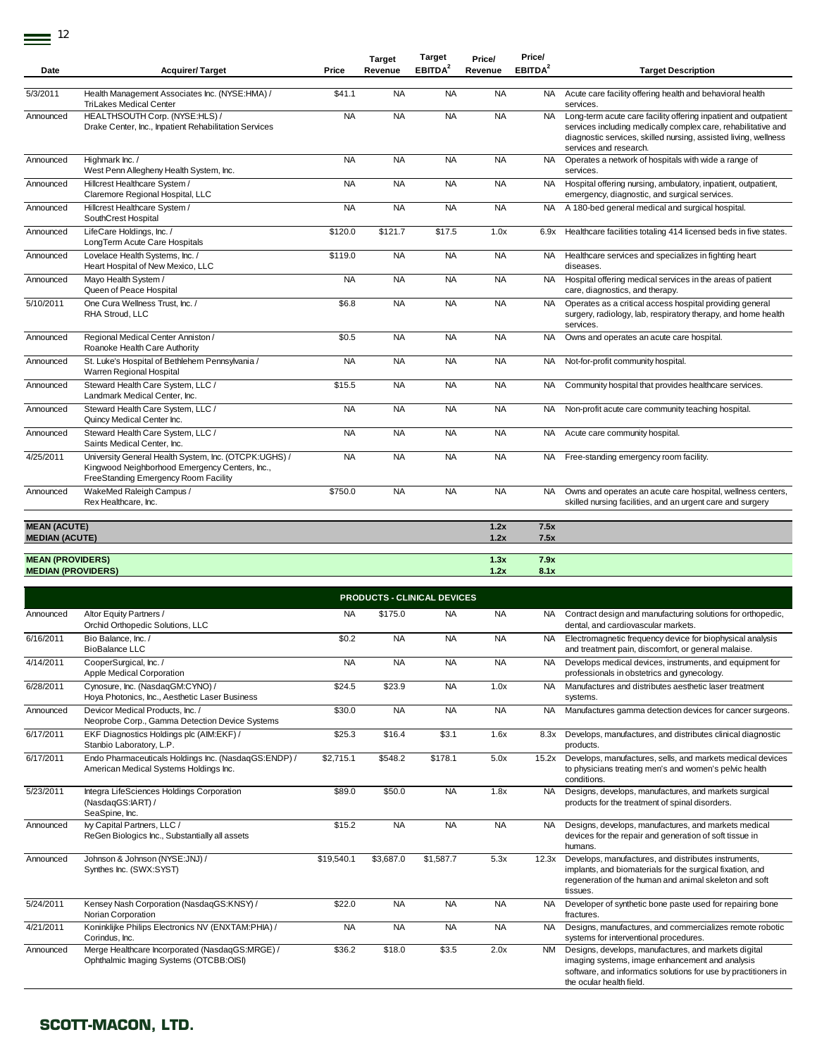| Date | Acquirer/ Target | Price | Target Revenue | Target EBITDA[2] | Price/ Revenue | Price/ EBITDA[2] | Target Description |
|---|---|---|---|---|---|---|---|
| 5/3/2011 | Health Management Associates Inc. (NYSE:HMA) / TriLakes Medical Center | $41.1 | NA | NA | NA | NA | Acute care facility offering health and behavioral health services. |
| Announced | HEALTHSOUTH Corp. (NYSE:HLS) / Drake Center, Inc., Inpatient Rehabilitation Services | NA | NA | NA | NA | NA | Long-term acute care facility offering inpatient and outpatient services including medically complex care, rehabilitative and diagnostic services, skilled nursing, assisted living, wellness services and research. |
| Announced | Highmark Inc. / West Penn Allegheny Health System, Inc. | NA | NA | NA | NA | NA | Operates a network of hospitals with wide a range of services. |
| Announced | Hillcrest Healthcare System / Claremore Regional Hospital, LLC | NA | NA | NA | NA | NA | Hospital offering nursing, ambulatory, inpatient, outpatient, emergency, diagnostic, and surgical services. |
| Announced | Hillcrest Healthcare System / SouthCrest Hospital | NA | NA | NA | NA | NA | A 180-bed general medical and surgical hospital. |
| Announced | LifeCare Holdings, Inc. / LongTerm Acute Care Hospitals | $120.0 | $121.7 | $17.5 | 1.0x | 6.9x | Healthcare facilities totaling 414 licensed beds in five states. |
| Announced | Lovelace Health Systems, Inc. / Heart Hospital of New Mexico, LLC | $119.0 | NA | NA | NA | NA | Healthcare services and specializes in fighting heart diseases. |
| Announced | Mayo Health System / Queen of Peace Hospital | NA | NA | NA | NA | NA | Hospital offering medical services in the areas of patient care, diagnostics, and therapy. |
| 5/10/2011 | One Cura Wellness Trust, Inc. / RHA Stroud, LLC | $6.8 | NA | NA | NA | NA | Operates as a critical access hospital providing general surgery, radiology, lab, respiratory therapy, and home health services. |
| Announced | Regional Medical Center Anniston / Roanoke Health Care Authority | $0.5 | NA | NA | NA | NA | Owns and operates an acute care hospital. |
| Announced | St. Luke's Hospital of Bethlehem Pennsylvania / Warren Regional Hospital | NA | NA | NA | NA | NA | Not-for-profit community hospital. |
| Announced | Steward Health Care System, LLC / Landmark Medical Center, Inc. | $15.5 | NA | NA | NA | NA | Community hospital that provides healthcare services. |
| Announced | Steward Health Care System, LLC / Quincy Medical Center Inc. | NA | NA | NA | NA | NA | Non-profit acute care community teaching hospital. |
| Announced | Steward Health Care System, LLC / Saints Medical Center, Inc. | NA | NA | NA | NA | NA | Acute care community hospital. |
| 4/25/2011 | University General Health System, Inc. (OTCPK:UGHS) / Kingwood Neighborhood Emergency Centers, Inc., FreeStanding Emergency Room Facility | NA | NA | NA | NA | NA | Free-standing emergency room facility. |
| Announced | WakeMed Raleigh Campus / Rex Healthcare, Inc. | $750.0 | NA | NA | NA | NA | Owns and operates an acute care hospital, wellness centers, skilled nursing facilities, and an urgent care and surgery |
| **MEAN (ACUTE)** | | | | | **1.2x** | **7.5x** | |
| **MEDIAN (ACUTE)** | | | | | **1.2x** | **7.5x** | |
| **MEAN (PROVIDERS)** | | | | | **1.3x** | **7.9x** | |
| **MEDIAN (PROVIDERS)** | | | | | **1.2x** | **8.1x** | |

| Date | Acquirer/ Target | Price | Target Revenue | Target EBITDA[2] | Price/ Revenue | Price/ EBITDA[2] | Target Description |
|---|---|---|---|---|---|---|---|
| | | | **PRODUCTS - CLINICAL DEVICES** | | | | |
| Announced | Altor Equity Partners / Orchid Orthopedic Solutions, LLC | NA | $175.0 | NA | NA | NA | Contract design and manufacturing solutions for orthopedic, dental, and cardiovascular markets. |
| 6/16/2011 | Bio Balance, Inc. / BioBalance LLC | $0.2 | NA | NA | NA | NA | Electromagnetic frequency device for biophysical analysis and treatment pain, discomfort, or general malaise. |
| 4/14/2011 | CooperSurgical, Inc. / Apple Medical Corporation | NA | NA | NA | NA | NA | Develops medical devices, instruments, and equipment for professionals in obstetrics and gynecology. |
| 6/28/2011 | Cynosure, Inc. (NasdaqGM:CYNO) / Hoya Photonics, Inc., Aesthetic Laser Business | $24.5 | $23.9 | NA | 1.0x | NA | Manufactures and distributes aesthetic laser treatment systems. |
| Announced | Devicor Medical Products, Inc. / Neoprobe Corp., Gamma Detection Device Systems | $30.0 | NA | NA | NA | NA | Manufactures gamma detection devices for cancer surgeons. |
| 6/17/2011 | EKF Diagnostics Holdings plc (AIM:EKF) / Stanbio Laboratory, L.P. | $25.3 | $16.4 | $3.1 | 1.6x | 8.3x | Develops, manufactures, and distributes clinical diagnostic products. |
| 6/17/2011 | Endo Pharmaceuticals Holdings Inc. (NasdaqGS:ENDP) / American Medical Systems Holdings Inc. | $2,715.1 | $548.2 | $178.1 | 5.0x | 15.2x | Develops, manufactures, sells, and markets medical devices to physicians treating men's and women's pelvic health conditions. |
| 5/23/2011 | Integra LifeSciences Holdings Corporation (NasdaqGS:IART) / SeaSpine, Inc. | $89.0 | $50.0 | NA | 1.8x | NA | Designs, develops, manufactures, and markets surgical products for the treatment of spinal disorders. |
| Announced | Ivy Capital Partners, LLC / ReGen Biologics Inc., Substantially all assets | $15.2 | NA | NA | NA | NA | Designs, develops, manufactures, and markets medical devices for the repair and generation of soft tissue in humans. |
| Announced | Johnson & Johnson (NYSE:JNJ) / Synthes Inc. (SWX:SYST) | $19,540.1 | $3,687.0 | $1,587.7 | 5.3x | 12.3x | Develops, manufactures, and distributes instruments, implants, and biomaterials for the surgical fixation, and regeneration of the human and animal skeleton and soft tissues. |
| 5/24/2011 | Kensey Nash Corporation (NasdaqGS:KNSY) / Norian Corporation | $22.0 | NA | NA | NA | NA | Developer of synthetic bone paste used for repairing bone fractures. |
| 4/21/2011 | Koninklijke Philips Electronics NV (ENXTAM:PHIA) / Corindus, Inc. | NA | NA | NA | NA | NA | Designs, manufactures, and commercializes remote robotic systems for interventional procedures. |
| Announced | Merge Healthcare Incorporated (NasdaqGS:MRGE) / Ophthalmic Imaging Systems (OTCBB:OISI) | $36.2 | $18.0 | $3.5 | 2.0x | NM | Designs, develops, manufactures, and markets digital imaging systems, image enhancement and analysis software, and informatics solutions for use by practitioners in the ocular health field. |

**SCOTT-MACON, LTD.**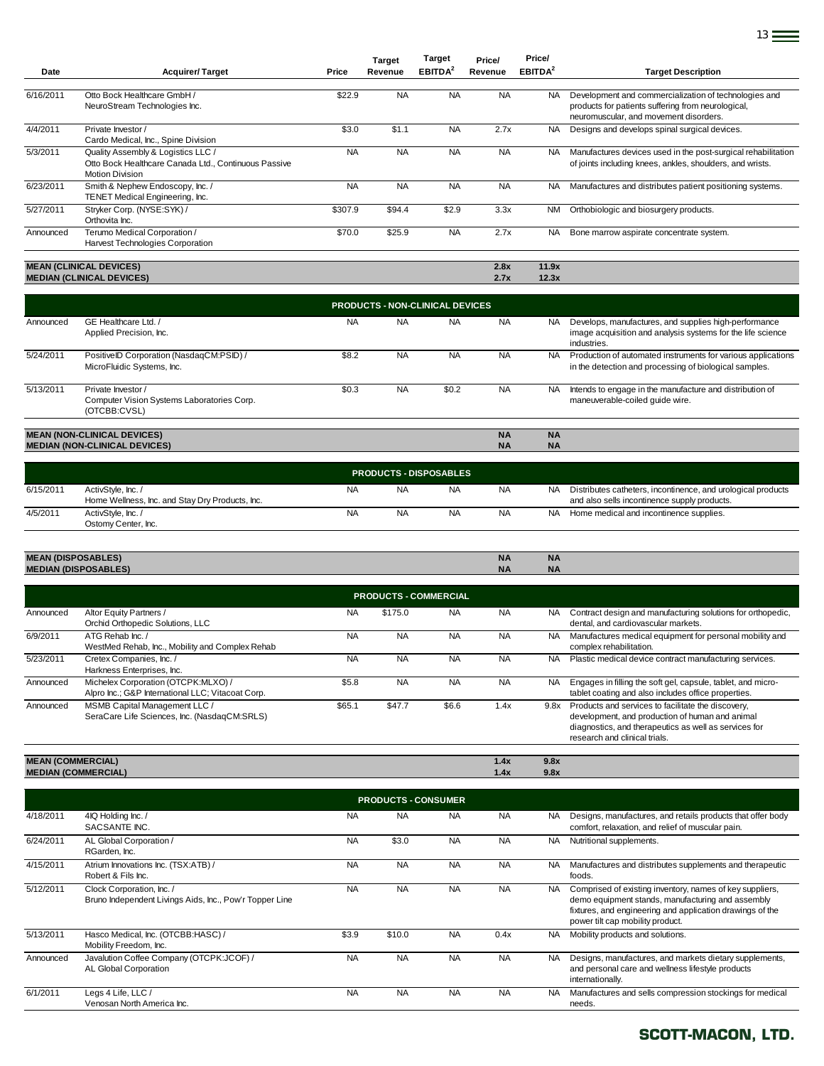| Date | Acquirer/ Target | Price | Target Revenue | Target EBITDA[2] | Price/ Revenue | Price/ EBITDA[2] | Target Description |
|---|---|---|---|---|---|---|---|
| 6/16/2011 | Otto Bock Healthcare GmbH / NeuroStream Technologies Inc. | $22.9 | NA | NA | NA | NA | Development and commercialization of technologies and products for patients suffering from neurological, neuromuscular, and movement disorders. |
| 4/4/2011 | Private Investor / Cardo Medical, Inc., Spine Division | $3.0 | $1.1 | NA | 2.7x | NA | Designs and develops spinal surgical devices. |
| 5/3/2011 | Quality Assembly & Logistics LLC / Otto Bock Healthcare Canada Ltd., Continuous Passive Motion Division | NA | NA | NA | NA | NA | Manufactures devices used in the post-surgical rehabilitation of joints including knees, ankles, shoulders, and wrists. |
| 6/23/2011 | Smith & Nephew Endoscopy, Inc. / TENET Medical Engineering, Inc. | NA | NA | NA | NA | NA | Manufactures and distributes patient positioning systems. |
| 5/27/2011 | Stryker Corp. (NYSE:SYK) / Orthovita Inc. | $307.9 | $94.4 | $2.9 | 3.3x | NM | Orthobiologic and biosurgery products. |
| Announced | Terumo Medical Corporation / Harvest Technologies Corporation | $70.0 | $25.9 | NA | 2.7x | NA | Bone marrow aspirate concentrate system. |
| **MEAN (CLINICAL DEVICES)** | | | | | **2.8x** | **11.9x** | |
| **MEDIAN (CLINICAL DEVICES)** | | | | | **2.7x** | **12.3x** | |
| | | | **PRODUCTS - NON-CLINICAL DEVICES** | | | | |
| Announced | GE Healthcare Ltd. / Applied Precision, Inc. | NA | NA | NA | NA | NA | Develops, manufactures, and supplies high-performance image acquisition and analysis systems for the life science industries. |
| 5/24/2011 | PositiveID Corporation (NasdaqCM:PSID) / MicroFluidic Systems, Inc. | $8.2 | NA | NA | NA | NA | Production of automated instruments for various applications in the detection and processing of biological samples. |
| 5/13/2011 | Private Investor / Computer Vision Systems Laboratories Corp. (OTCBB:CVSL) | $0.3 | NA | $0.2 | NA | NA | Intends to engage in the manufacture and distribution of maneuverable-coiled guide wire. |
| **MEAN (NON-CLINICAL DEVICES)** | | | | | **NA** | **NA** | |
| **MEDIAN (NON-CLINICAL DEVICES)** | | | | | **NA** | **NA** | |
| | | | **PRODUCTS - DISPOSABLES** | | | | |
| 6/15/2011 | ActivStyle, Inc. / Home Wellness, Inc. and Stay Dry Products, Inc. | NA | NA | NA | NA | NA | Distributes catheters, incontinence, and urological products and also sells incontinence supply products. |
| 4/5/2011 | ActivStyle, Inc. / Ostomy Center, Inc. | NA | NA | NA | NA | NA | Home medical and incontinence supplies. |
| **MEAN (DISPOSABLES)** | | | | | **NA** | **NA** | |
| **MEDIAN (DISPOSABLES)** | | | | | **NA** | **NA** | |
| | | | **PRODUCTS - COMMERCIAL** | | | | |
| Announced | Altor Equity Partners / Orchid Orthopedic Solutions, LLC | NA | $175.0 | NA | NA | NA | Contract design and manufacturing solutions for orthopedic, dental, and cardiovascular markets. |
| 6/9/2011 | ATG Rehab Inc. / WestMed Rehab, Inc., Mobility and Complex Rehab | NA | NA | NA | NA | NA | Manufactures medical equipment for personal mobility and complex rehabilitation. |
| 5/23/2011 | Cretex Companies, Inc. / Harkness Enterprises, Inc. | NA | NA | NA | NA | NA | Plastic medical device contract manufacturing services. |
| Announced | Michelex Corporation (OTCPK:MLXO) / Alpro Inc.; G&P International LLC; Vitacoat Corp. | $5.8 | NA | NA | NA | NA | Engages in filling the soft gel, capsule, tablet, and micro-tablet coating and also includes office properties. |
| Announced | MSMB Capital Management LLC / SeraCare Life Sciences, Inc. (NasdaqCM:SRLS) | $65.1 | $47.7 | $6.6 | 1.4x | 9.8x | Products and services to facilitate the discovery, development, and production of human and animal diagnostics, and therapeutics as well as services for research and clinical trials. |
| **MEAN (COMMERCIAL)** | | | | | **1.4x** | **9.8x** | |
| **MEDIAN (COMMERCIAL)** | | | | | **1.4x** | **9.8x** | |
| | | | **PRODUCTS - CONSUMER** | | | | |
| 4/18/2011 | 4IQ Holding Inc. / SACSANTE INC. | NA | NA | NA | NA | NA | Designs, manufactures, and retails products that offer body comfort, relaxation, and relief of muscular pain. |
| 6/24/2011 | AL Global Corporation / RGarden, Inc. | NA | $3.0 | NA | NA | NA | Nutritional supplements. |
| 4/15/2011 | Atrium Innovations Inc. (TSX:ATB) / Robert & Fils Inc. | NA | NA | NA | NA | NA | Manufactures and distributes supplements and therapeutic foods. |
| 5/12/2011 | Clock Corporation, Inc. / Bruno Independent Livings Aids, Inc., Pow'r Topper Line | NA | NA | NA | NA | NA | Comprised of existing inventory, names of key suppliers, demo equipment stands, manufacturing and assembly fixtures, and engineering and application drawings of the power tilt cap mobility product. |
| 5/13/2011 | Hasco Medical, Inc. (OTCBB:HASC) / Mobility Freedom, Inc. | $3.9 | $10.0 | NA | 0.4x | NA | Mobility products and solutions. |
| Announced | Javalution Coffee Company (OTCPK:JCOF) / AL Global Corporation | NA | NA | NA | NA | NA | Designs, manufactures, and markets dietary supplements, and personal care and wellness lifestyle products internationally. |
| 6/1/2011 | Legs 4 Life, LLC / Venosan North America Inc. | NA | NA | NA | NA | NA | Manufactures and sells compression stockings for medical needs. |

SCOTT-MACON, LTD.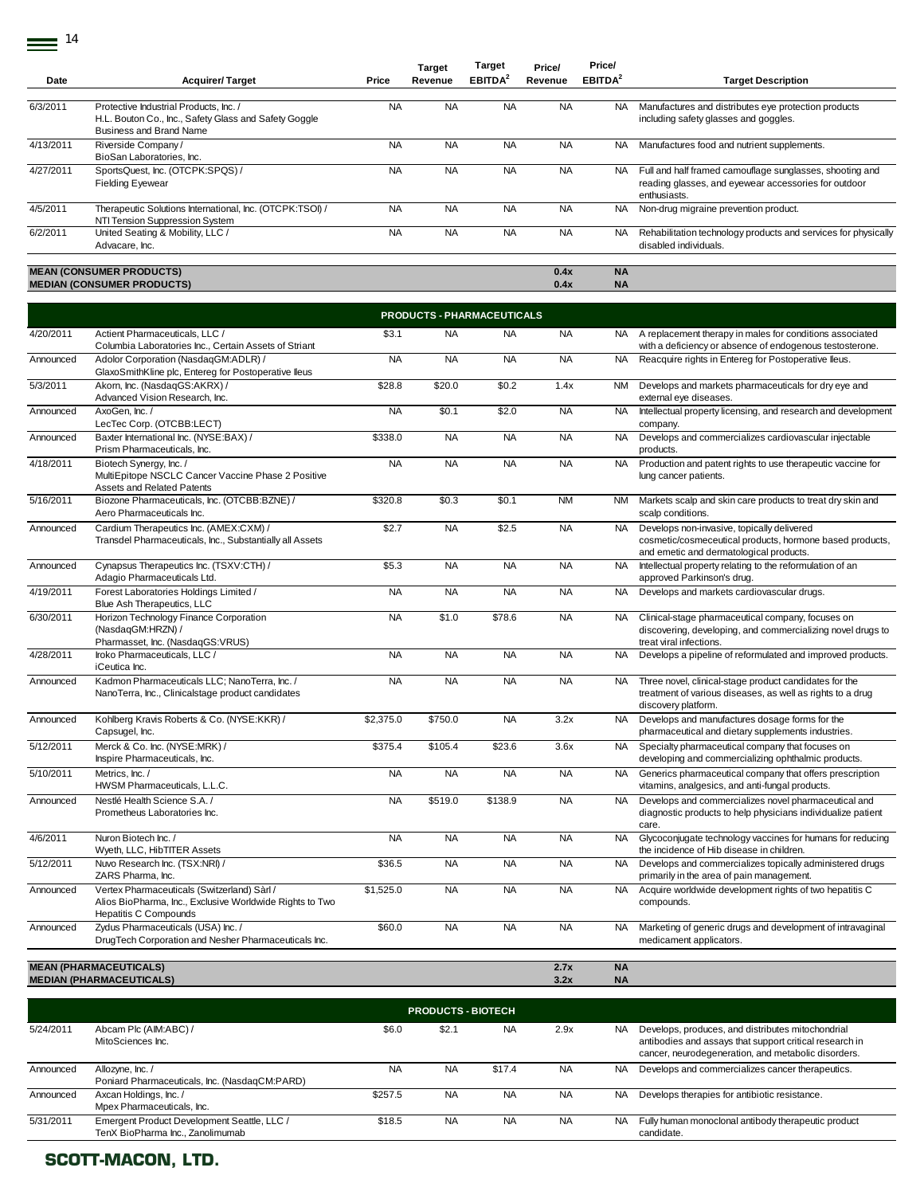| Date | Acquirer/ Target | Price | Target Revenue | Target EBITDA[2] | Price/ Revenue | Price/ EBITDA[2] | Target Description |
|---|---|---|---|---|---|---|---|
| 6/3/2011 | Protective Industrial Products, Inc. / H.L. Bouton Co., Inc., Safety Glass and Safety Goggle Business and Brand Name | NA | NA | NA | NA | NA | Manufactures and distributes eye protection products including safety glasses and goggles. |
| 4/13/2011 | Riverside Company / BioSan Laboratories, Inc. | NA | NA | NA | NA | NA | Manufactures food and nutrient supplements. |
| 4/27/2011 | SportsQuest, Inc. (OTCPK:SPQS) / Fielding Eyewear | NA | NA | NA | NA | NA | Full and half framed camouflage sunglasses, shooting and reading glasses, and eyewear accessories for outdoor enthusiasts. |
| 4/5/2011 | Therapeutic Solutions International, Inc. (OTCPK:TSOI) / NTI Tension Suppression System | NA | NA | NA | NA | NA | Non-drug migraine prevention product. |
| 6/2/2011 | United Seating & Mobility, LLC / Advacare, Inc. | NA | NA | NA | NA | NA | Rehabilitation technology products and services for physically disabled individuals. |
| **MEAN (CONSUMER PRODUCTS)** | | | | | **0.4x** | **NA** | |
| **MEDIAN (CONSUMER PRODUCTS)** | | | | | **0.4x** | **NA** | |
| | | | **PRODUCTS - PHARMACEUTICALS** | | | | |
| 4/20/2011 | Actient Pharmaceuticals, LLC / Columbia Laboratories Inc., Certain Assets of Striant | $3.1 | NA | NA | NA | NA | A replacement therapy in males for conditions associated with a deficiency or absence of endogenous testosterone. |
| Announced | Adolor Corporation (NasdaqGM:ADLR) / GlaxoSmithKline plc, Entereg for Postoperative Ileus | NA | NA | NA | NA | NA | Reacquire rights in Entereg for Postoperative Ileus. |
| 5/3/2011 | Akorn, Inc. (NasdaqGS:AKRX) / Advanced Vision Research, Inc. | $28.8 | $20.0 | $0.2 | 1.4x | NM | Develops and markets pharmaceuticals for dry eye and external eye diseases. |
| Announced | AxoGen, Inc. / LecTec Corp. (OTCBB:LECT) | NA | $0.1 | $2.0 | NA | NA | Intellectual property licensing, and research and development company. |
| Announced | Baxter International Inc. (NYSE:BAX) / Prism Pharmaceuticals, Inc. | $338.0 | NA | NA | NA | NA | Develops and commercializes cardiovascular injectable products. |
| 4/18/2011 | Biotech Synergy, Inc. / MultiEpitope NSCLC Cancer Vaccine Phase 2 Positive Assets and Related Patents | NA | NA | NA | NA | NA | Production and patent rights to use therapeutic vaccine for lung cancer patients. |
| 5/16/2011 | Biozone Pharmaceuticals, Inc. (OTCBB:BZNE) / Aero Pharmaceuticals Inc. | $320.8 | $0.3 | $0.1 | NM | NM | Markets scalp and skin care products to treat dry skin and scalp conditions. |
| Announced | Cardium Therapeutics Inc. (AMEX:CXM) / Transdel Pharmaceuticals, Inc., Substantially all Assets | $2.7 | NA | $2.5 | NA | NA | Develops non-invasive, topically delivered cosmetic/cosmeceutical products, hormone based products, and emetic and dermatological products. |
| Announced | Cynapsus Therapeutics Inc. (TSXV:CTH) / Adagio Pharmaceuticals Ltd. | $5.3 | NA | NA | NA | NA | Intellectual property relating to the reformulation of an approved Parkinson's drug. |
| 4/19/2011 | Forest Laboratories Holdings Limited / Blue Ash Therapeutics, LLC | NA | NA | NA | NA | NA | Develops and markets cardiovascular drugs. |
| 6/30/2011 | Horizon Technology Finance Corporation (NasdaqGM:HRZN) / Pharmasset, Inc. (NasdaqGS:VRUS) | NA | $1.0 | $78.6 | NA | NA | Clinical-stage pharmaceutical company, focuses on discovering, developing, and commercializing novel drugs to treat viral infections. |
| 4/28/2011 | Iroko Pharmaceuticals, LLC / iCeutica Inc. | NA | NA | NA | NA | NA | Develops a pipeline of reformulated and improved products. |
| Announced | Kadmon Pharmaceuticals LLC; NanoTerra, Inc. / NanoTerra, Inc., Clinicalstage product candidates | NA | NA | NA | NA | NA | Three novel, clinical-stage product candidates for the treatment of various diseases, as well as rights to a drug discovery platform. |
| Announced | Kohlberg Kravis Roberts & Co. (NYSE:KKR) / Capsugel, Inc. | $2,375.0 | $750.0 | NA | 3.2x | NA | Develops and manufactures dosage forms for the pharmaceutical and dietary supplements industries. |
| 5/12/2011 | Merck & Co. Inc. (NYSE:MRK) / Inspire Pharmaceuticals, Inc. | $375.4 | $105.4 | $23.6 | 3.6x | NA | Specialty pharmaceutical company that focuses on developing and commercializing ophthalmic products. |
| 5/10/2011 | Metrics, Inc. / HWSM Pharmaceuticals, L.L.C. | NA | NA | NA | NA | NA | Generics pharmaceutical company that offers prescription vitamins, analgesics, and anti-fungal products. |
| Announced | Nestlé Health Science S.A. / Prometheus Laboratories Inc. | NA | $519.0 | $138.9 | NA | NA | Develops and commercializes novel pharmaceutical and diagnostic products to help physicians individualize patient care. |
| 4/6/2011 | Nuron Biotech Inc. / Wyeth, LLC, HibTITER Assets | NA | NA | NA | NA | NA | Glycoconjugate technology vaccines for humans for reducing the incidence of Hib disease in children. |
| 5/12/2011 | Nuvo Research Inc. (TSX:NRI) / ZARS Pharma, Inc. | $36.5 | NA | NA | NA | NA | Develops and commercializes topically administered drugs primarily in the area of pain management. |
| Announced | Vertex Pharmaceuticals (Switzerland) Sàrl / Alios BioPharma, Inc., Exclusive Worldwide Rights to Two Hepatitis C Compounds | $1,525.0 | NA | NA | NA | NA | Acquire worldwide development rights of two hepatitis C compounds. |
| Announced | Zydus Pharmaceuticals (USA) Inc. / DrugTech Corporation and Nesher Pharmaceuticals Inc. | $60.0 | NA | NA | NA | NA | Marketing of generic drugs and development of intravaginal medicament applicators. |
| **MEAN (PHARMACEUTICALS)** | | | | | **2.7x** | **NA** | |
| **MEDIAN (PHARMACEUTICALS)** | | | | | **3.2x** | **NA** | |
| | | | **PRODUCTS - BIOTECH** | | | | |
| 5/24/2011 | Abcam Plc (AIM:ABC) / MitoSciences Inc. | $6.0 | $2.1 | NA | 2.9x | NA | Develops, produces, and distributes mitochondrial antibodies and assays that support critical research in cancer, neurodegeneration, and metabolic disorders. |
| Announced | Allozyne, Inc. / Poniard Pharmaceuticals, Inc. (NasdaqCM:PARD) | NA | NA | $17.4 | NA | NA | Develops and commercializes cancer therapeutics. |
| Announced | Axcan Holdings, Inc. / Mpex Pharmaceuticals, Inc. | $257.5 | NA | NA | NA | NA | Develops therapies for antibiotic resistance. |
| 5/31/2011 | Emergent Product Development Seattle, LLC / TenX BioPharma Inc., Zanolimumab | $18.5 | NA | NA | NA | NA | Fully human monoclonal antibody therapeutic product candidate. |

**SCOTT-MACON, LTD.**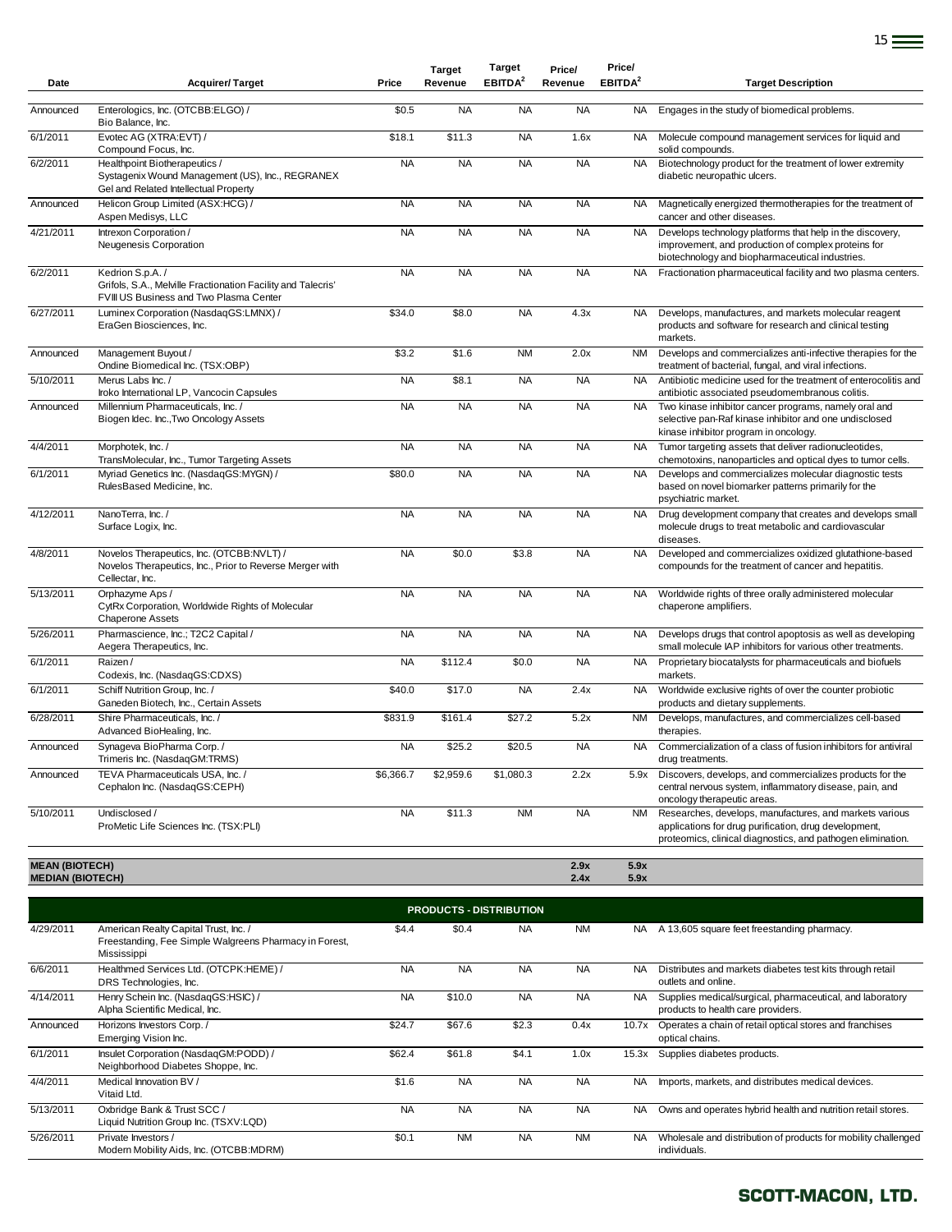| Date | Acquirer/ Target | Price | Target Revenue | Target EBITDA[2] | Price/ Revenue | Price/ EBITDA[2] | Target Description |
|---|---|---|---|---|---|---|---|
| Announced | Enterologics, Inc. (OTCBB:ELGO) / Bio Balance, Inc. | $0.5 | NA | NA | NA | NA | Engages in the study of biomedical problems. |
| 6/1/2011 | Evotec AG (XTRA:EVT) / Compound Focus, Inc. | $18.1 | $11.3 | NA | 1.6x | NA | Molecule compound management services for liquid and solid compounds. |
| 6/2/2011 | Healthpoint Biotherapeutics / Systagenix Wound Management (US), Inc., REGRANEX Gel and Related Intellectual Property | NA | NA | NA | NA | NA | Biotechnology product for the treatment of lower extremity diabetic neuropathic ulcers. |
| Announced | Helicon Group Limited (ASX:HCG) / Aspen Medisys, LLC | NA | NA | NA | NA | NA | Magnetically energized thermotherapies for the treatment of cancer and other diseases. |
| 4/21/2011 | Intrexon Corporation / Neugenesis Corporation | NA | NA | NA | NA | NA | Develops technology platforms that help in the discovery, improvement, and production of complex proteins for biotechnology and biopharmaceutical industries. |
| 6/2/2011 | Kedrion S.p.A. / Grifols, S.A., Melville Fractionation Facility and Talecris' FVIII US Business and Two Plasma Center | NA | NA | NA | NA | NA | Fractionation pharmaceutical facility and two plasma centers. |
| 6/27/2011 | Luminex Corporation (NasdaqGS:LMNX) / EraGen Biosciences, Inc. | $34.0 | $8.0 | NA | 4.3x | NA | Develops, manufactures, and markets molecular reagent products and software for research and clinical testing markets. |
| Announced | Management Buyout / Ondine Biomedical Inc. (TSX:OBP) | $3.2 | $1.6 | NM | 2.0x | NM | Develops and commercializes anti-infective therapies for the treatment of bacterial, fungal, and viral infections. |
| 5/10/2011 | Merus Labs Inc. / Iroko International LP, Vancocin Capsules | NA | $8.1 | NA | NA | NA | Antibiotic medicine used for the treatment of enterocolitis and antibiotic associated pseudomembranous colitis. |
| Announced | Millennium Pharmaceuticals, Inc. / Biogen Idec. Inc.,Two Oncology Assets | NA | NA | NA | NA | NA | Two kinase inhibitor cancer programs, namely oral and selective pan-Raf kinase inhibitor and one undisclosed kinase inhibitor program in oncology. |
| 4/4/2011 | Morphotek, Inc. / TransMolecular, Inc., Tumor Targeting Assets | NA | NA | NA | NA | NA | Tumor targeting assets that deliver radionucleotides, chemotoxins, nanoparticles and optical dyes to tumor cells. |
| 6/1/2011 | Myriad Genetics Inc. (NasdaqGS:MYGN) / RulesBased Medicine, Inc. | $80.0 | NA | NA | NA | NA | Develops and commercializes molecular diagnostic tests based on novel biomarker patterns primarily for the psychiatric market. |
| 4/12/2011 | NanoTerra, Inc. / Surface Logix, Inc. | NA | NA | NA | NA | NA | Drug development company that creates and develops small molecule drugs to treat metabolic and cardiovascular diseases. |
| 4/8/2011 | Novelos Therapeutics, Inc. (OTCBB:NVLT) / Novelos Therapeutics, Inc., Prior to Reverse Merger with Cellectar, Inc. | NA | $0.0 | $3.8 | NA | NA | Developed and commercializes oxidized glutathione-based compounds for the treatment of cancer and hepatitis. |
| 5/13/2011 | Orphazyme Aps / CytRx Corporation, Worldwide Rights of Molecular Chaperone Assets | NA | NA | NA | NA | NA | Worldwide rights of three orally administered molecular chaperone amplifiers. |
| 5/26/2011 | Pharmascience, Inc.; T2C2 Capital / Aegera Therapeutics, Inc. | NA | NA | NA | NA | NA | Develops drugs that control apoptosis as well as developing small molecule IAP inhibitors for various other treatments. |
| 6/1/2011 | Raizen / Codexis, Inc. (NasdaqGS:CDXS) | NA | $112.4 | $0.0 | NA | NA | Proprietary biocatalysts for pharmaceuticals and biofuels markets. |
| 6/1/2011 | Schiff Nutrition Group, Inc. / Ganeden Biotech, Inc., Certain Assets | $40.0 | $17.0 | NA | 2.4x | NA | Worldwide exclusive rights of over the counter probiotic products and dietary supplements. |
| 6/28/2011 | Shire Pharmaceuticals, Inc. / Advanced BioHealing, Inc. | $831.9 | $161.4 | $27.2 | 5.2x | NM | Develops, manufactures, and commercializes cell-based therapies. |
| Announced | Synageva BioPharma Corp. / Trimeris Inc. (NasdaqGM:TRMS) | NA | $25.2 | $20.5 | NA | NA | Commercialization of a class of fusion inhibitors for antiviral drug treatments. |
| Announced | TEVA Pharmaceuticals USA, Inc. / Cephalon Inc. (NasdaqGS:CEPH) | $6,366.7 | $2,959.6 | $1,080.3 | 2.2x | 5.9x | Discovers, develops, and commercializes products for the central nervous system, inflammatory disease, pain, and oncology therapeutic areas. |
| 5/10/2011 | Undisclosed / ProMetic Life Sciences Inc. (TSX:PLI) | NA | $11.3 | NM | NA | NM | Researches, develops, manufactures, and markets various applications for drug purification, drug development, proteomics, clinical diagnostics, and pathogen elimination. |
| **MEAN (BIOTECH)** | | | | | **2.9x** | **5.9x** | |
| **MEDIAN (BIOTECH)** | | | | | **2.4x** | **5.9x** | |
| | **PRODUCTS - DISTRIBUTION** | | | | | | |
| 4/29/2011 | American Realty Capital Trust, Inc. / Freestanding, Fee Simple Walgreens Pharmacy in Forest, Mississippi | $4.4 | $0.4 | NA | NM | NA | A 13,605 square feet freestanding pharmacy. |
| 6/6/2011 | Healthmed Services Ltd. (OTCPK:HEME) / DRS Technologies, Inc. | NA | NA | NA | NA | NA | Distributes and markets diabetes test kits through retail outlets and online. |
| 4/14/2011 | Henry Schein Inc. (NasdaqGS:HSIC) / Alpha Scientific Medical, Inc. | NA | $10.0 | NA | NA | NA | Supplies medical/surgical, pharmaceutical, and laboratory products to health care providers. |
| Announced | Horizons Investors Corp. / Emerging Vision Inc. | $24.7 | $67.6 | $2.3 | 0.4x | 10.7x | Operates a chain of retail optical stores and franchises optical chains. |
| 6/1/2011 | Insulet Corporation (NasdaqGM:PODD) / Neighborhood Diabetes Shoppe, Inc. | $62.4 | $61.8 | $4.1 | 1.0x | 15.3x | Supplies diabetes products. |
| 4/4/2011 | Medical Innovation BV / Vitaid Ltd. | $1.6 | NA | NA | NA | NA | Imports, markets, and distributes medical devices. |
| 5/13/2011 | Oxbridge Bank & Trust SCC / Liquid Nutrition Group Inc. (TSXV:LQD) | NA | NA | NA | NA | NA | Owns and operates hybrid health and nutrition retail stores. |
| 5/26/2011 | Private Investors / Modern Mobility Aids, Inc. (OTCBB:MDRM) | $0.1 | NM | NA | NM | NA | Wholesale and distribution of products for mobility challenged individuals. |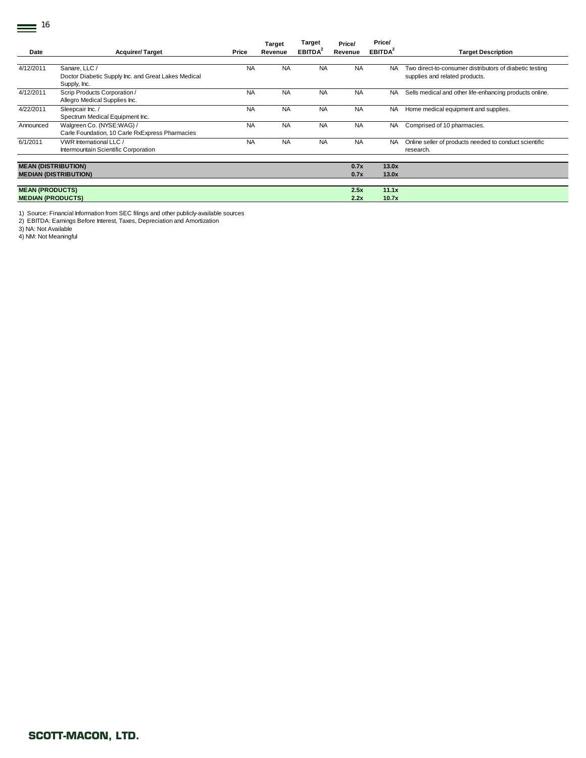| Date | Acquirer/ Target | Price | Target Revenue | Target EBITDA[2] | Price/ Revenue | Price/ EBITDA[2] | Target Description |
|---|---|---|---|---|---|---|---|
| 4/12/2011 | Sanare, LLC / Doctor Diabetic Supply Inc. and Great Lakes Medical Supply, Inc. | NA | NA | NA | NA | NA | Two direct-to-consumer distributors of diabetic testing supplies and related products. |
| 4/12/2011 | Scrip Products Corporation / Allegro Medical Supplies Inc. | NA | NA | NA | NA | NA | Sells medical and other life-enhancing products online. |
| 4/22/2011 | Sleepcair Inc. / Spectrum Medical Equipment Inc. | NA | NA | NA | NA | NA | Home medical equipment and supplies. |
| Announced | Walgreen Co. (NYSE:WAG) / Carle Foundation, 10 Carle RxExpress Pharmacies | NA | NA | NA | NA | NA | Comprised of 10 pharmacies. |
| 6/1/2011 | VWR International LLC / Intermountain Scientific Corporation | NA | NA | NA | NA | NA | Online seller of products needed to conduct scientific research. |
| **MEAN (DISTRIBUTION)** | | | | | **0.7x** | **13.0x** | |
| **MEDIAN (DISTRIBUTION)** | | | | | **0.7x** | **13.0x** | |
| **MEAN (PRODUCTS)** | | | | | **2.5x** | **11.1x** | |
| **MEDIAN (PRODUCTS)** | | | | | **2.2x** | **10.7x** | |

1) Source: Financial Information from SEC filings and other publicly-available sources
2) EBITDA: Earnings Before Interest, Taxes, Depreciation and Amortization
3) NA: Not Available
4) NM: Not Meaningful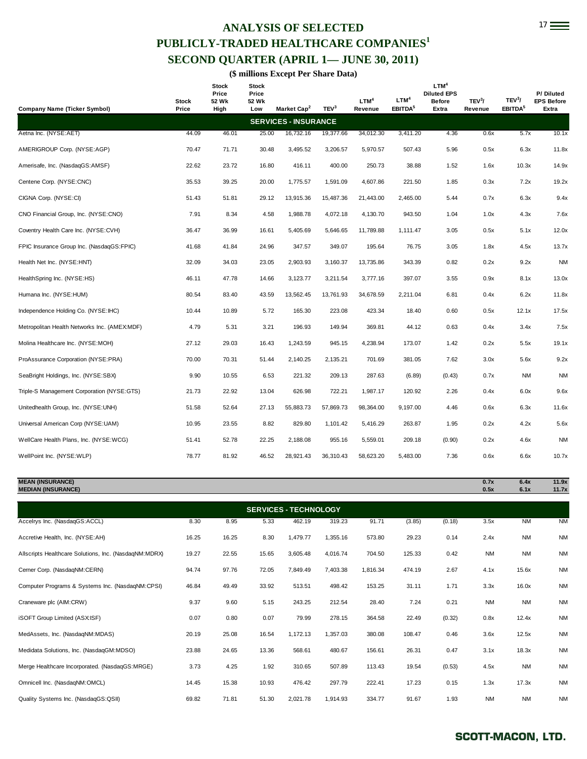# ANALYSIS OF SELECTED PUBLICLY-TRADED HEALTHCARE COMPANIES[1]

## SECOND QUARTER (APRIL 1— JUNE 30, 2011)

**($ millions Except Per Share Data)**

| Company Name (Ticker Symbol) | Stock Price | Stock Price 52 Wk High | Stock Price 52 Wk Low | Market Cap[2] | TEV[3] | LTM[4] Revenue | LTM[4] EBITDA[5] | LTM[4] Diluted EPS Before Extra | TEV[3]/ Revenue | TEV[3]/ EBITDA[5] | P/ Diluted EPS Before Extra |
|---|---|---|---|---|---|---|---|---|---|---|---|
| **SERVICES - INSURANCE** | | | | | | | | | | | |
| Aetna Inc. (NYSE:AET) | 44.09 | 46.01 | 25.00 | 16,732.16 | 19,377.66 | 34,012.30 | 3,411.20 | 4.36 | 0.6x | 5.7x | 10.1x |
| AMERIGROUP Corp. (NYSE:AGP) | 70.47 | 71.71 | 30.48 | 3,495.52 | 3,206.57 | 5,970.57 | 507.43 | 5.96 | 0.5x | 6.3x | 11.8x |
| Amerisafe, Inc. (NasdaqGS:AMSF) | 22.62 | 23.72 | 16.80 | 416.11 | 400.00 | 250.73 | 38.88 | 1.52 | 1.6x | 10.3x | 14.9x |
| Centene Corp. (NYSE:CNC) | 35.53 | 39.25 | 20.00 | 1,775.57 | 1,591.09 | 4,607.86 | 221.50 | 1.85 | 0.3x | 7.2x | 19.2x |
| CIGNA Corp. (NYSE:CI) | 51.43 | 51.81 | 29.12 | 13,915.36 | 15,487.36 | 21,443.00 | 2,465.00 | 5.44 | 0.7x | 6.3x | 9.4x |
| CNO Financial Group, Inc. (NYSE:CNO) | 7.91 | 8.34 | 4.58 | 1,988.78 | 4,072.18 | 4,130.70 | 943.50 | 1.04 | 1.0x | 4.3x | 7.6x |
| Coventry Health Care Inc. (NYSE:CVH) | 36.47 | 36.99 | 16.61 | 5,405.69 | 5,646.65 | 11,789.88 | 1,111.47 | 3.05 | 0.5x | 5.1x | 12.0x |
| FPIC Insurance Group Inc. (NasdaqGS:FPIC) | 41.68 | 41.84 | 24.96 | 347.57 | 349.07 | 195.64 | 76.75 | 3.05 | 1.8x | 4.5x | 13.7x |
| Health Net Inc. (NYSE:HNT) | 32.09 | 34.03 | 23.05 | 2,903.93 | 3,160.37 | 13,735.86 | 343.39 | 0.82 | 0.2x | 9.2x | NM |
| HealthSpring Inc. (NYSE:HS) | 46.11 | 47.78 | 14.66 | 3,123.77 | 3,211.54 | 3,777.16 | 397.07 | 3.55 | 0.9x | 8.1x | 13.0x |
| Humana Inc. (NYSE:HUM) | 80.54 | 83.40 | 43.59 | 13,562.45 | 13,761.93 | 34,678.59 | 2,211.04 | 6.81 | 0.4x | 6.2x | 11.8x |
| Independence Holding Co. (NYSE:IHC) | 10.44 | 10.89 | 5.72 | 165.30 | 223.08 | 423.34 | 18.40 | 0.60 | 0.5x | 12.1x | 17.5x |
| Metropolitan Health Networks Inc. (AMEX:MDF) | 4.79 | 5.31 | 3.21 | 196.93 | 149.94 | 369.81 | 44.12 | 0.63 | 0.4x | 3.4x | 7.5x |
| Molina Healthcare Inc. (NYSE:MOH) | 27.12 | 29.03 | 16.43 | 1,243.59 | 945.15 | 4,238.94 | 173.07 | 1.42 | 0.2x | 5.5x | 19.1x |
| ProAssurance Corporation (NYSE:PRA) | 70.00 | 70.31 | 51.44 | 2,140.25 | 2,135.21 | 701.69 | 381.05 | 7.62 | 3.0x | 5.6x | 9.2x |
| SeaBright Holdings, Inc. (NYSE:SBX) | 9.90 | 10.55 | 6.53 | 221.32 | 209.13 | 287.63 | (6.89) | (0.43) | 0.7x | NM | NM |
| Triple-S Management Corporation (NYSE:GTS) | 21.73 | 22.92 | 13.04 | 626.98 | 722.21 | 1,987.17 | 120.92 | 2.26 | 0.4x | 6.0x | 9.6x |
| Unitedhealth Group, Inc. (NYSE:UNH) | 51.58 | 52.64 | 27.13 | 55,883.73 | 57,869.73 | 98,364.00 | 9,197.00 | 4.46 | 0.6x | 6.3x | 11.6x |
| Universal American Corp (NYSE:UAM) | 10.95 | 23.55 | 8.82 | 829.80 | 1,101.42 | 5,416.29 | 263.87 | 1.95 | 0.2x | 4.2x | 5.6x |
| WellCare Health Plans, Inc. (NYSE:WCG) | 51.41 | 52.78 | 22.25 | 2,188.08 | 955.16 | 5,559.01 | 209.18 | (0.90) | 0.2x | 4.6x | NM |
| WellPoint Inc. (NYSE:WLP) | 78.77 | 81.92 | 46.52 | 28,921.43 | 36,310.43 | 58,623.20 | 5,483.00 | 7.36 | 0.6x | 6.6x | 10.7x |
| **MEAN (INSURANCE)** | | | | | | | | | **0.7x** | **6.4x** | **11.9x** |
| **MEDIAN (INSURANCE)** | | | | | | | | | **0.5x** | **6.1x** | **11.7x** |
| **SERVICES - TECHNOLOGY** | | | | | | | | | | | |
| Accelrys Inc. (NasdaqGS:ACCL) | 8.30 | 8.95 | 5.33 | 462.19 | 319.23 | 91.71 | (3.85) | (0.18) | 3.5x | NM | NM |
| Accretive Health, Inc. (NYSE:AH) | 16.25 | 16.25 | 8.30 | 1,479.77 | 1,355.16 | 573.80 | 29.23 | 0.14 | 2.4x | NM | NM |
| Allscripts Healthcare Solutions, Inc. (NasdaqNM:MDRX) | 19.27 | 22.55 | 15.65 | 3,605.48 | 4,016.74 | 704.50 | 125.33 | 0.42 | NM | NM | NM |
| Cerner Corp. (NasdaqNM:CERN) | 94.74 | 97.76 | 72.05 | 7,849.49 | 7,403.38 | 1,816.34 | 474.19 | 2.67 | 4.1x | 15.6x | NM |
| Computer Programs & Systems Inc. (NasdaqNM:CPSI) | 46.84 | 49.49 | 33.92 | 513.51 | 498.42 | 153.25 | 31.11 | 1.71 | 3.3x | 16.0x | NM |
| Craneware plc (AIM:CRW) | 9.37 | 9.60 | 5.15 | 243.25 | 212.54 | 28.40 | 7.24 | 0.21 | NM | NM | NM |
| iSOFT Group Limited (ASX:ISF) | 0.07 | 0.80 | 0.07 | 79.99 | 278.15 | 364.58 | 22.49 | (0.32) | 0.8x | 12.4x | NM |
| MedAssets, Inc. (NasdaqNM:MDAS) | 20.19 | 25.08 | 16.54 | 1,172.13 | 1,357.03 | 380.08 | 108.47 | 0.46 | 3.6x | 12.5x | NM |
| Medidata Solutions, Inc. (NasdaqGM:MDSO) | 23.88 | 24.65 | 13.36 | 568.61 | 480.67 | 156.61 | 26.31 | 0.47 | 3.1x | 18.3x | NM |
| Merge Healthcare Incorporated. (NasdaqGS:MRGE) | 3.73 | 4.25 | 1.92 | 310.65 | 507.89 | 113.43 | 19.54 | (0.53) | 4.5x | NM | NM |
| Omnicell Inc. (NasdaqNM:OMCL) | 14.45 | 15.38 | 10.93 | 476.42 | 297.79 | 222.41 | 17.23 | 0.15 | 1.3x | 17.3x | NM |
| Quality Systems Inc. (NasdaqGS:QSII) | 69.82 | 71.81 | 51.30 | 2,021.78 | 1,914.93 | 334.77 | 91.67 | 1.93 | NM | NM | NM |

SCOTT-MACON, LTD.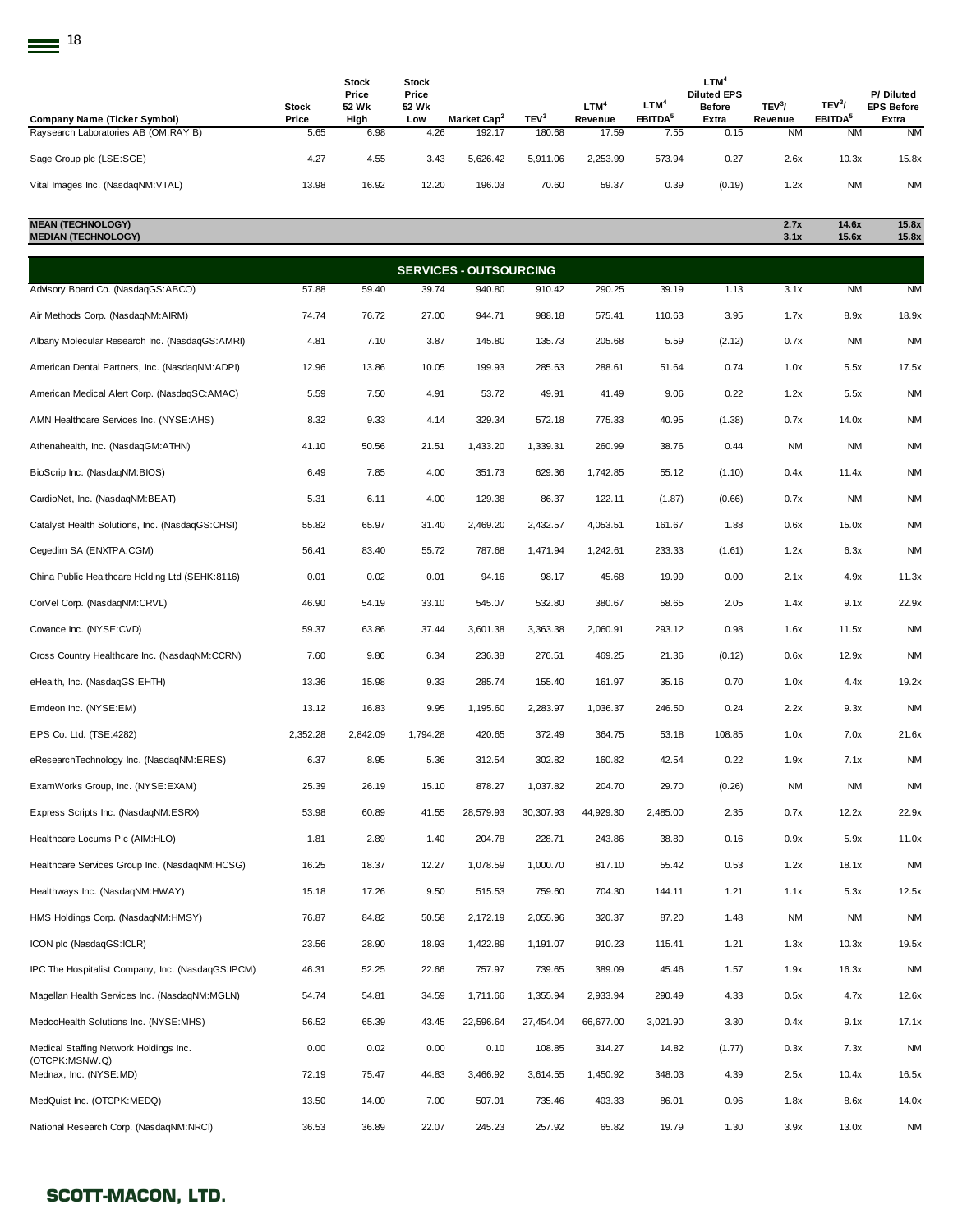| Company Name (Ticker Symbol) | Stock Price | Stock Price 52 Wk High | Stock Price 52 Wk Low | Market Cap[2] | TEV[3] | LTM[4] Revenue | LTM[4] EBITDA[5] | LTM[4] Diluted EPS Before Extra | TEV[3]/ Revenue | TEV[3]/ EBITDA[5] | P/ Diluted EPS Before Extra |
|---|---|---|---|---|---|---|---|---|---|---|---|
| Raysearch Laboratories AB (OM:RAY B) | 5.65 | 6.98 | 4.26 | 192.17 | 180.68 | 17.59 | 7.55 | 0.15 | NM | NM | NM |
| Sage Group plc (LSE:SGE) | 4.27 | 4.55 | 3.43 | 5,626.42 | 5,911.06 | 2,253.99 | 573.94 | 0.27 | 2.6x | 10.3x | 15.8x |
| Vital Images Inc. (NasdaqNM:VTAL) | 13.98 | 16.92 | 12.20 | 196.03 | 70.60 | 59.37 | 0.39 | (0.19) | 1.2x | NM | NM |
| **MEAN (TECHNOLOGY)** | | | | | | | | | **2.7x** | **14.6x** | **15.8x** |
| **MEDIAN (TECHNOLOGY)** | | | | | | | | | **3.1x** | **15.6x** | **15.8x** |
| **SERVICES - OUTSOURCING** | | | | | | | | | | | |
| Advisory Board Co. (NasdaqGS:ABCO) | 57.88 | 59.40 | 39.74 | 940.80 | 910.42 | 290.25 | 39.19 | 1.13 | 3.1x | NM | NM |
| Air Methods Corp. (NasdaqNM:AIRM) | 74.74 | 76.72 | 27.00 | 944.71 | 988.18 | 575.41 | 110.63 | 3.95 | 1.7x | 8.9x | 18.9x |
| Albany Molecular Research Inc. (NasdaqGS:AMRI) | 4.81 | 7.10 | 3.87 | 145.80 | 135.73 | 205.68 | 5.59 | (2.12) | 0.7x | NM | NM |
| American Dental Partners, Inc. (NasdaqNM:ADPI) | 12.96 | 13.86 | 10.05 | 199.93 | 285.63 | 288.61 | 51.64 | 0.74 | 1.0x | 5.5x | 17.5x |
| American Medical Alert Corp. (NasdaqSC:AMAC) | 5.59 | 7.50 | 4.91 | 53.72 | 49.91 | 41.49 | 9.06 | 0.22 | 1.2x | 5.5x | NM |
| AMN Healthcare Services Inc. (NYSE:AHS) | 8.32 | 9.33 | 4.14 | 329.34 | 572.18 | 775.33 | 40.95 | (1.38) | 0.7x | 14.0x | NM |
| Athenahealth, Inc. (NasdaqGM:ATHN) | 41.10 | 50.56 | 21.51 | 1,433.20 | 1,339.31 | 260.99 | 38.76 | 0.44 | NM | NM | NM |
| BioScrip Inc. (NasdaqNM:BIOS) | 6.49 | 7.85 | 4.00 | 351.73 | 629.36 | 1,742.85 | 55.12 | (1.10) | 0.4x | 11.4x | NM |
| CardioNet, Inc. (NasdaqNM:BEAT) | 5.31 | 6.11 | 4.00 | 129.38 | 86.37 | 122.11 | (1.87) | (0.66) | 0.7x | NM | NM |
| Catalyst Health Solutions, Inc. (NasdaqGS:CHSI) | 55.82 | 65.97 | 31.40 | 2,469.20 | 2,432.57 | 4,053.51 | 161.67 | 1.88 | 0.6x | 15.0x | NM |
| Cegedim SA (ENXTPA:CGM) | 56.41 | 83.40 | 55.72 | 787.68 | 1,471.94 | 1,242.61 | 233.33 | (1.61) | 1.2x | 6.3x | NM |
| China Public Healthcare Holding Ltd (SEHK:8116) | 0.01 | 0.02 | 0.01 | 94.16 | 98.17 | 45.68 | 19.99 | 0.00 | 2.1x | 4.9x | 11.3x |
| CorVel Corp. (NasdaqNM:CRVL) | 46.90 | 54.19 | 33.10 | 545.07 | 532.80 | 380.67 | 58.65 | 2.05 | 1.4x | 9.1x | 22.9x |
| Covance Inc. (NYSE:CVD) | 59.37 | 63.86 | 37.44 | 3,601.38 | 3,363.38 | 2,060.91 | 293.12 | 0.98 | 1.6x | 11.5x | NM |
| Cross Country Healthcare Inc. (NasdaqNM:CCRN) | 7.60 | 9.86 | 6.34 | 236.38 | 276.51 | 469.25 | 21.36 | (0.12) | 0.6x | 12.9x | NM |
| eHealth, Inc. (NasdaqGS:EHTH) | 13.36 | 15.98 | 9.33 | 285.74 | 155.40 | 161.97 | 35.16 | 0.70 | 1.0x | 4.4x | 19.2x |
| Emdeon Inc. (NYSE:EM) | 13.12 | 16.83 | 9.95 | 1,195.60 | 2,283.97 | 1,036.37 | 246.50 | 0.24 | 2.2x | 9.3x | NM |
| EPS Co. Ltd. (TSE:4282) | 2,352.28 | 2,842.09 | 1,794.28 | 420.65 | 372.49 | 364.75 | 53.18 | 108.85 | 1.0x | 7.0x | 21.6x |
| eResearchTechnology Inc. (NasdaqNM:ERES) | 6.37 | 8.95 | 5.36 | 312.54 | 302.82 | 160.82 | 42.54 | 0.22 | 1.9x | 7.1x | NM |
| ExamWorks Group, Inc. (NYSE:EXAM) | 25.39 | 26.19 | 15.10 | 878.27 | 1,037.82 | 204.70 | 29.70 | (0.26) | NM | NM | NM |
| Express Scripts Inc. (NasdaqNM:ESRX) | 53.98 | 60.89 | 41.55 | 28,579.93 | 30,307.93 | 44,929.30 | 2,485.00 | 2.35 | 0.7x | 12.2x | 22.9x |
| Healthcare Locums Plc (AIM:HLO) | 1.81 | 2.89 | 1.40 | 204.78 | 228.71 | 243.86 | 38.80 | 0.16 | 0.9x | 5.9x | 11.0x |
| Healthcare Services Group Inc. (NasdaqNM:HCSG) | 16.25 | 18.37 | 12.27 | 1,078.59 | 1,000.70 | 817.10 | 55.42 | 0.53 | 1.2x | 18.1x | NM |
| Healthways Inc. (NasdaqNM:HWAY) | 15.18 | 17.26 | 9.50 | 515.53 | 759.60 | 704.30 | 144.11 | 1.21 | 1.1x | 5.3x | 12.5x |
| HMS Holdings Corp. (NasdaqNM:HMSY) | 76.87 | 84.82 | 50.58 | 2,172.19 | 2,055.96 | 320.37 | 87.20 | 1.48 | NM | NM | NM |
| ICON plc (NasdaqGS:ICLR) | 23.56 | 28.90 | 18.93 | 1,422.89 | 1,191.07 | 910.23 | 115.41 | 1.21 | 1.3x | 10.3x | 19.5x |
| IPC The Hospitalist Company, Inc. (NasdaqGS:IPCM) | 46.31 | 52.25 | 22.66 | 757.97 | 739.65 | 389.09 | 45.46 | 1.57 | 1.9x | 16.3x | NM |
| Magellan Health Services Inc. (NasdaqNM:MGLN) | 54.74 | 54.81 | 34.59 | 1,711.66 | 1,355.94 | 2,933.94 | 290.49 | 4.33 | 0.5x | 4.7x | 12.6x |
| MedcoHealth Solutions Inc. (NYSE:MHS) | 56.52 | 65.39 | 43.45 | 22,596.64 | 27,454.04 | 66,677.00 | 3,021.90 | 3.30 | 0.4x | 9.1x | 17.1x |
| Medical Staffing Network Holdings Inc. (OTCPK:MSNW.Q) | 0.00 | 0.02 | 0.00 | 0.10 | 108.85 | 314.27 | 14.82 | (1.77) | 0.3x | 7.3x | NM |
| Mednax, Inc. (NYSE:MD) | 72.19 | 75.47 | 44.83 | 3,466.92 | 3,614.55 | 1,450.92 | 348.03 | 4.39 | 2.5x | 10.4x | 16.5x |
| MedQuist Inc. (OTCPK:MEDQ) | 13.50 | 14.00 | 7.00 | 507.01 | 735.46 | 403.33 | 86.01 | 0.96 | 1.8x | 8.6x | 14.0x |
| National Research Corp. (NasdaqNM:NRCI) | 36.53 | 36.89 | 22.07 | 245.23 | 257.92 | 65.82 | 19.79 | 1.30 | 3.9x | 13.0x | NM |

**SCOTT-MACON, LTD.**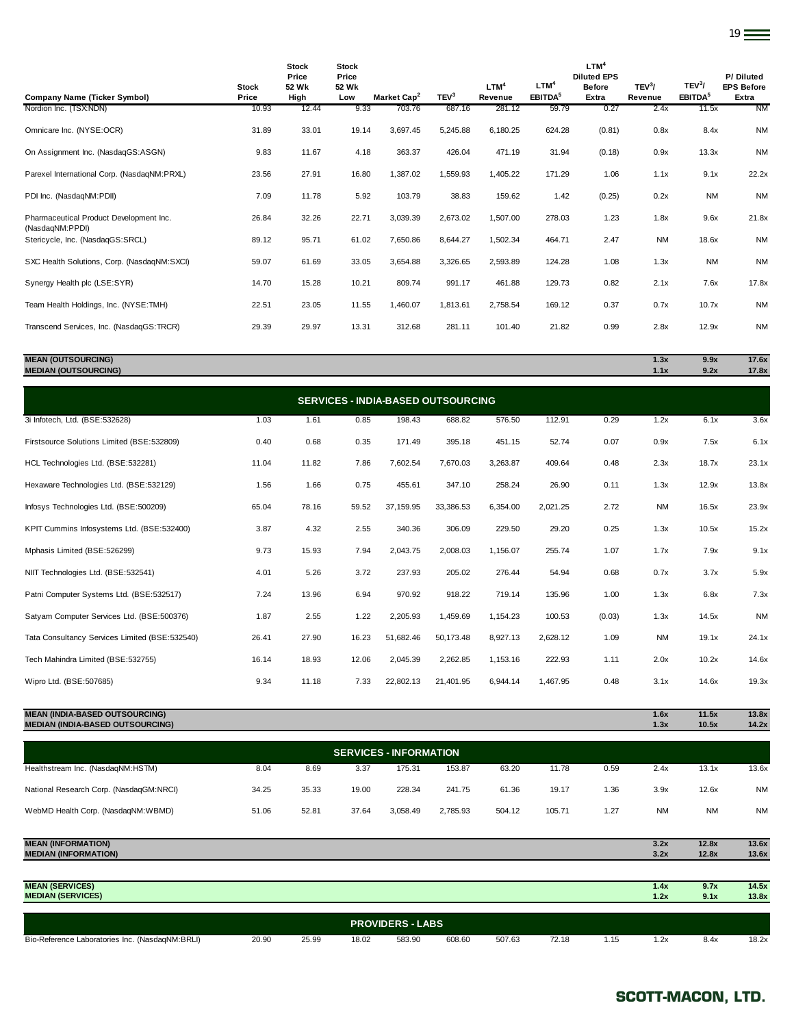| Company Name (Ticker Symbol) | Stock Price | Stock Price 52 Wk High | Stock Price 52 Wk Low | Market Cap[2] | TEV[3] | LTM[4] Revenue | LTM[4] EBITDA[5] | LTM[4] Diluted EPS Before Extra | TEV[3]/ Revenue | TEV[3]/ EBITDA[5] | P/ Diluted EPS Before Extra |
|---|---|---|---|---|---|---|---|---|---|---|---|
| Nordion Inc. (TSX:NDN) | 10.93 | 12.44 | 9.33 | 703.76 | 687.16 | 281.12 | 59.79 | 0.27 | 2.4x | 11.5x | NM |
| Omnicare Inc. (NYSE:OCR) | 31.89 | 33.01 | 19.14 | 3,697.45 | 5,245.88 | 6,180.25 | 624.28 | (0.81) | 0.8x | 8.4x | NM |
| On Assignment Inc. (NasdaqGS:ASGN) | 9.83 | 11.67 | 4.18 | 363.37 | 426.04 | 471.19 | 31.94 | (0.18) | 0.9x | 13.3x | NM |
| Parexel International Corp. (NasdaqNM:PRXL) | 23.56 | 27.91 | 16.80 | 1,387.02 | 1,559.93 | 1,405.22 | 171.29 | 1.06 | 1.1x | 9.1x | 22.2x |
| PDI Inc. (NasdaqNM:PDII) | 7.09 | 11.78 | 5.92 | 103.79 | 38.83 | 159.62 | 1.42 | (0.25) | 0.2x | NM | NM |
| Pharmaceutical Product Development Inc. (NasdaqNM:PPDI) | 26.84 | 32.26 | 22.71 | 3,039.39 | 2,673.02 | 1,507.00 | 278.03 | 1.23 | 1.8x | 9.6x | 21.8x |
| Stericycle, Inc. (NasdaqGS:SRCL) | 89.12 | 95.71 | 61.02 | 7,650.86 | 8,644.27 | 1,502.34 | 464.71 | 2.47 | NM | 18.6x | NM |
| SXC Health Solutions, Corp. (NasdaqNM:SXCI) | 59.07 | 61.69 | 33.05 | 3,654.88 | 3,326.65 | 2,593.89 | 124.28 | 1.08 | 1.3x | NM | NM |
| Synergy Health plc (LSE:SYR) | 14.70 | 15.28 | 10.21 | 809.74 | 991.17 | 461.88 | 129.73 | 0.82 | 2.1x | 7.6x | 17.8x |
| Team Health Holdings, Inc. (NYSE:TMH) | 22.51 | 23.05 | 11.55 | 1,460.07 | 1,813.61 | 2,758.54 | 169.12 | 0.37 | 0.7x | 10.7x | NM |
| Transcend Services, Inc. (NasdaqGS:TRCR) | 29.39 | 29.97 | 13.31 | 312.68 | 281.11 | 101.40 | 21.82 | 0.99 | 2.8x | 12.9x | NM |
| **MEAN (OUTSOURCING)** | | | | | | | | | **1.3x** | **9.9x** | **17.6x** |
| **MEDIAN (OUTSOURCING)** | | | | | | | | | **1.1x** | **9.2x** | **17.8x** |
| **SERVICES - INDIA-BASED OUTSOURCING** | | | | | | | | | | | |
| 3i Infotech, Ltd. (BSE:532628) | 1.03 | 1.61 | 0.85 | 198.43 | 688.82 | 576.50 | 112.91 | 0.29 | 1.2x | 6.1x | 3.6x |
| Firstsource Solutions Limited (BSE:532809) | 0.40 | 0.68 | 0.35 | 171.49 | 395.18 | 451.15 | 52.74 | 0.07 | 0.9x | 7.5x | 6.1x |
| HCL Technologies Ltd. (BSE:532281) | 11.04 | 11.82 | 7.86 | 7,602.54 | 7,670.03 | 3,263.87 | 409.64 | 0.48 | 2.3x | 18.7x | 23.1x |
| Hexaware Technologies Ltd. (BSE:532129) | 1.56 | 1.66 | 0.75 | 455.61 | 347.10 | 258.24 | 26.90 | 0.11 | 1.3x | 12.9x | 13.8x |
| Infosys Technologies Ltd. (BSE:500209) | 65.04 | 78.16 | 59.52 | 37,159.95 | 33,386.53 | 6,354.00 | 2,021.25 | 2.72 | NM | 16.5x | 23.9x |
| KPIT Cummins Infosystems Ltd. (BSE:532400) | 3.87 | 4.32 | 2.55 | 340.36 | 306.09 | 229.50 | 29.20 | 0.25 | 1.3x | 10.5x | 15.2x |
| Mphasis Limited (BSE:526299) | 9.73 | 15.93 | 7.94 | 2,043.75 | 2,008.03 | 1,156.07 | 255.74 | 1.07 | 1.7x | 7.9x | 9.1x |
| NIIT Technologies Ltd. (BSE:532541) | 4.01 | 5.26 | 3.72 | 237.93 | 205.02 | 276.44 | 54.94 | 0.68 | 0.7x | 3.7x | 5.9x |
| Patni Computer Systems Ltd. (BSE:532517) | 7.24 | 13.96 | 6.94 | 970.92 | 918.22 | 719.14 | 135.96 | 1.00 | 1.3x | 6.8x | 7.3x |
| Satyam Computer Services Ltd. (BSE:500376) | 1.87 | 2.55 | 1.22 | 2,205.93 | 1,459.69 | 1,154.23 | 100.53 | (0.03) | 1.3x | 14.5x | NM |
| Tata Consultancy Services Limited (BSE:532540) | 26.41 | 27.90 | 16.23 | 51,682.46 | 50,173.48 | 8,927.13 | 2,628.12 | 1.09 | NM | 19.1x | 24.1x |
| Tech Mahindra Limited (BSE:532755) | 16.14 | 18.93 | 12.06 | 2,045.39 | 2,262.85 | 1,153.16 | 222.93 | 1.11 | 2.0x | 10.2x | 14.6x |
| Wipro Ltd. (BSE:507685) | 9.34 | 11.18 | 7.33 | 22,802.13 | 21,401.95 | 6,944.14 | 1,467.95 | 0.48 | 3.1x | 14.6x | 19.3x |
| **MEAN (INDIA-BASED OUTSOURCING)** | | | | | | | | | **1.6x** | **11.5x** | **13.8x** |
| **MEDIAN (INDIA-BASED OUTSOURCING)** | | | | | | | | | **1.3x** | **10.5x** | **14.2x** |
| **SERVICES - INFORMATION** | | | | | | | | | | | |
| Healthstream Inc. (NasdaqNM:HSTM) | 8.04 | 8.69 | 3.37 | 175.31 | 153.87 | 63.20 | 11.78 | 0.59 | 2.4x | 13.1x | 13.6x |
| National Research Corp. (NasdaqGM:NRCI) | 34.25 | 35.33 | 19.00 | 228.34 | 241.75 | 61.36 | 19.17 | 1.36 | 3.9x | 12.6x | NM |
| WebMD Health Corp. (NasdaqNM:WBMD) | 51.06 | 52.81 | 37.64 | 3,058.49 | 2,785.93 | 504.12 | 105.71 | 1.27 | NM | NM | NM |
| **MEAN (INFORMATION)** | | | | | | | | | **3.2x** | **12.8x** | **13.6x** |
| **MEDIAN (INFORMATION)** | | | | | | | | | **3.2x** | **12.8x** | **13.6x** |
| **MEAN (SERVICES)** | | | | | | | | | **1.4x** | **9.7x** | **14.5x** |
| **MEDIAN (SERVICES)** | | | | | | | | | **1.2x** | **9.1x** | **13.8x** |
| **PROVIDERS - LABS** | | | | | | | | | | | |
| Bio-Reference Laboratories Inc. (NasdaqNM:BRLI) | 20.90 | 25.99 | 18.02 | 583.90 | 608.60 | 507.63 | 72.18 | 1.15 | 1.2x | 8.4x | 18.2x |

**SCOTT-MACON, LTD.**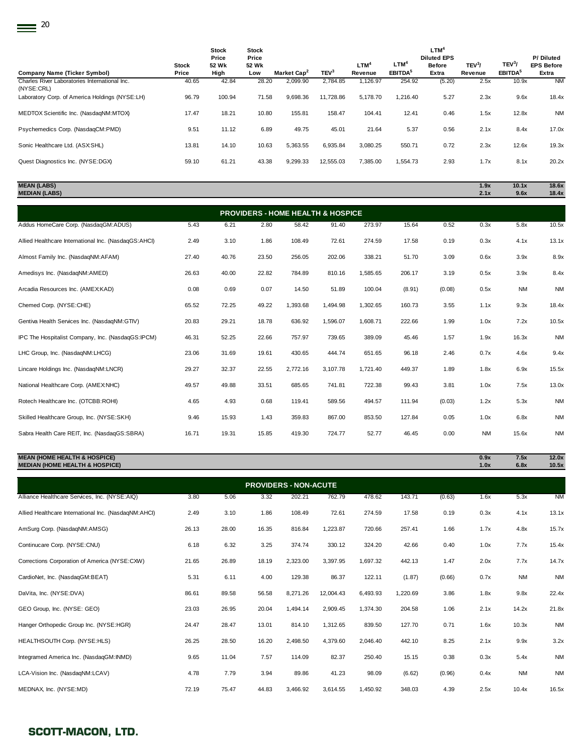| Company Name (Ticker Symbol) | Stock Price | Stock Price 52 Wk High | Stock Price 52 Wk Low | Market Cap[2] | TEV[3] | LTM[4] Revenue | LTM[4] EBITDA[5] | LTM[4] Diluted EPS Before Extra | TEV[3]/ Revenue | TEV[3]/ EBITDA[5] | P/ Diluted EPS Before Extra |
|---|---|---|---|---|---|---|---|---|---|---|---|
| Charles River Laboratories International Inc. (NYSE:CRL) | 40.65 | 42.84 | 28.20 | 2,099.90 | 2,784.85 | 1,126.97 | 254.92 | (5.20) | 2.5x | 10.9x | NM |
| Laboratory Corp. of America Holdings (NYSE:LH) | 96.79 | 100.94 | 71.58 | 9,698.36 | 11,728.86 | 5,178.70 | 1,216.40 | 5.27 | 2.3x | 9.6x | 18.4x |
| MEDTOX Scientific Inc. (NasdaqNM:MTOX) | 17.47 | 18.21 | 10.80 | 155.81 | 158.47 | 104.41 | 12.41 | 0.46 | 1.5x | 12.8x | NM |
| Psychemedics Corp. (NasdaqCM:PMD) | 9.51 | 11.12 | 6.89 | 49.75 | 45.01 | 21.64 | 5.37 | 0.56 | 2.1x | 8.4x | 17.0x |
| Sonic Healthcare Ltd. (ASX:SHL) | 13.81 | 14.10 | 10.63 | 5,363.55 | 6,935.84 | 3,080.25 | 550.71 | 0.72 | 2.3x | 12.6x | 19.3x |
| Quest Diagnostics Inc. (NYSE:DGX) | 59.10 | 61.21 | 43.38 | 9,299.33 | 12,555.03 | 7,385.00 | 1,554.73 | 2.93 | 1.7x | 8.1x | 20.2x |
| **MEAN (LABS)** | | | | | | | | | **1.9x** | **10.1x** | **18.6x** |
| **MEDIAN (LABS)** | | | | | | | | | **2.1x** | **9.6x** | **18.4x** |
| **PROVIDERS - HOME HEALTH & HOSPICE** | | | | | | | | | | | |
| Addus HomeCare Corp. (NasdaqGM:ADUS) | 5.43 | 6.21 | 2.80 | 58.42 | 91.40 | 273.97 | 15.64 | 0.52 | 0.3x | 5.8x | 10.5x |
| Allied Healthcare International Inc. (NasdaqGS:AHCI) | 2.49 | 3.10 | 1.86 | 108.49 | 72.61 | 274.59 | 17.58 | 0.19 | 0.3x | 4.1x | 13.1x |
| Almost Family Inc. (NasdaqNM:AFAM) | 27.40 | 40.76 | 23.50 | 256.05 | 202.06 | 338.21 | 51.70 | 3.09 | 0.6x | 3.9x | 8.9x |
| Amedisys Inc. (NasdaqNM:AMED) | 26.63 | 40.00 | 22.82 | 784.89 | 810.16 | 1,585.65 | 206.17 | 3.19 | 0.5x | 3.9x | 8.4x |
| Arcadia Resources Inc. (AMEX:KAD) | 0.08 | 0.69 | 0.07 | 14.50 | 51.89 | 100.04 | (8.91) | (0.08) | 0.5x | NM | NM |
| Chemed Corp. (NYSE:CHE) | 65.52 | 72.25 | 49.22 | 1,393.68 | 1,494.98 | 1,302.65 | 160.73 | 3.55 | 1.1x | 9.3x | 18.4x |
| Gentiva Health Services Inc. (NasdaqNM:GTIV) | 20.83 | 29.21 | 18.78 | 636.92 | 1,596.07 | 1,608.71 | 222.66 | 1.99 | 1.0x | 7.2x | 10.5x |
| IPC The Hospitalist Company, Inc. (NasdaqGS:IPCM) | 46.31 | 52.25 | 22.66 | 757.97 | 739.65 | 389.09 | 45.46 | 1.57 | 1.9x | 16.3x | NM |
| LHC Group, Inc. (NasdaqNM:LHCG) | 23.06 | 31.69 | 19.61 | 430.65 | 444.74 | 651.65 | 96.18 | 2.46 | 0.7x | 4.6x | 9.4x |
| Lincare Holdings Inc. (NasdaqNM:LNCR) | 29.27 | 32.37 | 22.55 | 2,772.16 | 3,107.78 | 1,721.40 | 449.37 | 1.89 | 1.8x | 6.9x | 15.5x |
| National Healthcare Corp. (AMEX:NHC) | 49.57 | 49.88 | 33.51 | 685.65 | 741.81 | 722.38 | 99.43 | 3.81 | 1.0x | 7.5x | 13.0x |
| Rotech Healthcare Inc. (OTCBB:ROHI) | 4.65 | 4.93 | 0.68 | 119.41 | 589.56 | 494.57 | 111.94 | (0.03) | 1.2x | 5.3x | NM |
| Skilled Healthcare Group, Inc. (NYSE:SKH) | 9.46 | 15.93 | 1.43 | 359.83 | 867.00 | 853.50 | 127.84 | 0.05 | 1.0x | 6.8x | NM |
| Sabra Health Care REIT, Inc. (NasdaqGS:SBRA) | 16.71 | 19.31 | 15.85 | 419.30 | 724.77 | 52.77 | 46.45 | 0.00 | NM | 15.6x | NM |
| **MEAN (HOME HEALTH & HOSPICE)** | | | | | | | | | **0.9x** | **7.5x** | **12.0x** |
| **MEDIAN (HOME HEALTH & HOSPICE)** | | | | | | | | | **1.0x** | **6.8x** | **10.5x** |
| **PROVIDERS - NON-ACUTE** | | | | | | | | | | | |
| Alliance Healthcare Services, Inc. (NYSE:AIQ) | 3.80 | 5.06 | 3.32 | 202.21 | 762.79 | 478.62 | 143.71 | (0.63) | 1.6x | 5.3x | NM |
| Allied Healthcare International Inc. (NasdaqNM:AHCI) | 2.49 | 3.10 | 1.86 | 108.49 | 72.61 | 274.59 | 17.58 | 0.19 | 0.3x | 4.1x | 13.1x |
| AmSurg Corp. (NasdaqNM:AMSG) | 26.13 | 28.00 | 16.35 | 816.84 | 1,223.87 | 720.66 | 257.41 | 1.66 | 1.7x | 4.8x | 15.7x |
| Continucare Corp. (NYSE:CNU) | 6.18 | 6.32 | 3.25 | 374.74 | 330.12 | 324.20 | 42.66 | 0.40 | 1.0x | 7.7x | 15.4x |
| Corrections Corporation of America (NYSE:CXW) | 21.65 | 26.89 | 18.19 | 2,323.00 | 3,397.95 | 1,697.32 | 442.13 | 1.47 | 2.0x | 7.7x | 14.7x |
| CardioNet, Inc. (NasdaqGM:BEAT) | 5.31 | 6.11 | 4.00 | 129.38 | 86.37 | 122.11 | (1.87) | (0.66) | 0.7x | NM | NM |
| DaVita, Inc. (NYSE:DVA) | 86.61 | 89.58 | 56.58 | 8,271.26 | 12,004.43 | 6,493.93 | 1,220.69 | 3.86 | 1.8x | 9.8x | 22.4x |
| GEO Group, Inc. (NYSE: GEO) | 23.03 | 26.95 | 20.04 | 1,494.14 | 2,909.45 | 1,374.30 | 204.58 | 1.06 | 2.1x | 14.2x | 21.8x |
| Hanger Orthopedic Group Inc. (NYSE:HGR) | 24.47 | 28.47 | 13.01 | 814.10 | 1,312.65 | 839.50 | 127.70 | 0.71 | 1.6x | 10.3x | NM |
| HEALTHSOUTH Corp. (NYSE:HLS) | 26.25 | 28.50 | 16.20 | 2,498.50 | 4,379.60 | 2,046.40 | 442.10 | 8.25 | 2.1x | 9.9x | 3.2x |
| Integramed America Inc. (NasdaqGM:INMD) | 9.65 | 11.04 | 7.57 | 114.09 | 82.37 | 250.40 | 15.15 | 0.38 | 0.3x | 5.4x | NM |
| LCA-Vision Inc. (NasdaqNM:LCAV) | 4.78 | 7.79 | 3.94 | 89.86 | 41.23 | 98.09 | (6.62) | (0.96) | 0.4x | NM | NM |
| MEDNAX, Inc. (NYSE:MD) | 72.19 | 75.47 | 44.83 | 3,466.92 | 3,614.55 | 1,450.92 | 348.03 | 4.39 | 2.5x | 10.4x | 16.5x |

**SCOTT-MACON, LTD.**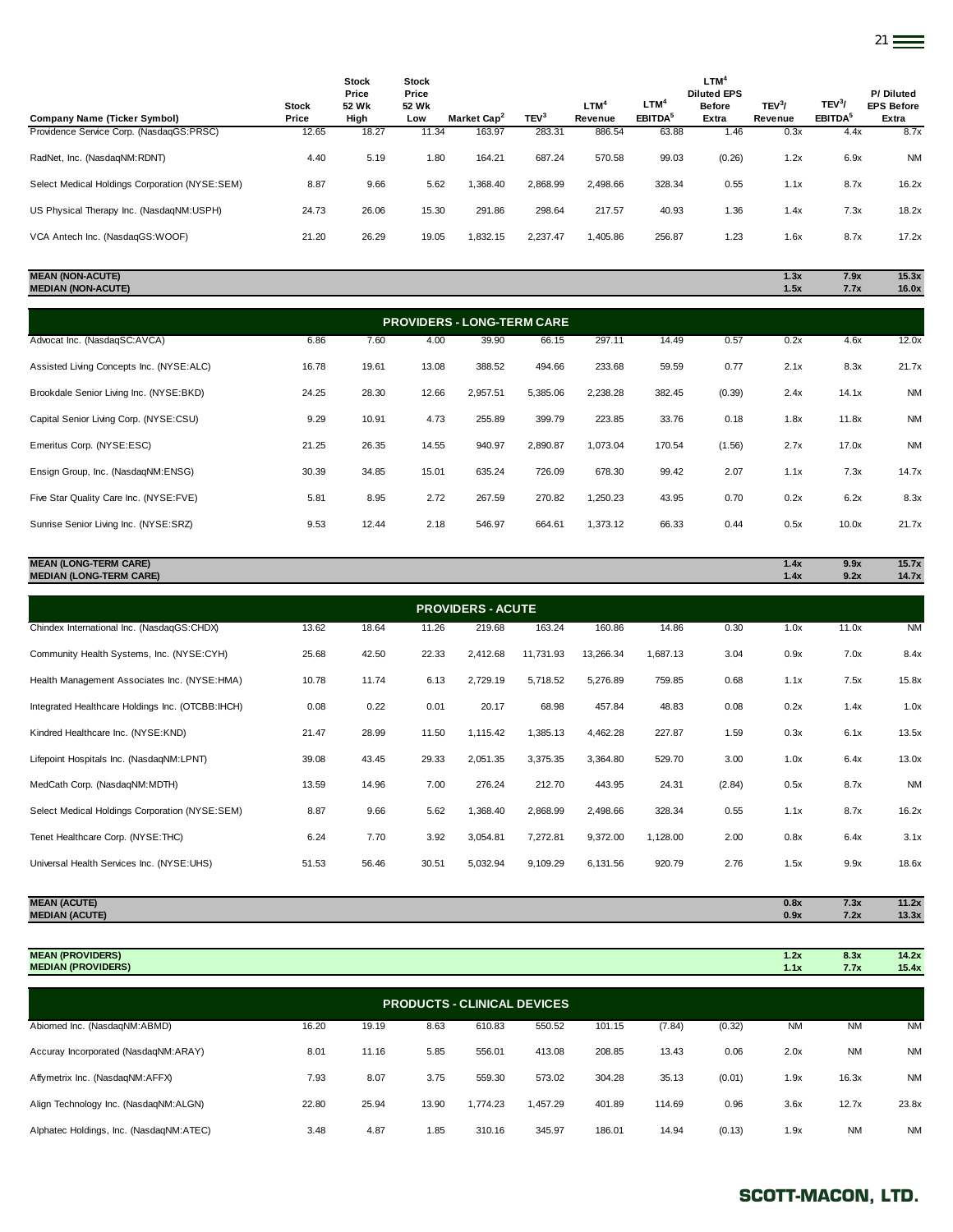| Company Name (Ticker Symbol) | Stock Price | Stock Price 52 Wk High | Stock Price 52 Wk Low | Market Cap[2] | TEV[3] | LTM[4] Revenue | LTM[4] EBITDA[5] | LTM[4] Diluted EPS Before Extra | TEV[3]/ Revenue | TEV[3]/ EBITDA[5] | P/ Diluted EPS Before Extra |
|---|---|---|---|---|---|---|---|---|---|---|---|
| Providence Service Corp. (NasdaqGS:PRSC) | 12.65 | 18.27 | 11.34 | 163.97 | 283.31 | 886.54 | 63.88 | 1.46 | 0.3x | 4.4x | 8.7x |
| RadNet, Inc. (NasdaqNM:RDNT) | 4.40 | 5.19 | 1.80 | 164.21 | 687.24 | 570.58 | 99.03 | (0.26) | 1.2x | 6.9x | NM |
| Select Medical Holdings Corporation (NYSE:SEM) | 8.87 | 9.66 | 5.62 | 1,368.40 | 2,868.99 | 2,498.66 | 328.34 | 0.55 | 1.1x | 8.7x | 16.2x |
| US Physical Therapy Inc. (NasdaqNM:USPH) | 24.73 | 26.06 | 15.30 | 291.86 | 298.64 | 217.57 | 40.93 | 1.36 | 1.4x | 7.3x | 18.2x |
| VCA Antech Inc. (NasdaqGS:WOOF) | 21.20 | 26.29 | 19.05 | 1,832.15 | 2,237.47 | 1,405.86 | 256.87 | 1.23 | 1.6x | 8.7x | 17.2x |
| **MEAN (NON-ACUTE)** | | | | | | | | | **1.3x** | **7.9x** | **15.3x** |
| **MEDIAN (NON-ACUTE)** | | | | | | | | | **1.5x** | **7.7x** | **16.0x** |
| **PROVIDERS - LONG-TERM CARE** | | | | | | | | | | | |
| Advocat Inc. (NasdaqSC:AVCA) | 6.86 | 7.60 | 4.00 | 39.90 | 66.15 | 297.11 | 14.49 | 0.57 | 0.2x | 4.6x | 12.0x |
| Assisted Living Concepts Inc. (NYSE:ALC) | 16.78 | 19.61 | 13.08 | 388.52 | 494.66 | 233.68 | 59.59 | 0.77 | 2.1x | 8.3x | 21.7x |
| Brookdale Senior Living Inc. (NYSE:BKD) | 24.25 | 28.30 | 12.66 | 2,957.51 | 5,385.06 | 2,238.28 | 382.45 | (0.39) | 2.4x | 14.1x | NM |
| Capital Senior Living Corp. (NYSE:CSU) | 9.29 | 10.91 | 4.73 | 255.89 | 399.79 | 223.85 | 33.76 | 0.18 | 1.8x | 11.8x | NM |
| Emeritus Corp. (NYSE:ESC) | 21.25 | 26.35 | 14.55 | 940.97 | 2,890.87 | 1,073.04 | 170.54 | (1.56) | 2.7x | 17.0x | NM |
| Ensign Group, Inc. (NasdaqNM:ENSG) | 30.39 | 34.85 | 15.01 | 635.24 | 726.09 | 678.30 | 99.42 | 2.07 | 1.1x | 7.3x | 14.7x |
| Five Star Quality Care Inc. (NYSE:FVE) | 5.81 | 8.95 | 2.72 | 267.59 | 270.82 | 1,250.23 | 43.95 | 0.70 | 0.2x | 6.2x | 8.3x |
| Sunrise Senior Living Inc. (NYSE:SRZ) | 9.53 | 12.44 | 2.18 | 546.97 | 664.61 | 1,373.12 | 66.33 | 0.44 | 0.5x | 10.0x | 21.7x |
| **MEAN (LONG-TERM CARE)** | | | | | | | | | **1.4x** | **9.9x** | **15.7x** |
| **MEDIAN (LONG-TERM CARE)** | | | | | | | | | **1.4x** | **9.2x** | **14.7x** |
| **PROVIDERS - ACUTE** | | | | | | | | | | | |
| Chindex International Inc. (NasdaqGS:CHDX) | 13.62 | 18.64 | 11.26 | 219.68 | 163.24 | 160.86 | 14.86 | 0.30 | 1.0x | 11.0x | NM |
| Community Health Systems, Inc. (NYSE:CYH) | 25.68 | 42.50 | 22.33 | 2,412.68 | 11,731.93 | 13,266.34 | 1,687.13 | 3.04 | 0.9x | 7.0x | 8.4x |
| Health Management Associates Inc. (NYSE:HMA) | 10.78 | 11.74 | 6.13 | 2,729.19 | 5,718.52 | 5,276.89 | 759.85 | 0.68 | 1.1x | 7.5x | 15.8x |
| Integrated Healthcare Holdings Inc. (OTCBB:IHCH) | 0.08 | 0.22 | 0.01 | 20.17 | 68.98 | 457.84 | 48.83 | 0.08 | 0.2x | 1.4x | 1.0x |
| Kindred Healthcare Inc. (NYSE:KND) | 21.47 | 28.99 | 11.50 | 1,115.42 | 1,385.13 | 4,462.28 | 227.87 | 1.59 | 0.3x | 6.1x | 13.5x |
| Lifepoint Hospitals Inc. (NasdaqNM:LPNT) | 39.08 | 43.45 | 29.33 | 2,051.35 | 3,375.35 | 3,364.80 | 529.70 | 3.00 | 1.0x | 6.4x | 13.0x |
| MedCath Corp. (NasdaqNM:MDTH) | 13.59 | 14.96 | 7.00 | 276.24 | 212.70 | 443.95 | 24.31 | (2.84) | 0.5x | 8.7x | NM |
| Select Medical Holdings Corporation (NYSE:SEM) | 8.87 | 9.66 | 5.62 | 1,368.40 | 2,868.99 | 2,498.66 | 328.34 | 0.55 | 1.1x | 8.7x | 16.2x |
| Tenet Healthcare Corp. (NYSE:THC) | 6.24 | 7.70 | 3.92 | 3,054.81 | 7,272.81 | 9,372.00 | 1,128.00 | 2.00 | 0.8x | 6.4x | 3.1x |
| Universal Health Services Inc. (NYSE:UHS) | 51.53 | 56.46 | 30.51 | 5,032.94 | 9,109.29 | 6,131.56 | 920.79 | 2.76 | 1.5x | 9.9x | 18.6x |
| **MEAN (ACUTE)** | | | | | | | | | **0.8x** | **7.3x** | **11.2x** |
| **MEDIAN (ACUTE)** | | | | | | | | | **0.9x** | **7.2x** | **13.3x** |
| **MEAN (PROVIDERS)** | | | | | | | | | **1.2x** | **8.3x** | **14.2x** |
| **MEDIAN (PROVIDERS)** | | | | | | | | | **1.1x** | **7.7x** | **15.4x** |
| **PRODUCTS - CLINICAL DEVICES** | | | | | | | | | | | |
| Abiomed Inc. (NasdaqNM:ABMD) | 16.20 | 19.19 | 8.63 | 610.83 | 550.52 | 101.15 | (7.84) | (0.32) | NM | NM | NM |
| Accuray Incorporated (NasdaqNM:ARAY) | 8.01 | 11.16 | 5.85 | 556.01 | 413.08 | 208.85 | 13.43 | 0.06 | 2.0x | NM | NM |
| Affymetrix Inc. (NasdaqNM:AFFX) | 7.93 | 8.07 | 3.75 | 559.30 | 573.02 | 304.28 | 35.13 | (0.01) | 1.9x | 16.3x | NM |
| Align Technology Inc. (NasdaqNM:ALGN) | 22.80 | 25.94 | 13.90 | 1,774.23 | 1,457.29 | 401.89 | 114.69 | 0.96 | 3.6x | 12.7x | 23.8x |
| Alphatec Holdings, Inc. (NasdaqNM:ATEC) | 3.48 | 4.87 | 1.85 | 310.16 | 345.97 | 186.01 | 14.94 | (0.13) | 1.9x | NM | NM |

**SCOTT-MACON, LTD.**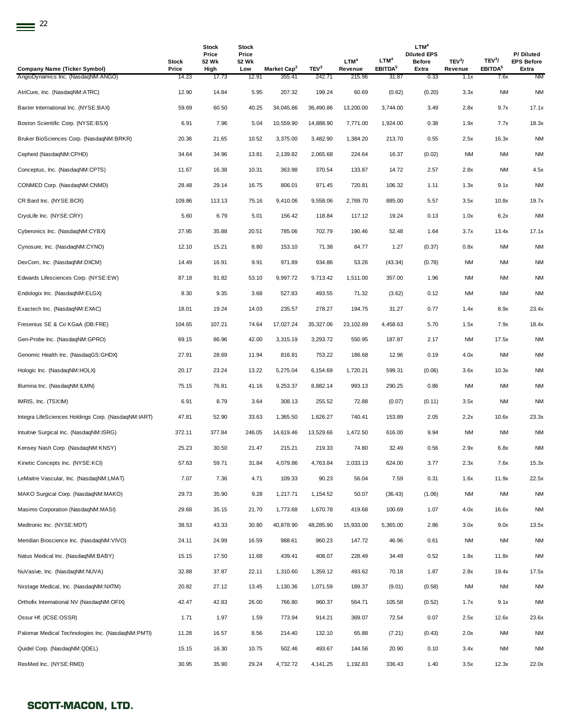| Company Name (Ticker Symbol) | Stock Price | Stock Price 52 Wk High | Stock Price 52 Wk Low | Market Cap[2] | TEV[3] | LTM[4] Revenue | LTM[4] EBITDA[5] | LTM[4] Diluted EPS Before Extra | TEV[3]/ Revenue | TEV[3]/ EBITDA[5] | P/ Diluted EPS Before Extra |
|---|---|---|---|---|---|---|---|---|---|---|---|
| AngioDynamics Inc. (NasdaqNM:ANGO) | 14.23 | 17.73 | 12.91 | 355.41 | 242.71 | 215.96 | 31.87 | 0.33 | 1.1x | 7.6x | NM |
| AtriCure, Inc. (NasdaqNM:ATRC) | 12.90 | 14.84 | 5.95 | 207.32 | 199.24 | 60.69 | (0.62) | (0.20) | 3.3x | NM | NM |
| Baxter International Inc. (NYSE:BAX) | 59.69 | 60.50 | 40.25 | 34,045.86 | 36,490.86 | 13,200.00 | 3,744.00 | 3.49 | 2.8x | 9.7x | 17.1x |
| Boston Scientific Corp. (NYSE:BSX) | 6.91 | 7.96 | 5.04 | 10,559.90 | 14,888.90 | 7,771.00 | 1,924.00 | 0.38 | 1.9x | 7.7x | 18.3x |
| Bruker BioSciences Corp. (NasdaqNM:BRKR) | 20.36 | 21.65 | 10.52 | 3,375.00 | 3,482.90 | 1,384.20 | 213.70 | 0.55 | 2.5x | 16.3x | NM |
| Cepheid (NasdaqNM:CPHD) | 34.64 | 34.96 | 13.81 | 2,139.82 | 2,065.68 | 224.64 | 16.37 | (0.02) | NM | NM | NM |
| Conceptus, Inc. (NasdaqNM:CPTS) | 11.67 | 16.38 | 10.31 | 363.98 | 370.54 | 133.87 | 14.72 | 2.57 | 2.8x | NM | 4.5x |
| CONMED Corp. (NasdaqNM:CNMD) | 28.48 | 29.14 | 16.75 | 806.01 | 971.45 | 720.81 | 106.32 | 1.11 | 1.3x | 9.1x | NM |
| CR Bard Inc. (NYSE:BCR) | 109.86 | 113.13 | 75.16 | 9,410.06 | 9,558.06 | 2,769.70 | 885.00 | 5.57 | 3.5x | 10.8x | 19.7x |
| CryoLife Inc. (NYSE:CRY) | 5.60 | 6.79 | 5.01 | 156.42 | 118.84 | 117.12 | 19.24 | 0.13 | 1.0x | 6.2x | NM |
| Cyberonics Inc. (NasdaqNM:CYBX) | 27.95 | 35.88 | 20.51 | 785.06 | 702.79 | 190.46 | 52.48 | 1.64 | 3.7x | 13.4x | 17.1x |
| Cynosure, Inc. (NasdaqNM:CYNO) | 12.10 | 15.21 | 8.80 | 153.10 | 71.38 | 84.77 | 1.27 | (0.37) | 0.8x | NM | NM |
| DexCom, Inc. (NasdaqNM:DXCM) | 14.49 | 16.91 | 9.91 | 971.89 | 934.86 | 53.26 | (43.34) | (0.78) | NM | NM | NM |
| Edwards Lifesciences Corp. (NYSE:EW) | 87.18 | 91.82 | 53.10 | 9,997.72 | 9,713.42 | 1,511.00 | 357.00 | 1.96 | NM | NM | NM |
| Endologix Inc. (NasdaqNM:ELGX) | 9.30 | 9.35 | 3.68 | 527.83 | 493.55 | 71.32 | (3.62) | 0.12 | NM | NM | NM |
| Exactech Inc. (NasdaqNM:EXAC) | 18.01 | 19.24 | 14.03 | 235.57 | 278.27 | 194.75 | 31.27 | 0.77 | 1.4x | 8.9x | 23.4x |
| Fresenius SE & Co KGaA (DB:FRE) | 104.65 | 107.21 | 74.64 | 17,027.24 | 35,327.06 | 23,102.89 | 4,458.63 | 5.70 | 1.5x | 7.9x | 18.4x |
| Gen-Probe Inc. (NasdaqNM:GPRO) | 69.15 | 86.96 | 42.00 | 3,315.19 | 3,293.72 | 550.95 | 187.87 | 2.17 | NM | 17.5x | NM |
| Genomic Health Inc. (NasdaqGS:GHDX) | 27.91 | 28.69 | 11.94 | 816.81 | 753.22 | 186.68 | 12.96 | 0.19 | 4.0x | NM | NM |
| Hologic Inc. (NasdaqNM:HOLX) | 20.17 | 23.24 | 13.22 | 5,275.04 | 6,154.69 | 1,720.21 | 599.31 | (0.06) | 3.6x | 10.3x | NM |
| Illumina Inc. (NasdaqNM:ILMN) | 75.15 | 76.81 | 41.16 | 9,253.37 | 8,882.14 | 993.13 | 290.25 | 0.86 | NM | NM | NM |
| IMRIS, Inc. (TSX:IM) | 6.91 | 8.79 | 3.64 | 308.13 | 255.52 | 72.88 | (0.07) | (0.11) | 3.5x | NM | NM |
| Integra LifeSciences Holdings Corp. (NasdaqNM:IART) | 47.81 | 52.90 | 33.63 | 1,365.50 | 1,626.27 | 740.41 | 153.89 | 2.05 | 2.2x | 10.6x | 23.3x |
| Intuitive Surgical Inc. (NasdaqNM:ISRG) | 372.11 | 377.84 | 246.05 | 14,619.46 | 13,529.66 | 1,472.50 | 616.00 | 9.94 | NM | NM | NM |
| Kensey Nash Corp. (NasdaqNM:KNSY) | 25.23 | 30.50 | 21.47 | 215.21 | 219.33 | 74.80 | 32.49 | 0.56 | 2.9x | 6.8x | NM |
| Kinetic Concepts Inc. (NYSE:KCI) | 57.63 | 59.71 | 31.84 | 4,079.86 | 4,763.84 | 2,033.13 | 624.00 | 3.77 | 2.3x | 7.6x | 15.3x |
| LeMaitre Vascular, Inc. (NasdaqNM:LMAT) | 7.07 | 7.36 | 4.71 | 109.33 | 90.23 | 56.04 | 7.59 | 0.31 | 1.6x | 11.9x | 22.5x |
| MAKO Surgical Corp. (NasdaqNM:MAKO) | 29.73 | 35.90 | 9.28 | 1,217.71 | 1,154.52 | 50.07 | (36.43) | (1.06) | NM | NM | NM |
| Masimo Corporation (NasdaqNM:MASI) | 29.68 | 35.15 | 21.70 | 1,773.68 | 1,670.78 | 419.68 | 100.69 | 1.07 | 4.0x | 16.6x | NM |
| Medtronic Inc. (NYSE:MDT) | 38.53 | 43.33 | 30.80 | 40,878.90 | 48,285.90 | 15,933.00 | 5,365.00 | 2.86 | 3.0x | 9.0x | 13.5x |
| Meridian Bioscience Inc. (NasdaqNM:VIVO) | 24.11 | 24.99 | 16.59 | 988.61 | 960.23 | 147.72 | 46.96 | 0.61 | NM | NM | NM |
| Natus Medical Inc. (NasdaqNM:BABY) | 15.15 | 17.50 | 11.68 | 439.41 | 408.07 | 228.49 | 34.49 | 0.52 | 1.8x | 11.8x | NM |
| NuVasive, Inc. (NasdaqNM:NUVA) | 32.88 | 37.87 | 22.11 | 1,310.60 | 1,359.12 | 493.62 | 70.18 | 1.87 | 2.8x | 19.4x | 17.5x |
| Nxstage Medical, Inc. (NasdaqNM:NXTM) | 20.82 | 27.12 | 13.45 | 1,130.36 | 1,071.59 | 189.37 | (9.01) | (0.58) | NM | NM | NM |
| Orthofix International NV (NasdaqNM:OFIX) | 42.47 | 42.83 | 26.00 | 766.80 | 960.37 | 564.71 | 105.58 | (0.52) | 1.7x | 9.1x | NM |
| Ossur Hf. (ICSE:OSSR) | 1.71 | 1.97 | 1.59 | 773.94 | 914.21 | 369.07 | 72.54 | 0.07 | 2.5x | 12.6x | 23.6x |
| Palomar Medical Technologies Inc. (NasdaqNM:PMTI) | 11.28 | 16.57 | 8.56 | 214.40 | 132.10 | 65.88 | (7.21) | (0.43) | 2.0x | NM | NM |
| Quidel Corp. (NasdaqNM:QDEL) | 15.15 | 16.30 | 10.75 | 502.46 | 493.67 | 144.56 | 20.90 | 0.10 | 3.4x | NM | NM |
| ResMed Inc. (NYSE:RMD) | 30.95 | 35.90 | 29.24 | 4,732.72 | 4,141.25 | 1,192.83 | 336.43 | 1.40 | 3.5x | 12.3x | 22.0x |

**SCOTT-MACON, LTD.**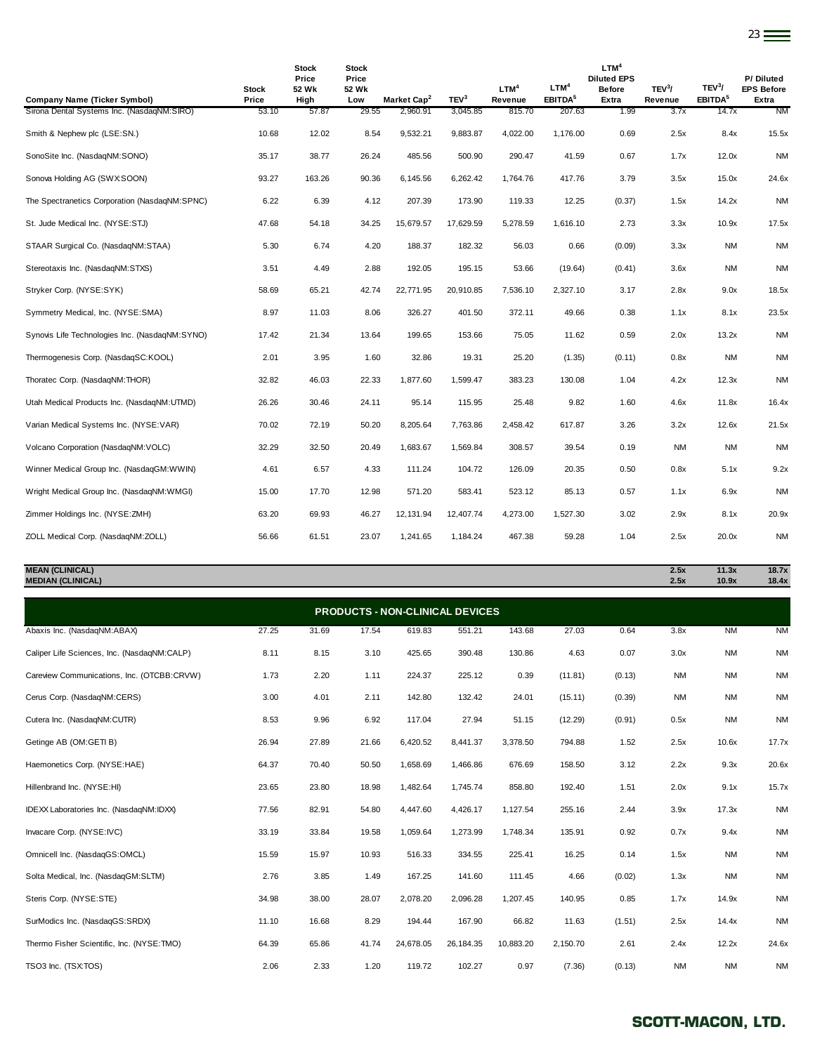| Company Name (Ticker Symbol) | Stock Price | Stock Price 52 Wk High | Stock Price 52 Wk Low | Market Cap[2] | TEV[3] | LTM[4] Revenue | LTM[4] EBITDA[5] | LTM[4] Diluted EPS Before Extra | TEV[3]/ Revenue | TEV[3]/ EBITDA[5] | P/ Diluted EPS Before Extra |
|---|---|---|---|---|---|---|---|---|---|---|---|
| Sirona Dental Systems Inc. (NasdaqNM:SIRO) | 53.10 | 57.87 | 29.55 | 2,960.91 | 3,045.85 | 815.70 | 207.63 | 1.99 | 3.7x | 14.7x | NM |
| Smith & Nephew plc (LSE:SN.) | 10.68 | 12.02 | 8.54 | 9,532.21 | 9,883.87 | 4,022.00 | 1,176.00 | 0.69 | 2.5x | 8.4x | 15.5x |
| SonoSite Inc. (NasdaqNM:SONO) | 35.17 | 38.77 | 26.24 | 485.56 | 500.90 | 290.47 | 41.59 | 0.67 | 1.7x | 12.0x | NM |
| Sonova Holding AG (SWX:SOON) | 93.27 | 163.26 | 90.36 | 6,145.56 | 6,262.42 | 1,764.76 | 417.76 | 3.79 | 3.5x | 15.0x | 24.6x |
| The Spectranetics Corporation (NasdaqNM:SPNC) | 6.22 | 6.39 | 4.12 | 207.39 | 173.90 | 119.33 | 12.25 | (0.37) | 1.5x | 14.2x | NM |
| St. Jude Medical Inc. (NYSE:STJ) | 47.68 | 54.18 | 34.25 | 15,679.57 | 17,629.59 | 5,278.59 | 1,616.10 | 2.73 | 3.3x | 10.9x | 17.5x |
| STAAR Surgical Co. (NasdaqNM:STAA) | 5.30 | 6.74 | 4.20 | 188.37 | 182.32 | 56.03 | 0.66 | (0.09) | 3.3x | NM | NM |
| Stereotaxis Inc. (NasdaqNM:STXS) | 3.51 | 4.49 | 2.88 | 192.05 | 195.15 | 53.66 | (19.64) | (0.41) | 3.6x | NM | NM |
| Stryker Corp. (NYSE:SYK) | 58.69 | 65.21 | 42.74 | 22,771.95 | 20,910.85 | 7,536.10 | 2,327.10 | 3.17 | 2.8x | 9.0x | 18.5x |
| Symmetry Medical, Inc. (NYSE:SMA) | 8.97 | 11.03 | 8.06 | 326.27 | 401.50 | 372.11 | 49.66 | 0.38 | 1.1x | 8.1x | 23.5x |
| Synovis Life Technologies Inc. (NasdaqNM:SYNO) | 17.42 | 21.34 | 13.64 | 199.65 | 153.66 | 75.05 | 11.62 | 0.59 | 2.0x | 13.2x | NM |
| Thermogenesis Corp. (NasdaqSC:KOOL) | 2.01 | 3.95 | 1.60 | 32.86 | 19.31 | 25.20 | (1.35) | (0.11) | 0.8x | NM | NM |
| Thoratec Corp. (NasdaqNM:THOR) | 32.82 | 46.03 | 22.33 | 1,877.60 | 1,599.47 | 383.23 | 130.08 | 1.04 | 4.2x | 12.3x | NM |
| Utah Medical Products Inc. (NasdaqNM:UTMD) | 26.26 | 30.46 | 24.11 | 95.14 | 115.95 | 25.48 | 9.82 | 1.60 | 4.6x | 11.8x | 16.4x |
| Varian Medical Systems Inc. (NYSE:VAR) | 70.02 | 72.19 | 50.20 | 8,205.64 | 7,763.86 | 2,458.42 | 617.87 | 3.26 | 3.2x | 12.6x | 21.5x |
| Volcano Corporation (NasdaqNM:VOLC) | 32.29 | 32.50 | 20.49 | 1,683.67 | 1,569.84 | 308.57 | 39.54 | 0.19 | NM | NM | NM |
| Winner Medical Group Inc. (NasdaqGM:WWIN) | 4.61 | 6.57 | 4.33 | 111.24 | 104.72 | 126.09 | 20.35 | 0.50 | 0.8x | 5.1x | 9.2x |
| Wright Medical Group Inc. (NasdaqNM:WMGI) | 15.00 | 17.70 | 12.98 | 571.20 | 583.41 | 523.12 | 85.13 | 0.57 | 1.1x | 6.9x | NM |
| Zimmer Holdings Inc. (NYSE:ZMH) | 63.20 | 69.93 | 46.27 | 12,131.94 | 12,407.74 | 4,273.00 | 1,527.30 | 3.02 | 2.9x | 8.1x | 20.9x |
| ZOLL Medical Corp. (NasdaqNM:ZOLL) | 56.66 | 61.51 | 23.07 | 1,241.65 | 1,184.24 | 467.38 | 59.28 | 1.04 | 2.5x | 20.0x | NM |
| **MEAN (CLINICAL)** | | | | | | | | | **2.5x** | **11.3x** | **18.7x** |
| **MEDIAN (CLINICAL)** | | | | | | | | | **2.5x** | **10.9x** | **18.4x** |
| **PRODUCTS - NON-CLINICAL DEVICES** | | | | | | | | | | | |
| Abaxis Inc. (NasdaqNM:ABAX) | 27.25 | 31.69 | 17.54 | 619.83 | 551.21 | 143.68 | 27.03 | 0.64 | 3.8x | NM | NM |
| Caliper Life Sciences, Inc. (NasdaqNM:CALP) | 8.11 | 8.15 | 3.10 | 425.65 | 390.48 | 130.86 | 4.63 | 0.07 | 3.0x | NM | NM |
| Careview Communications, Inc. (OTCBB:CRVW) | 1.73 | 2.20 | 1.11 | 224.37 | 225.12 | 0.39 | (11.81) | (0.13) | NM | NM | NM |
| Cerus Corp. (NasdaqNM:CERS) | 3.00 | 4.01 | 2.11 | 142.80 | 132.42 | 24.01 | (15.11) | (0.39) | NM | NM | NM |
| Cutera Inc. (NasdaqNM:CUTR) | 8.53 | 9.96 | 6.92 | 117.04 | 27.94 | 51.15 | (12.29) | (0.91) | 0.5x | NM | NM |
| Getinge AB (OM:GETI B) | 26.94 | 27.89 | 21.66 | 6,420.52 | 8,441.37 | 3,378.50 | 794.88 | 1.52 | 2.5x | 10.6x | 17.7x |
| Haemonetics Corp. (NYSE:HAE) | 64.37 | 70.40 | 50.50 | 1,658.69 | 1,466.86 | 676.69 | 158.50 | 3.12 | 2.2x | 9.3x | 20.6x |
| Hillenbrand Inc. (NYSE:HI) | 23.65 | 23.80 | 18.98 | 1,482.64 | 1,745.74 | 858.80 | 192.40 | 1.51 | 2.0x | 9.1x | 15.7x |
| IDEXX Laboratories Inc. (NasdaqNM:IDXX) | 77.56 | 82.91 | 54.80 | 4,447.60 | 4,426.17 | 1,127.54 | 255.16 | 2.44 | 3.9x | 17.3x | NM |
| Invacare Corp. (NYSE:IVC) | 33.19 | 33.84 | 19.58 | 1,059.64 | 1,273.99 | 1,748.34 | 135.91 | 0.92 | 0.7x | 9.4x | NM |
| Omnicell Inc. (NasdaqGS:OMCL) | 15.59 | 15.97 | 10.93 | 516.33 | 334.55 | 225.41 | 16.25 | 0.14 | 1.5x | NM | NM |
| Solta Medical, Inc. (NasdaqGM:SLTM) | 2.76 | 3.85 | 1.49 | 167.25 | 141.60 | 111.45 | 4.66 | (0.02) | 1.3x | NM | NM |
| Steris Corp. (NYSE:STE) | 34.98 | 38.00 | 28.07 | 2,078.20 | 2,096.28 | 1,207.45 | 140.95 | 0.85 | 1.7x | 14.9x | NM |
| SurModics Inc. (NasdaqGS:SRDX) | 11.10 | 16.68 | 8.29 | 194.44 | 167.90 | 66.82 | 11.63 | (1.51) | 2.5x | 14.4x | NM |
| Thermo Fisher Scientific, Inc. (NYSE:TMO) | 64.39 | 65.86 | 41.74 | 24,678.05 | 26,184.35 | 10,883.20 | 2,150.70 | 2.61 | 2.4x | 12.2x | 24.6x |
| TSO3 Inc. (TSX:TOS) | 2.06 | 2.33 | 1.20 | 119.72 | 102.27 | 0.97 | (7.36) | (0.13) | NM | NM | NM |

**SCOTT-MACON, LTD.**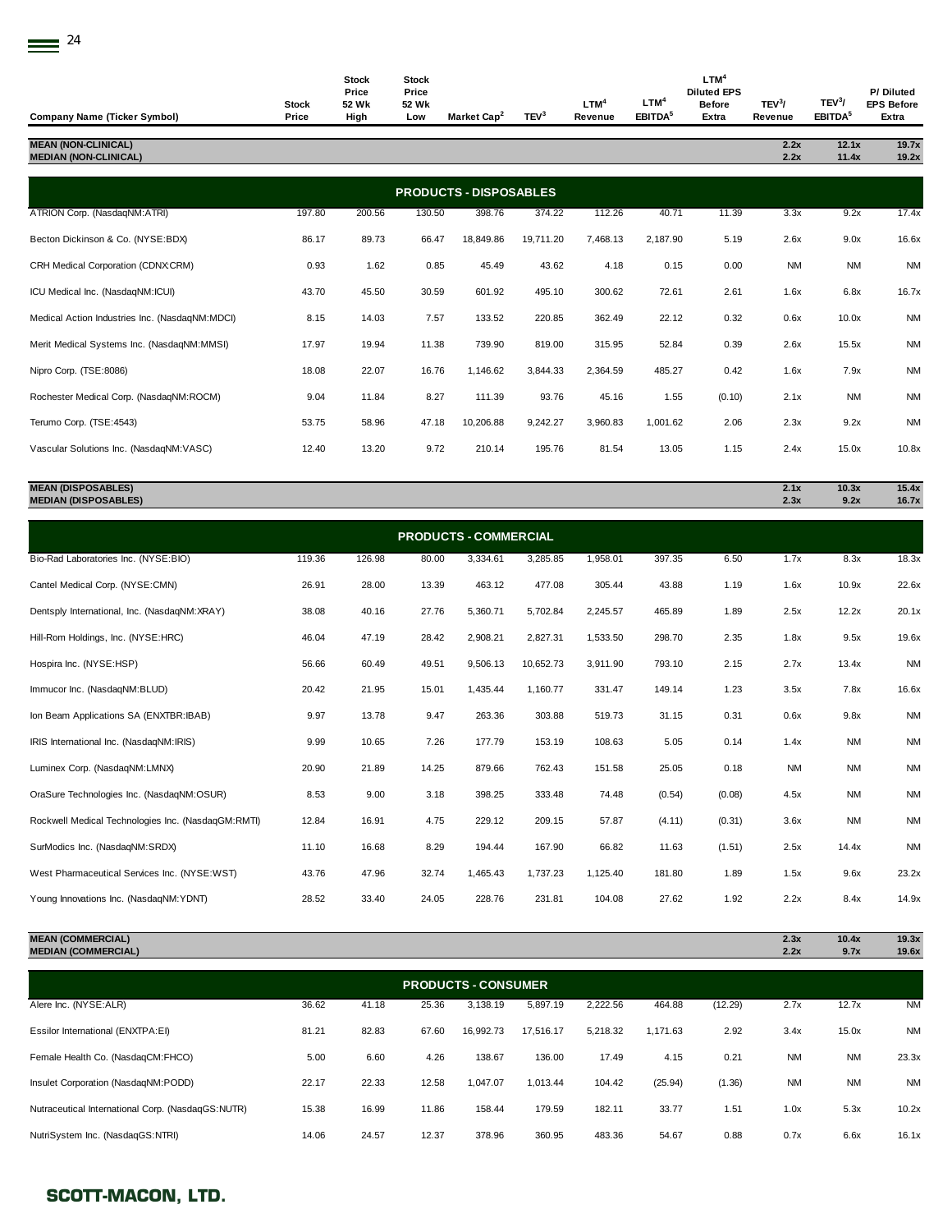| Company Name (Ticker Symbol) | Stock Price | Stock Price 52 Wk High | Stock Price 52 Wk Low | Market Cap[2] | TEV[3] | LTM[4] Revenue | LTM[4] EBITDA[5] | LTM[4] Diluted EPS Before Extra | TEV[3]/ Revenue | TEV[3]/ EBITDA[5] | P/ Diluted EPS Before Extra |
|---|---|---|---|---|---|---|---|---|---|---|---|
| **MEAN (NON-CLINICAL)** | | | | | | | | | **2.2x** | **12.1x** | **19.7x** |
| **MEDIAN (NON-CLINICAL)** | | | | | | | | | **2.2x** | **11.4x** | **19.2x** |
| **PRODUCTS - DISPOSABLES** | | | | | | | | | | | |
| ATRION Corp. (NasdaqNM:ATRI) | 197.80 | 200.56 | 130.50 | 398.76 | 374.22 | 112.26 | 40.71 | 11.39 | 3.3x | 9.2x | 17.4x |
| Becton Dickinson & Co. (NYSE:BDX) | 86.17 | 89.73 | 66.47 | 18,849.86 | 19,711.20 | 7,468.13 | 2,187.90 | 5.19 | 2.6x | 9.0x | 16.6x |
| CRH Medical Corporation (CDNX:CRM) | 0.93 | 1.62 | 0.85 | 45.49 | 43.62 | 4.18 | 0.15 | 0.00 | NM | NM | NM |
| ICU Medical Inc. (NasdaqNM:ICUI) | 43.70 | 45.50 | 30.59 | 601.92 | 495.10 | 300.62 | 72.61 | 2.61 | 1.6x | 6.8x | 16.7x |
| Medical Action Industries Inc. (NasdaqNM:MDCI) | 8.15 | 14.03 | 7.57 | 133.52 | 220.85 | 362.49 | 22.12 | 0.32 | 0.6x | 10.0x | NM |
| Merit Medical Systems Inc. (NasdaqNM:MMSI) | 17.97 | 19.94 | 11.38 | 739.90 | 819.00 | 315.95 | 52.84 | 0.39 | 2.6x | 15.5x | NM |
| Nipro Corp. (TSE:8086) | 18.08 | 22.07 | 16.76 | 1,146.62 | 3,844.33 | 2,364.59 | 485.27 | 0.42 | 1.6x | 7.9x | NM |
| Rochester Medical Corp. (NasdaqNM:ROCM) | 9.04 | 11.84 | 8.27 | 111.39 | 93.76 | 45.16 | 1.55 | (0.10) | 2.1x | NM | NM |
| Terumo Corp. (TSE:4543) | 53.75 | 58.96 | 47.18 | 10,206.88 | 9,242.27 | 3,960.83 | 1,001.62 | 2.06 | 2.3x | 9.2x | NM |
| Vascular Solutions Inc. (NasdaqNM:VASC) | 12.40 | 13.20 | 9.72 | 210.14 | 195.76 | 81.54 | 13.05 | 1.15 | 2.4x | 15.0x | 10.8x |
| **MEAN (DISPOSABLES)** | | | | | | | | | **2.1x** | **10.3x** | **15.4x** |
| **MEDIAN (DISPOSABLES)** | | | | | | | | | **2.3x** | **9.2x** | **16.7x** |
| **PRODUCTS - COMMERCIAL** | | | | | | | | | | | |
| Bio-Rad Laboratories Inc. (NYSE:BIO) | 119.36 | 126.98 | 80.00 | 3,334.61 | 3,285.85 | 1,958.01 | 397.35 | 6.50 | 1.7x | 8.3x | 18.3x |
| Cantel Medical Corp. (NYSE:CMN) | 26.91 | 28.00 | 13.39 | 463.12 | 477.08 | 305.44 | 43.88 | 1.19 | 1.6x | 10.9x | 22.6x |
| Dentsply International, Inc. (NasdaqNM:XRAY) | 38.08 | 40.16 | 27.76 | 5,360.71 | 5,702.84 | 2,245.57 | 465.89 | 1.89 | 2.5x | 12.2x | 20.1x |
| Hill-Rom Holdings, Inc. (NYSE:HRC) | 46.04 | 47.19 | 28.42 | 2,908.21 | 2,827.31 | 1,533.50 | 298.70 | 2.35 | 1.8x | 9.5x | 19.6x |
| Hospira Inc. (NYSE:HSP) | 56.66 | 60.49 | 49.51 | 9,506.13 | 10,652.73 | 3,911.90 | 793.10 | 2.15 | 2.7x | 13.4x | NM |
| Immucor Inc. (NasdaqNM:BLUD) | 20.42 | 21.95 | 15.01 | 1,435.44 | 1,160.77 | 331.47 | 149.14 | 1.23 | 3.5x | 7.8x | 16.6x |
| Ion Beam Applications SA (ENXTBR:IBAB) | 9.97 | 13.78 | 9.47 | 263.36 | 303.88 | 519.73 | 31.15 | 0.31 | 0.6x | 9.8x | NM |
| IRIS International Inc. (NasdaqNM:IRIS) | 9.99 | 10.65 | 7.26 | 177.79 | 153.19 | 108.63 | 5.05 | 0.14 | 1.4x | NM | NM |
| Luminex Corp. (NasdaqNM:LMNX) | 20.90 | 21.89 | 14.25 | 879.66 | 762.43 | 151.58 | 25.05 | 0.18 | NM | NM | NM |
| OraSure Technologies Inc. (NasdaqNM:OSUR) | 8.53 | 9.00 | 3.18 | 398.25 | 333.48 | 74.48 | (0.54) | (0.08) | 4.5x | NM | NM |
| Rockwell Medical Technologies Inc. (NasdaqGM:RMTI) | 12.84 | 16.91 | 4.75 | 229.12 | 209.15 | 57.87 | (4.11) | (0.31) | 3.6x | NM | NM |
| SurModics Inc. (NasdaqNM:SRDX) | 11.10 | 16.68 | 8.29 | 194.44 | 167.90 | 66.82 | 11.63 | (1.51) | 2.5x | 14.4x | NM |
| West Pharmaceutical Services Inc. (NYSE:WST) | 43.76 | 47.96 | 32.74 | 1,465.43 | 1,737.23 | 1,125.40 | 181.80 | 1.89 | 1.5x | 9.6x | 23.2x |
| Young Innovations Inc. (NasdaqNM:YDNT) | 28.52 | 33.40 | 24.05 | 228.76 | 231.81 | 104.08 | 27.62 | 1.92 | 2.2x | 8.4x | 14.9x |
| **MEAN (COMMERCIAL)** | | | | | | | | | **2.3x** | **10.4x** | **19.3x** |
| **MEDIAN (COMMERCIAL)** | | | | | | | | | **2.2x** | **9.7x** | **19.6x** |
| **PRODUCTS - CONSUMER** | | | | | | | | | | | |
| Alere Inc. (NYSE:ALR) | 36.62 | 41.18 | 25.36 | 3,138.19 | 5,897.19 | 2,222.56 | 464.88 | (12.29) | 2.7x | 12.7x | NM |
| Essilor International (ENXTPA:EI) | 81.21 | 82.83 | 67.60 | 16,992.73 | 17,516.17 | 5,218.32 | 1,171.63 | 2.92 | 3.4x | 15.0x | NM |
| Female Health Co. (NasdaqCM:FHCO) | 5.00 | 6.60 | 4.26 | 138.67 | 136.00 | 17.49 | 4.15 | 0.21 | NM | NM | 23.3x |
| Insulet Corporation (NasdaqNM:PODD) | 22.17 | 22.33 | 12.58 | 1,047.07 | 1,013.44 | 104.42 | (25.94) | (1.36) | NM | NM | NM |
| Nutraceutical International Corp. (NasdaqGS:NUTR) | 15.38 | 16.99 | 11.86 | 158.44 | 179.59 | 182.11 | 33.77 | 1.51 | 1.0x | 5.3x | 10.2x |
| NutriSystem Inc. (NasdaqGS:NTRI) | 14.06 | 24.57 | 12.37 | 378.96 | 360.95 | 483.36 | 54.67 | 0.88 | 0.7x | 6.6x | 16.1x |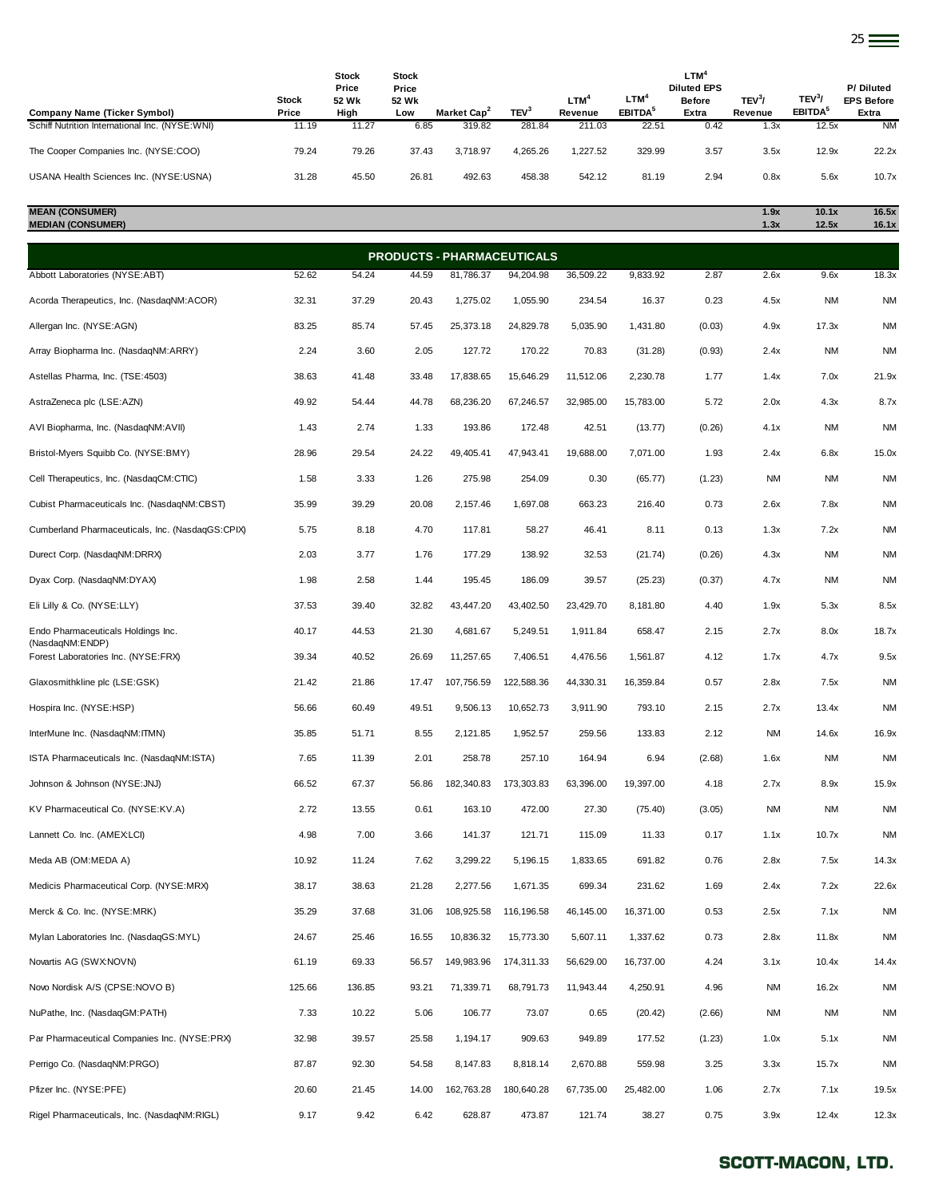| Company Name (Ticker Symbol) | Stock Price | Stock Price 52 Wk High | Stock Price 52 Wk Low | Market Cap[2] | TEV[3] | LTM[4] Revenue | LTM[4] EBITDA[5] | LTM[4] Diluted EPS Before Extra | TEV[3]/ Revenue | TEV[3]/ EBITDA[5] | P/ Diluted EPS Before Extra |
|---|---|---|---|---|---|---|---|---|---|---|---|
| Schiff Nutrition International Inc. (NYSE:WNI) | 11.19 | 11.27 | 6.85 | 319.82 | 281.84 | 211.03 | 22.51 | 0.42 | 1.3x | 12.5x | NM |
| The Cooper Companies Inc. (NYSE:COO) | 79.24 | 79.26 | 37.43 | 3,718.97 | 4,265.26 | 1,227.52 | 329.99 | 3.57 | 3.5x | 12.9x | 22.2x |
| USANA Health Sciences Inc. (NYSE:USNA) | 31.28 | 45.50 | 26.81 | 492.63 | 458.38 | 542.12 | 81.19 | 2.94 | 0.8x | 5.6x | 10.7x |
| **MEAN (CONSUMER)** | | | | | | | | | **1.9x** | **10.1x** | **16.5x** |
| **MEDIAN (CONSUMER)** | | | | | | | | | **1.3x** | **12.5x** | **16.1x** |
| **PRODUCTS - PHARMACEUTICALS** | | | | | | | | | | | |
| Abbott Laboratories (NYSE:ABT) | 52.62 | 54.24 | 44.59 | 81,786.37 | 94,204.98 | 36,509.22 | 9,833.92 | 2.87 | 2.6x | 9.6x | 18.3x |
| Acorda Therapeutics, Inc. (NasdaqNM:ACOR) | 32.31 | 37.29 | 20.43 | 1,275.02 | 1,055.90 | 234.54 | 16.37 | 0.23 | 4.5x | NM | NM |
| Allergan Inc. (NYSE:AGN) | 83.25 | 85.74 | 57.45 | 25,373.18 | 24,829.78 | 5,035.90 | 1,431.80 | (0.03) | 4.9x | 17.3x | NM |
| Array Biopharma Inc. (NasdaqNM:ARRY) | 2.24 | 3.60 | 2.05 | 127.72 | 170.22 | 70.83 | (31.28) | (0.93) | 2.4x | NM | NM |
| Astellas Pharma, Inc. (TSE:4503) | 38.63 | 41.48 | 33.48 | 17,838.65 | 15,646.29 | 11,512.06 | 2,230.78 | 1.77 | 1.4x | 7.0x | 21.9x |
| AstraZeneca plc (LSE:AZN) | 49.92 | 54.44 | 44.78 | 68,236.20 | 67,246.57 | 32,985.00 | 15,783.00 | 5.72 | 2.0x | 4.3x | 8.7x |
| AVI Biopharma, Inc. (NasdaqNM:AVII) | 1.43 | 2.74 | 1.33 | 193.86 | 172.48 | 42.51 | (13.77) | (0.26) | 4.1x | NM | NM |
| Bristol-Myers Squibb Co. (NYSE:BMY) | 28.96 | 29.54 | 24.22 | 49,405.41 | 47,943.41 | 19,688.00 | 7,071.00 | 1.93 | 2.4x | 6.8x | 15.0x |
| Cell Therapeutics, Inc. (NasdaqCM:CTIC) | 1.58 | 3.33 | 1.26 | 275.98 | 254.09 | 0.30 | (65.77) | (1.23) | NM | NM | NM |
| Cubist Pharmaceuticals Inc. (NasdaqNM:CBST) | 35.99 | 39.29 | 20.08 | 2,157.46 | 1,697.08 | 663.23 | 216.40 | 0.73 | 2.6x | 7.8x | NM |
| Cumberland Pharmaceuticals, Inc. (NasdaqGS:CPIX) | 5.75 | 8.18 | 4.70 | 117.81 | 58.27 | 46.41 | 8.11 | 0.13 | 1.3x | 7.2x | NM |
| Durect Corp. (NasdaqNM:DRRX) | 2.03 | 3.77 | 1.76 | 177.29 | 138.92 | 32.53 | (21.74) | (0.26) | 4.3x | NM | NM |
| Dyax Corp. (NasdaqNM:DYAX) | 1.98 | 2.58 | 1.44 | 195.45 | 186.09 | 39.57 | (25.23) | (0.37) | 4.7x | NM | NM |
| Eli Lilly & Co. (NYSE:LLY) | 37.53 | 39.40 | 32.82 | 43,447.20 | 43,402.50 | 23,429.70 | 8,181.80 | 4.40 | 1.9x | 5.3x | 8.5x |
| Endo Pharmaceuticals Holdings Inc. (NasdaqNM:ENDP) | 40.17 | 44.53 | 21.30 | 4,681.67 | 5,249.51 | 1,911.84 | 658.47 | 2.15 | 2.7x | 8.0x | 18.7x |
| Forest Laboratories Inc. (NYSE:FRX) | 39.34 | 40.52 | 26.69 | 11,257.65 | 7,406.51 | 4,476.56 | 1,561.87 | 4.12 | 1.7x | 4.7x | 9.5x |
| Glaxosmithkline plc (LSE:GSK) | 21.42 | 21.86 | 17.47 | 107,756.59 | 122,588.36 | 44,330.31 | 16,359.84 | 0.57 | 2.8x | 7.5x | NM |
| Hospira Inc. (NYSE:HSP) | 56.66 | 60.49 | 49.51 | 9,506.13 | 10,652.73 | 3,911.90 | 793.10 | 2.15 | 2.7x | 13.4x | NM |
| InterMune Inc. (NasdaqNM:ITMN) | 35.85 | 51.71 | 8.55 | 2,121.85 | 1,952.57 | 259.56 | 133.83 | 2.12 | NM | 14.6x | 16.9x |
| ISTA Pharmaceuticals Inc. (NasdaqNM:ISTA) | 7.65 | 11.39 | 2.01 | 258.78 | 257.10 | 164.94 | 6.94 | (2.68) | 1.6x | NM | NM |
| Johnson & Johnson (NYSE:JNJ) | 66.52 | 67.37 | 56.86 | 182,340.83 | 173,303.83 | 63,396.00 | 19,397.00 | 4.18 | 2.7x | 8.9x | 15.9x |
| KV Pharmaceutical Co. (NYSE:KV.A) | 2.72 | 13.55 | 0.61 | 163.10 | 472.00 | 27.30 | (75.40) | (3.05) | NM | NM | NM |
| Lannett Co. Inc. (AMEX:LCI) | 4.98 | 7.00 | 3.66 | 141.37 | 121.71 | 115.09 | 11.33 | 0.17 | 1.1x | 10.7x | NM |
| Meda AB (OM:MEDA A) | 10.92 | 11.24 | 7.62 | 3,299.22 | 5,196.15 | 1,833.65 | 691.82 | 0.76 | 2.8x | 7.5x | 14.3x |
| Medicis Pharmaceutical Corp. (NYSE:MRX) | 38.17 | 38.63 | 21.28 | 2,277.56 | 1,671.35 | 699.34 | 231.62 | 1.69 | 2.4x | 7.2x | 22.6x |
| Merck & Co. Inc. (NYSE:MRK) | 35.29 | 37.68 | 31.06 | 108,925.58 | 116,196.58 | 46,145.00 | 16,371.00 | 0.53 | 2.5x | 7.1x | NM |
| Mylan Laboratories Inc. (NasdaqGS:MYL) | 24.67 | 25.46 | 16.55 | 10,836.32 | 15,773.30 | 5,607.11 | 1,337.62 | 0.73 | 2.8x | 11.8x | NM |
| Novartis AG (SWX:NOVN) | 61.19 | 69.33 | 56.57 | 149,983.96 | 174,311.33 | 56,629.00 | 16,737.00 | 4.24 | 3.1x | 10.4x | 14.4x |
| Novo Nordisk A/S (CPSE:NOVO B) | 125.66 | 136.85 | 93.21 | 71,339.71 | 68,791.73 | 11,943.44 | 4,250.91 | 4.96 | NM | 16.2x | NM |
| NuPathe, Inc. (NasdaqGM:PATH) | 7.33 | 10.22 | 5.06 | 106.77 | 73.07 | 0.65 | (20.42) | (2.66) | NM | NM | NM |
| Par Pharmaceutical Companies Inc. (NYSE:PRX) | 32.98 | 39.57 | 25.58 | 1,194.17 | 909.63 | 949.89 | 177.52 | (1.23) | 1.0x | 5.1x | NM |
| Perrigo Co. (NasdaqNM:PRGO) | 87.87 | 92.30 | 54.58 | 8,147.83 | 8,818.14 | 2,670.88 | 559.98 | 3.25 | 3.3x | 15.7x | NM |
| Pfizer Inc. (NYSE:PFE) | 20.60 | 21.45 | 14.00 | 162,763.28 | 180,640.28 | 67,735.00 | 25,482.00 | 1.06 | 2.7x | 7.1x | 19.5x |
| Rigel Pharmaceuticals, Inc. (NasdaqNM:RIGL) | 9.17 | 9.42 | 6.42 | 628.87 | 473.87 | 121.74 | 38.27 | 0.75 | 3.9x | 12.4x | 12.3x |

**SCOTT-MACON, LTD.**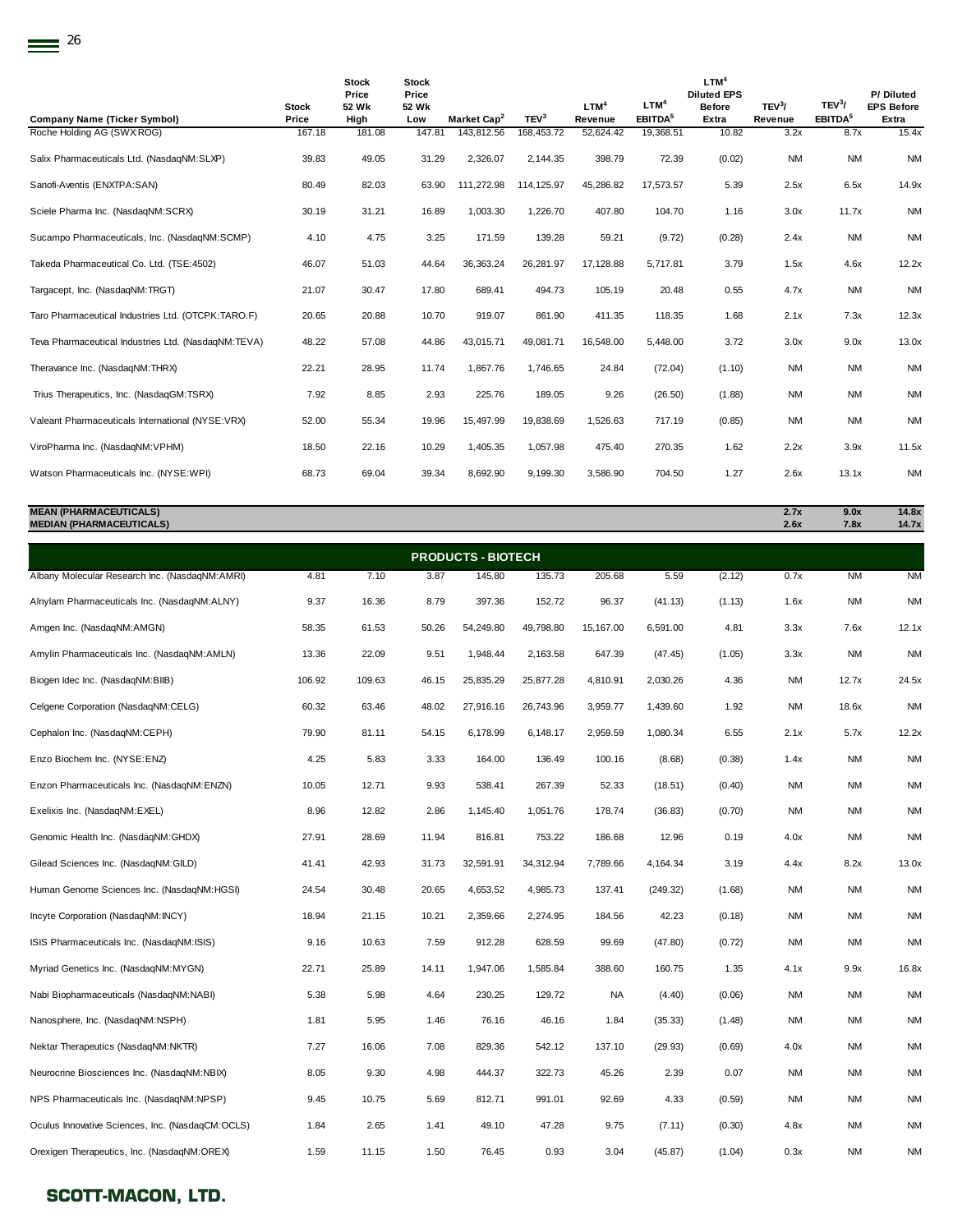| Company Name (Ticker Symbol) | Stock Price | Stock Price 52 Wk High | Stock Price 52 Wk Low | Market Cap[2] | TEV[3] | LTM[4] Revenue | LTM[4] EBITDA[5] | LTM[4] Diluted EPS Before Extra | TEV[3]/ Revenue | TEV[3]/ EBITDA[5] | P/ Diluted EPS Before Extra |
|---|---|---|---|---|---|---|---|---|---|---|---|
| Roche Holding AG (SWX:ROG) | 167.18 | 181.08 | 147.81 | 143,812.56 | 168,453.72 | 52,624.42 | 19,368.51 | 10.82 | 3.2x | 8.7x | 15.4x |
| Salix Pharmaceuticals Ltd. (NasdaqNM:SLXP) | 39.83 | 49.05 | 31.29 | 2,326.07 | 2,144.35 | 398.79 | 72.39 | (0.02) | NM | NM | NM |
| Sanofi-Aventis (ENXTPA:SAN) | 80.49 | 82.03 | 63.90 | 111,272.98 | 114,125.97 | 45,286.82 | 17,573.57 | 5.39 | 2.5x | 6.5x | 14.9x |
| Sciele Pharma Inc. (NasdaqNM:SCRX) | 30.19 | 31.21 | 16.89 | 1,003.30 | 1,226.70 | 407.80 | 104.70 | 1.16 | 3.0x | 11.7x | NM |
| Sucampo Pharmaceuticals, Inc. (NasdaqNM:SCMP) | 4.10 | 4.75 | 3.25 | 171.59 | 139.28 | 59.21 | (9.72) | (0.28) | 2.4x | NM | NM |
| Takeda Pharmaceutical Co. Ltd. (TSE:4502) | 46.07 | 51.03 | 44.64 | 36,363.24 | 26,281.97 | 17,128.88 | 5,717.81 | 3.79 | 1.5x | 4.6x | 12.2x |
| Targacept, Inc. (NasdaqNM:TRGT) | 21.07 | 30.47 | 17.80 | 689.41 | 494.73 | 105.19 | 20.48 | 0.55 | 4.7x | NM | NM |
| Taro Pharmaceutical Industries Ltd. (OTCPK:TARO.F) | 20.65 | 20.88 | 10.70 | 919.07 | 861.90 | 411.35 | 118.35 | 1.68 | 2.1x | 7.3x | 12.3x |
| Teva Pharmaceutical Industries Ltd. (NasdaqNM:TEVA) | 48.22 | 57.08 | 44.86 | 43,015.71 | 49,081.71 | 16,548.00 | 5,448.00 | 3.72 | 3.0x | 9.0x | 13.0x |
| Theravance Inc. (NasdaqNM:THRX) | 22.21 | 28.95 | 11.74 | 1,867.76 | 1,746.65 | 24.84 | (72.04) | (1.10) | NM | NM | NM |
| Trius Therapeutics, Inc. (NasdaqGM:TSRX) | 7.92 | 8.85 | 2.93 | 225.76 | 189.05 | 9.26 | (26.50) | (1.88) | NM | NM | NM |
| Valeant Pharmaceuticals International (NYSE:VRX) | 52.00 | 55.34 | 19.96 | 15,497.99 | 19,838.69 | 1,526.63 | 717.19 | (0.85) | NM | NM | NM |
| ViroPharma Inc. (NasdaqNM:VPHM) | 18.50 | 22.16 | 10.29 | 1,405.35 | 1,057.98 | 475.40 | 270.35 | 1.62 | 2.2x | 3.9x | 11.5x |
| Watson Pharmaceuticals Inc. (NYSE:WPI) | 68.73 | 69.04 | 39.34 | 8,692.90 | 9,199.30 | 3,586.90 | 704.50 | 1.27 | 2.6x | 13.1x | NM |
| **MEAN (PHARMACEUTICALS)** | | | | | | | | | **2.7x** | **9.0x** | **14.8x** |
| **MEDIAN (PHARMACEUTICALS)** | | | | | | | | | **2.6x** | **7.8x** | **14.7x** |
| **PRODUCTS - BIOTECH** | | | | | | | | | | | |
| Albany Molecular Research Inc. (NasdaqNM:AMRI) | 4.81 | 7.10 | 3.87 | 145.80 | 135.73 | 205.68 | 5.59 | (2.12) | 0.7x | NM | NM |
| Alnylam Pharmaceuticals Inc. (NasdaqNM:ALNY) | 9.37 | 16.36 | 8.79 | 397.36 | 152.72 | 96.37 | (41.13) | (1.13) | 1.6x | NM | NM |
| Amgen Inc. (NasdaqNM:AMGN) | 58.35 | 61.53 | 50.26 | 54,249.80 | 49,798.80 | 15,167.00 | 6,591.00 | 4.81 | 3.3x | 7.6x | 12.1x |
| Amylin Pharmaceuticals Inc. (NasdaqNM:AMLN) | 13.36 | 22.09 | 9.51 | 1,948.44 | 2,163.58 | 647.39 | (47.45) | (1.05) | 3.3x | NM | NM |
| Biogen Idec Inc. (NasdaqNM:BIIB) | 106.92 | 109.63 | 46.15 | 25,835.29 | 25,877.28 | 4,810.91 | 2,030.26 | 4.36 | NM | 12.7x | 24.5x |
| Celgene Corporation (NasdaqNM:CELG) | 60.32 | 63.46 | 48.02 | 27,916.16 | 26,743.96 | 3,959.77 | 1,439.60 | 1.92 | NM | 18.6x | NM |
| Cephalon Inc. (NasdaqNM:CEPH) | 79.90 | 81.11 | 54.15 | 6,178.99 | 6,148.17 | 2,959.59 | 1,080.34 | 6.55 | 2.1x | 5.7x | 12.2x |
| Enzo Biochem Inc. (NYSE:ENZ) | 4.25 | 5.83 | 3.33 | 164.00 | 136.49 | 100.16 | (8.68) | (0.38) | 1.4x | NM | NM |
| Enzon Pharmaceuticals Inc. (NasdaqNM:ENZN) | 10.05 | 12.71 | 9.93 | 538.41 | 267.39 | 52.33 | (18.51) | (0.40) | NM | NM | NM |
| Exelixis Inc. (NasdaqNM:EXEL) | 8.96 | 12.82 | 2.86 | 1,145.40 | 1,051.76 | 178.74 | (36.83) | (0.70) | NM | NM | NM |
| Genomic Health Inc. (NasdaqNM:GHDX) | 27.91 | 28.69 | 11.94 | 816.81 | 753.22 | 186.68 | 12.96 | 0.19 | 4.0x | NM | NM |
| Gilead Sciences Inc. (NasdaqNM:GILD) | 41.41 | 42.93 | 31.73 | 32,591.91 | 34,312.94 | 7,789.66 | 4,164.34 | 3.19 | 4.4x | 8.2x | 13.0x |
| Human Genome Sciences Inc. (NasdaqNM:HGSI) | 24.54 | 30.48 | 20.65 | 4,653.52 | 4,985.73 | 137.41 | (249.32) | (1.68) | NM | NM | NM |
| Incyte Corporation (NasdaqNM:INCY) | 18.94 | 21.15 | 10.21 | 2,359.66 | 2,274.95 | 184.56 | 42.23 | (0.18) | NM | NM | NM |
| ISIS Pharmaceuticals Inc. (NasdaqNM:ISIS) | 9.16 | 10.63 | 7.59 | 912.28 | 628.59 | 99.69 | (47.80) | (0.72) | NM | NM | NM |
| Myriad Genetics Inc. (NasdaqNM:MYGN) | 22.71 | 25.89 | 14.11 | 1,947.06 | 1,585.84 | 388.60 | 160.75 | 1.35 | 4.1x | 9.9x | 16.8x |
| Nabi Biopharmaceuticals (NasdaqNM:NABI) | 5.38 | 5.98 | 4.64 | 230.25 | 129.72 | NA | (4.40) | (0.06) | NM | NM | NM |
| Nanosphere, Inc. (NasdaqNM:NSPH) | 1.81 | 5.95 | 1.46 | 76.16 | 46.16 | 1.84 | (35.33) | (1.48) | NM | NM | NM |
| Nektar Therapeutics (NasdaqNM:NKTR) | 7.27 | 16.06 | 7.08 | 829.36 | 542.12 | 137.10 | (29.93) | (0.69) | 4.0x | NM | NM |
| Neurocrine Biosciences Inc. (NasdaqNM:NBIX) | 8.05 | 9.30 | 4.98 | 444.37 | 322.73 | 45.26 | 2.39 | 0.07 | NM | NM | NM |
| NPS Pharmaceuticals Inc. (NasdaqNM:NPSP) | 9.45 | 10.75 | 5.69 | 812.71 | 991.01 | 92.69 | 4.33 | (0.59) | NM | NM | NM |
| Oculus Innovative Sciences, Inc. (NasdaqCM:OCLS) | 1.84 | 2.65 | 1.41 | 49.10 | 47.28 | 9.75 | (7.11) | (0.30) | 4.8x | NM | NM |
| Orexigen Therapeutics, Inc. (NasdaqNM:OREX) | 1.59 | 11.15 | 1.50 | 76.45 | 0.93 | 3.04 | (45.87) | (1.04) | 0.3x | NM | NM |

SCOTT-MACON, LTD.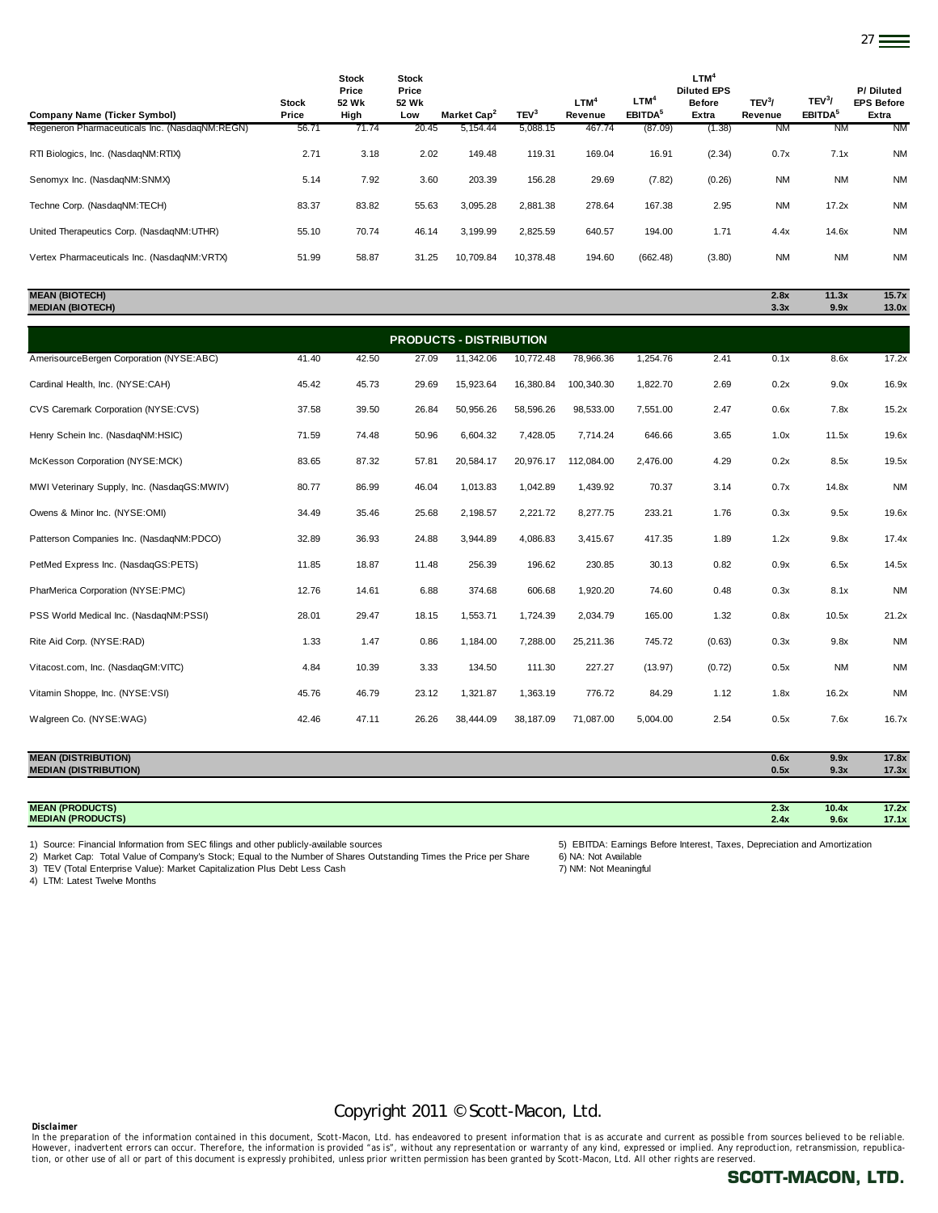| Company Name (Ticker Symbol) | Stock Price | Stock Price 52 Wk High | Stock Price 52 Wk Low | Market Cap[2] | TEV[3] | LTM[4] Revenue | LTM[4] EBITDA[5] | LTM[4] Diluted EPS Before Extra | TEV[3]/ Revenue | TEV[3]/ EBITDA[5] | P/ Diluted EPS Before Extra |
|---|---|---|---|---|---|---|---|---|---|---|---|
| Regeneron Pharmaceuticals Inc. (NasdaqNM:REGN) | 56.71 | 71.74 | 20.45 | 5,154.44 | 5,088.15 | 467.74 | (87.09) | (1.38) | NM | NM | NM |
| RTI Biologics, Inc. (NasdaqNM:RTIX) | 2.71 | 3.18 | 2.02 | 149.48 | 119.31 | 169.04 | 16.91 | (2.34) | 0.7x | 7.1x | NM |
| Senomyx Inc. (NasdaqNM:SNMX) | 5.14 | 7.92 | 3.60 | 203.39 | 156.28 | 29.69 | (7.82) | (0.26) | NM | NM | NM |
| Techne Corp. (NasdaqNM:TECH) | 83.37 | 83.82 | 55.63 | 3,095.28 | 2,881.38 | 278.64 | 167.38 | 2.95 | NM | 17.2x | NM |
| United Therapeutics Corp. (NasdaqNM:UTHR) | 55.10 | 70.74 | 46.14 | 3,199.99 | 2,825.59 | 640.57 | 194.00 | 1.71 | 4.4x | 14.6x | NM |
| Vertex Pharmaceuticals Inc. (NasdaqNM:VRTX) | 51.99 | 58.87 | 31.25 | 10,709.84 | 10,378.48 | 194.60 | (662.48) | (3.80) | NM | NM | NM |
| **MEAN (BIOTECH)** | | | | | | | | | **2.8x** | **11.3x** | **15.7x** |
| **MEDIAN (BIOTECH)** | | | | | | | | | **3.3x** | **9.9x** | **13.0x** |
| **PRODUCTS - DISTRIBUTION** | | | | | | | | | | | |
| AmerisourceBergen Corporation (NYSE:ABC) | 41.40 | 42.50 | 27.09 | 11,342.06 | 10,772.48 | 78,966.36 | 1,254.76 | 2.41 | 0.1x | 8.6x | 17.2x |
| Cardinal Health, Inc. (NYSE:CAH) | 45.42 | 45.73 | 29.69 | 15,923.64 | 16,380.84 | 100,340.30 | 1,822.70 | 2.69 | 0.2x | 9.0x | 16.9x |
| CVS Caremark Corporation (NYSE:CVS) | 37.58 | 39.50 | 26.84 | 50,956.26 | 58,596.26 | 98,533.00 | 7,551.00 | 2.47 | 0.6x | 7.8x | 15.2x |
| Henry Schein Inc. (NasdaqNM:HSIC) | 71.59 | 74.48 | 50.96 | 6,604.32 | 7,428.05 | 7,714.24 | 646.66 | 3.65 | 1.0x | 11.5x | 19.6x |
| McKesson Corporation (NYSE:MCK) | 83.65 | 87.32 | 57.81 | 20,584.17 | 20,976.17 | 112,084.00 | 2,476.00 | 4.29 | 0.2x | 8.5x | 19.5x |
| MWI Veterinary Supply, Inc. (NasdaqGS:MWIV) | 80.77 | 86.99 | 46.04 | 1,013.83 | 1,042.89 | 1,439.92 | 70.37 | 3.14 | 0.7x | 14.8x | NM |
| Owens & Minor Inc. (NYSE:OMI) | 34.49 | 35.46 | 25.68 | 2,198.57 | 2,221.72 | 8,277.75 | 233.21 | 1.76 | 0.3x | 9.5x | 19.6x |
| Patterson Companies Inc. (NasdaqNM:PDCO) | 32.89 | 36.93 | 24.88 | 3,944.89 | 4,086.83 | 3,415.67 | 417.35 | 1.89 | 1.2x | 9.8x | 17.4x |
| PetMed Express Inc. (NasdaqGS:PETS) | 11.85 | 18.87 | 11.48 | 256.39 | 196.62 | 230.85 | 30.13 | 0.82 | 0.9x | 6.5x | 14.5x |
| PharMerica Corporation (NYSE:PMC) | 12.76 | 14.61 | 6.88 | 374.68 | 606.68 | 1,920.20 | 74.60 | 0.48 | 0.3x | 8.1x | NM |
| PSS World Medical Inc. (NasdaqNM:PSSI) | 28.01 | 29.47 | 18.15 | 1,553.71 | 1,724.39 | 2,034.79 | 165.00 | 1.32 | 0.8x | 10.5x | 21.2x |
| Rite Aid Corp. (NYSE:RAD) | 1.33 | 1.47 | 0.86 | 1,184.00 | 7,288.00 | 25,211.36 | 745.72 | (0.63) | 0.3x | 9.8x | NM |
| Vitacost.com, Inc. (NasdaqGM:VITC) | 4.84 | 10.39 | 3.33 | 134.50 | 111.30 | 227.27 | (13.97) | (0.72) | 0.5x | NM | NM |
| Vitamin Shoppe, Inc. (NYSE:VSI) | 45.76 | 46.79 | 23.12 | 1,321.87 | 1,363.19 | 776.72 | 84.29 | 1.12 | 1.8x | 16.2x | NM |
| Walgreen Co. (NYSE:WAG) | 42.46 | 47.11 | 26.26 | 38,444.09 | 38,187.09 | 71,087.00 | 5,004.00 | 2.54 | 0.5x | 7.6x | 16.7x |
| **MEAN (DISTRIBUTION)** | | | | | | | | | **0.6x** | **9.9x** | **17.8x** |
| **MEDIAN (DISTRIBUTION)** | | | | | | | | | **0.5x** | **9.3x** | **17.3x** |
| **MEAN (PRODUCTS)** | | | | | | | | | **2.3x** | **10.4x** | **17.2x** |
| **MEDIAN (PRODUCTS)** | | | | | | | | | **2.4x** | **9.6x** | **17.1x** |

1) Source: Financial Information from SEC filings and other publicly-available sources
2) Market Cap: Total Value of Company's Stock; Equal to the Number of Shares Outstanding Times the Price per Share
3) TEV (Total Enterprise Value): Market Capitalization Plus Debt Less Cash
4) LTM: Latest Twelve Months
5) EBITDA: Earnings Before Interest, Taxes, Depreciation and Amortization
6) NA: Not Available
7) NM: Not Meaningful

Copyright 2011 © Scott-Macon, Ltd.

**Disclaimer**
In the preparation of the information contained in this document, Scott-Macon, Ltd. has endeavored to present information that is as accurate and current as possible from sources believed to be reliable. However, inadvertent errors can occur. Therefore, the information is provided "as is", without any representation or warranty of any kind, expressed or implied. Any reproduction, retransmission, republication, or other use of all or part of this document is expressly prohibited, unless prior written permission has been granted by Scott-Macon, Ltd. All other rights are reserved.

**SCOTT-MACON, LTD.**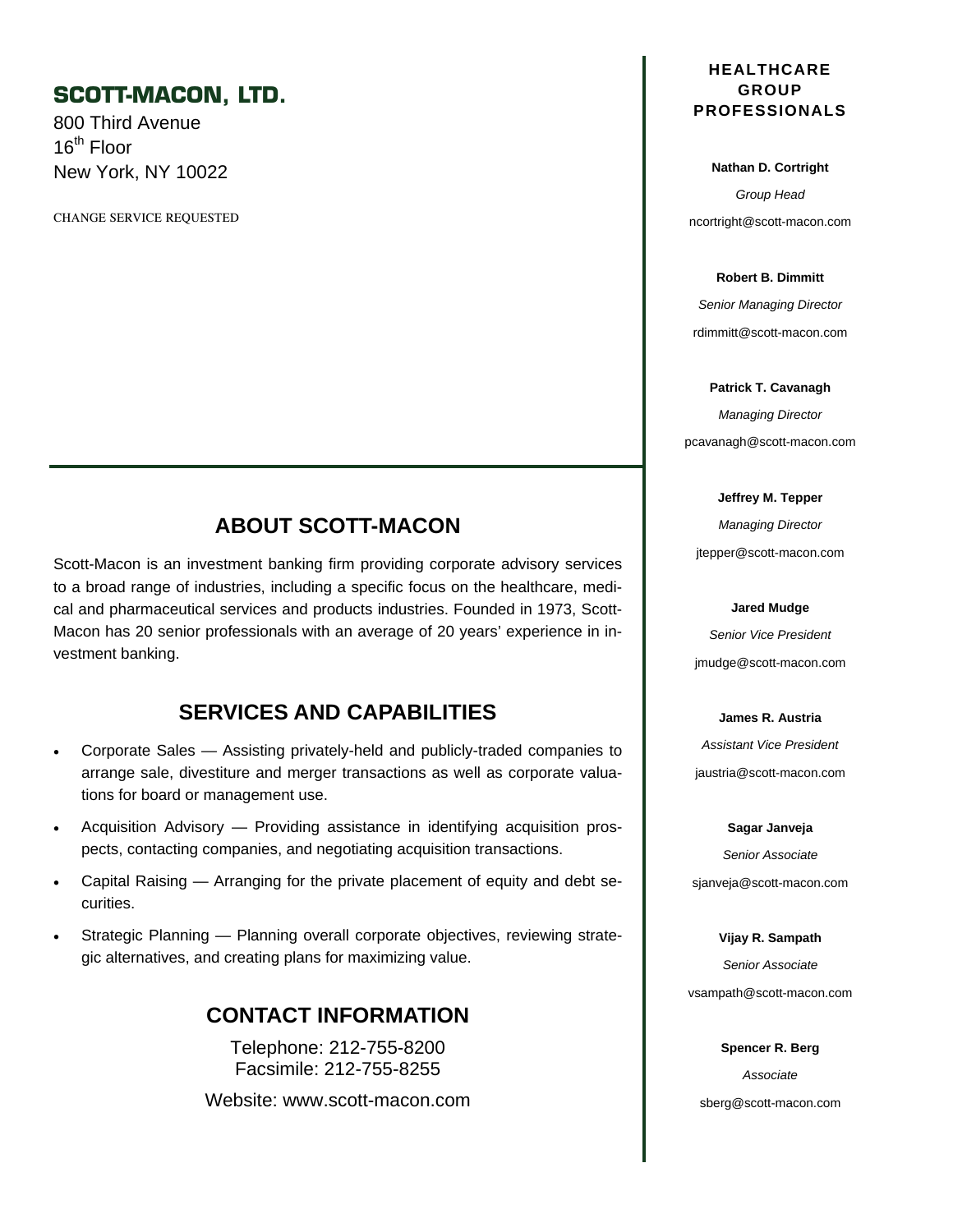**SCOTT-MACON, LTD.**

800 Third Avenue
16th Floor
New York, NY 10022

CHANGE SERVICE REQUESTED

## ABOUT SCOTT-MACON

Scott-Macon is an investment banking firm providing corporate advisory services to a broad range of industries, including a specific focus on the healthcare, medical and pharmaceutical services and products industries. Founded in 1973, Scott-Macon has 20 senior professionals with an average of 20 years' experience in investment banking.

## SERVICES AND CAPABILITIES

- Corporate Sales — Assisting privately-held and publicly-traded companies to arrange sale, divestiture and merger transactions as well as corporate valuations for board or management use.
- Acquisition Advisory — Providing assistance in identifying acquisition prospects, contacting companies, and negotiating acquisition transactions.
- Capital Raising — Arranging for the private placement of equity and debt securities.
- Strategic Planning — Planning overall corporate objectives, reviewing strategic alternatives, and creating plans for maximizing value.

## CONTACT INFORMATION

Telephone: 212-755-8200
Facsimile: 212-755-8255

Website: www.scott-macon.com

## HEALTHCARE GROUP PROFESSIONALS

**Nathan D. Cortright**
*Group Head*
ncortright@scott-macon.com

**Robert B. Dimmitt**
*Senior Managing Director*
rdimmitt@scott-macon.com

**Patrick T. Cavanagh**
*Managing Director*
pcavanagh@scott-macon.com

**Jeffrey M. Tepper**
*Managing Director*
jtepper@scott-macon.com

**Jared Mudge**
*Senior Vice President*
jmudge@scott-macon.com

**James R. Austria**
*Assistant Vice President*
jaustria@scott-macon.com

**Sagar Janveja**
*Senior Associate*
sjanveja@scott-macon.com

**Vijay R. Sampath**
*Senior Associate*
vsampath@scott-macon.com

**Spencer R. Berg**
*Associate*
sberg@scott-macon.com